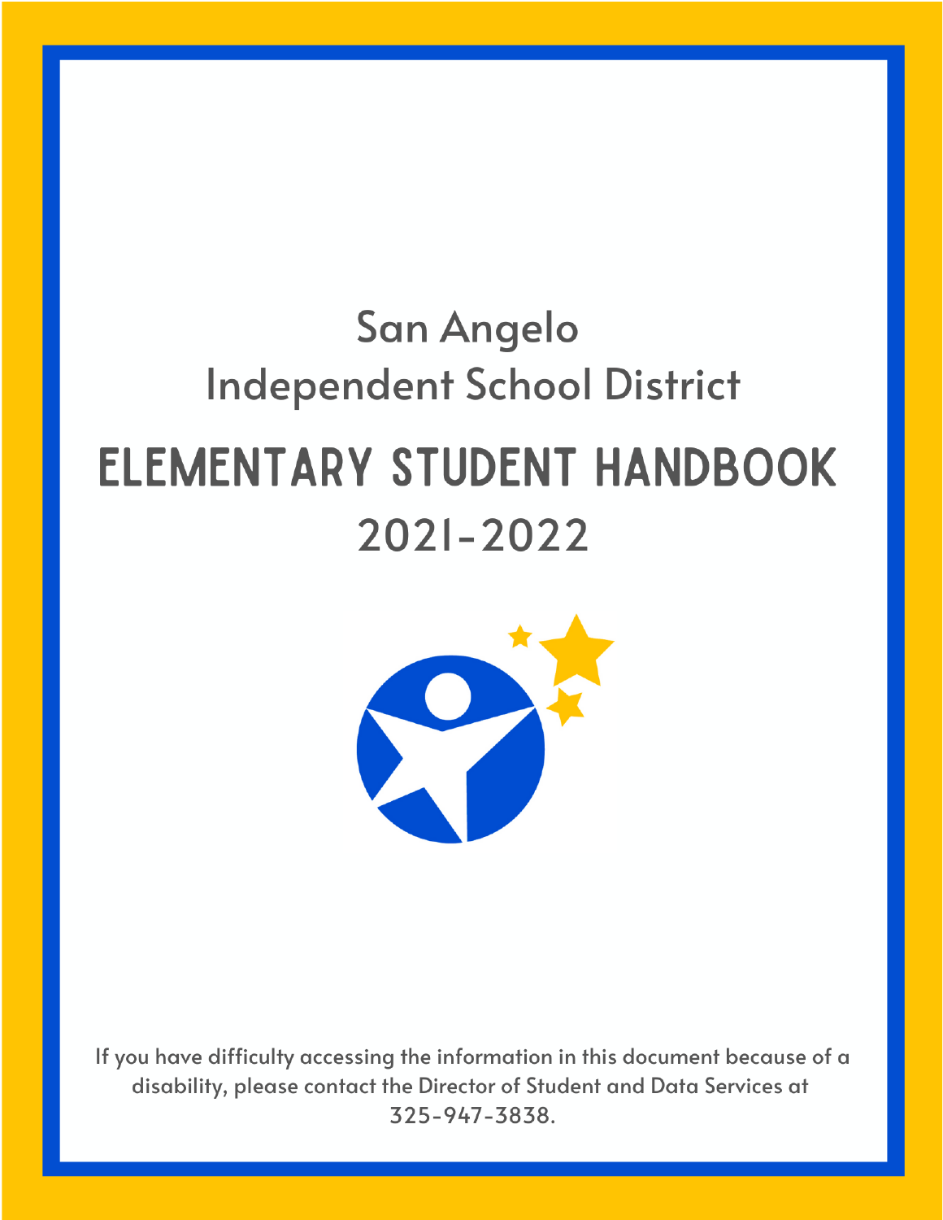# San Angelo Independent School District

# ELEMENTARY STUDENT HANDBOOK

## 2021-2022

If you have difficulty accessing the information in this document because of a disability, please contact the Director of Student and Data Services at 325-947-3838.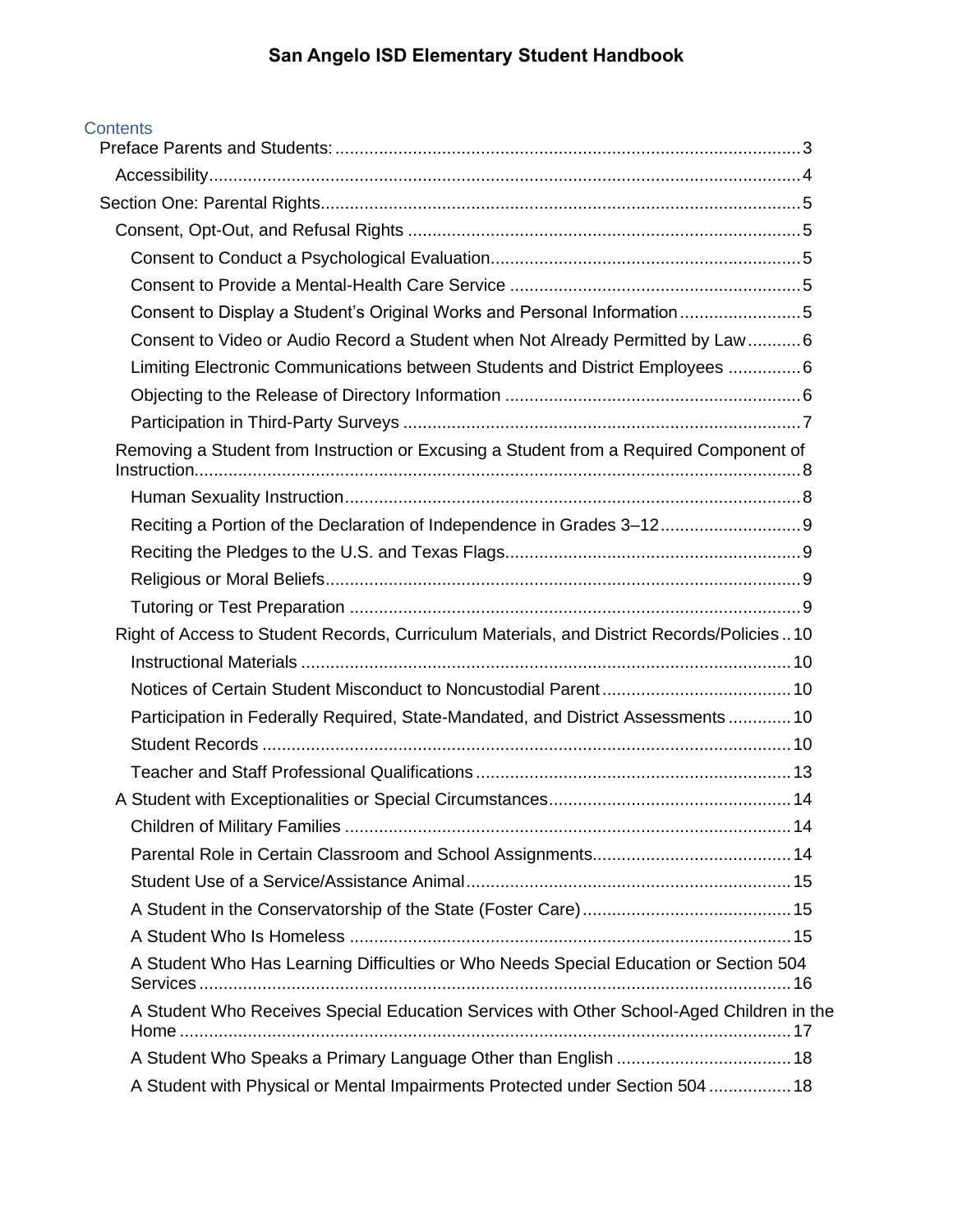# San Angelo ISD Elementary Student Handbook

Contents

- Preface Parents and Students: 3
  - Accessibility 4
- Section One: Parental Rights 5
  - Consent, Opt-Out, and Refusal Rights 5
    - Consent to Conduct a Psychological Evaluation 5
    - Consent to Provide a Mental-Health Care Service 5
    - Consent to Display a Student's Original Works and Personal Information 5
    - Consent to Video or Audio Record a Student when Not Already Permitted by Law 6
    - Limiting Electronic Communications between Students and District Employees 6
    - Objecting to the Release of Directory Information 6
    - Participation in Third-Party Surveys 7
  - Removing a Student from Instruction or Excusing a Student from a Required Component of Instruction 8
    - Human Sexuality Instruction 8
    - Reciting a Portion of the Declaration of Independence in Grades 3–12 9
    - Reciting the Pledges to the U.S. and Texas Flags 9
    - Religious or Moral Beliefs 9
    - Tutoring or Test Preparation 9
  - Right of Access to Student Records, Curriculum Materials, and District Records/Policies 10
    - Instructional Materials 10
    - Notices of Certain Student Misconduct to Noncustodial Parent 10
    - Participation in Federally Required, State-Mandated, and District Assessments 10
    - Student Records 10
    - Teacher and Staff Professional Qualifications 13
  - A Student with Exceptionalities or Special Circumstances 14
    - Children of Military Families 14
    - Parental Role in Certain Classroom and School Assignments 14
    - Student Use of a Service/Assistance Animal 15
    - A Student in the Conservatorship of the State (Foster Care) 15
    - A Student Who Is Homeless 15
    - A Student Who Has Learning Difficulties or Who Needs Special Education or Section 504 Services 16
    - A Student Who Receives Special Education Services with Other School-Aged Children in the Home 17
    - A Student Who Speaks a Primary Language Other than English 18
    - A Student with Physical or Mental Impairments Protected under Section 504 18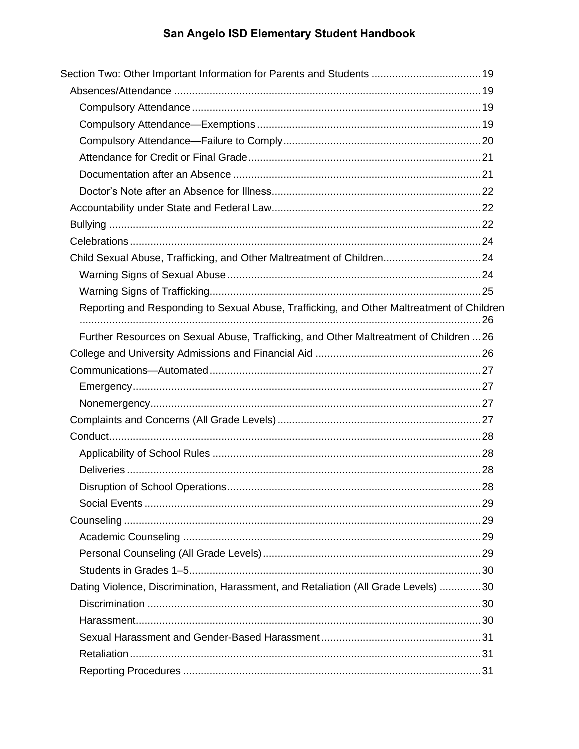Section Two: Other Important Information for Parents and Students .................................... 19

- Absences/Attendance ...................................................................................................... 19
  - Compulsory Attendance ................................................................................................ 19
  - Compulsory Attendance—Exemptions .......................................................................... 19
  - Compulsory Attendance—Failure to Comply ................................................................. 20
  - Attendance for Credit or Final Grade ............................................................................. 21
  - Documentation after an Absence .................................................................................. 21
  - Doctor's Note after an Absence for Illness ..................................................................... 22
- Accountability under State and Federal Law ..................................................................... 22
- Bullying ............................................................................................................................ 22
- Celebrations ..................................................................................................................... 24
- Child Sexual Abuse, Trafficking, and Other Maltreatment of Children ................................ 24
  - Warning Signs of Sexual Abuse .................................................................................... 24
  - Warning Signs of Trafficking .......................................................................................... 25
  - Reporting and Responding to Sexual Abuse, Trafficking, and Other Maltreatment of Children ........................................................................................................................ 26
  - Further Resources on Sexual Abuse, Trafficking, and Other Maltreatment of Children ... 26
- College and University Admissions and Financial Aid ....................................................... 26
- Communications—Automated .......................................................................................... 27
  - Emergency .................................................................................................................... 27
  - Nonemergency .............................................................................................................. 27
- Complaints and Concerns (All Grade Levels) ................................................................... 27
- Conduct ............................................................................................................................ 28
  - Applicability of School Rules ......................................................................................... 28
  - Deliveries ...................................................................................................................... 28
  - Disruption of School Operations .................................................................................... 28
  - Social Events ................................................................................................................ 29
- Counseling ........................................................................................................................ 29
  - Academic Counseling ................................................................................................... 29
  - Personal Counseling (All Grade Levels) ........................................................................ 29
  - Students in Grades 1–5 ................................................................................................. 30
- Dating Violence, Discrimination, Harassment, and Retaliation (All Grade Levels) ............. 30
  - Discrimination ............................................................................................................... 30
  - Harassment ................................................................................................................... 30
  - Sexual Harassment and Gender-Based Harassment .................................................... 31
  - Retaliation ..................................................................................................................... 31
  - Reporting Procedures ................................................................................................... 31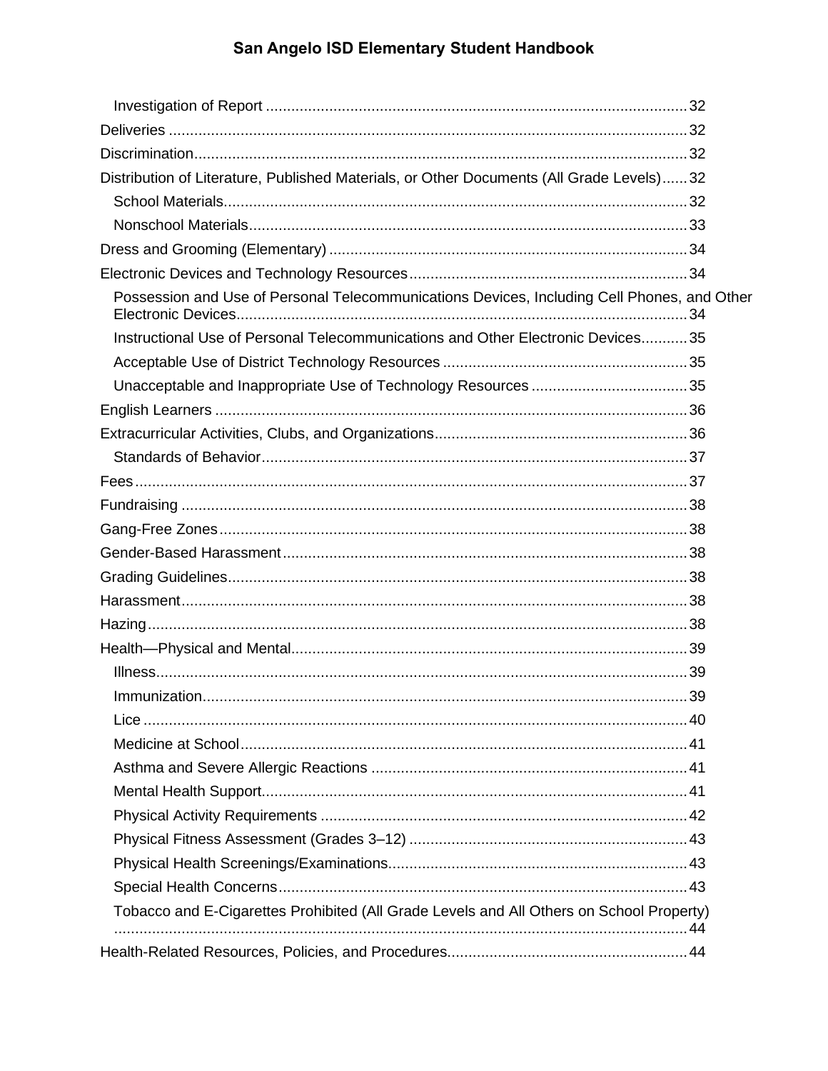Investigation of Report ........................................................................................ 32

Deliveries ........................................................................................................... 32

Discrimination..................................................................................................... 32

Distribution of Literature, Published Materials, or Other Documents (All Grade Levels)...... 32

School Materials.............................................................................................. 32

Nonschool Materials........................................................................................ 33

Dress and Grooming (Elementary) ..................................................................... 34

Electronic Devices and Technology Resources.................................................. 34

Possession and Use of Personal Telecommunications Devices, Including Cell Phones, and Other Electronic Devices.......................................................................................... 34

Instructional Use of Personal Telecommunications and Other Electronic Devices........... 35

Acceptable Use of District Technology Resources .......................................................... 35

Unacceptable and Inappropriate Use of Technology Resources ..................................... 35

English Learners ................................................................................................ 36

Extracurricular Activities, Clubs, and Organizations............................................ 36

Standards of Behavior...................................................................................... 37

Fees.................................................................................................................. 37

Fundraising ........................................................................................................ 38

Gang-Free Zones............................................................................................... 38

Gender-Based Harassment................................................................................ 38

Grading Guidelines............................................................................................ 38

Harassment....................................................................................................... 38

Hazing............................................................................................................... 38

Health—Physical and Mental............................................................................. 39

Illness.............................................................................................................. 39

Immunization................................................................................................... 39

Lice ................................................................................................................. 40

Medicine at School.......................................................................................... 41

Asthma and Severe Allergic Reactions ........................................................... 41

Mental Health Support.................................................................................... 41

Physical Activity Requirements ....................................................................... 42

Physical Fitness Assessment (Grades 3–12) .................................................. 43

Physical Health Screenings/Examinations....................................................... 43

Special Health Concerns................................................................................. 43

Tobacco and E-Cigarettes Prohibited (All Grade Levels and All Others on School Property) ........................................................................................................................ 44

Health-Related Resources, Policies, and Procedures......................................... 44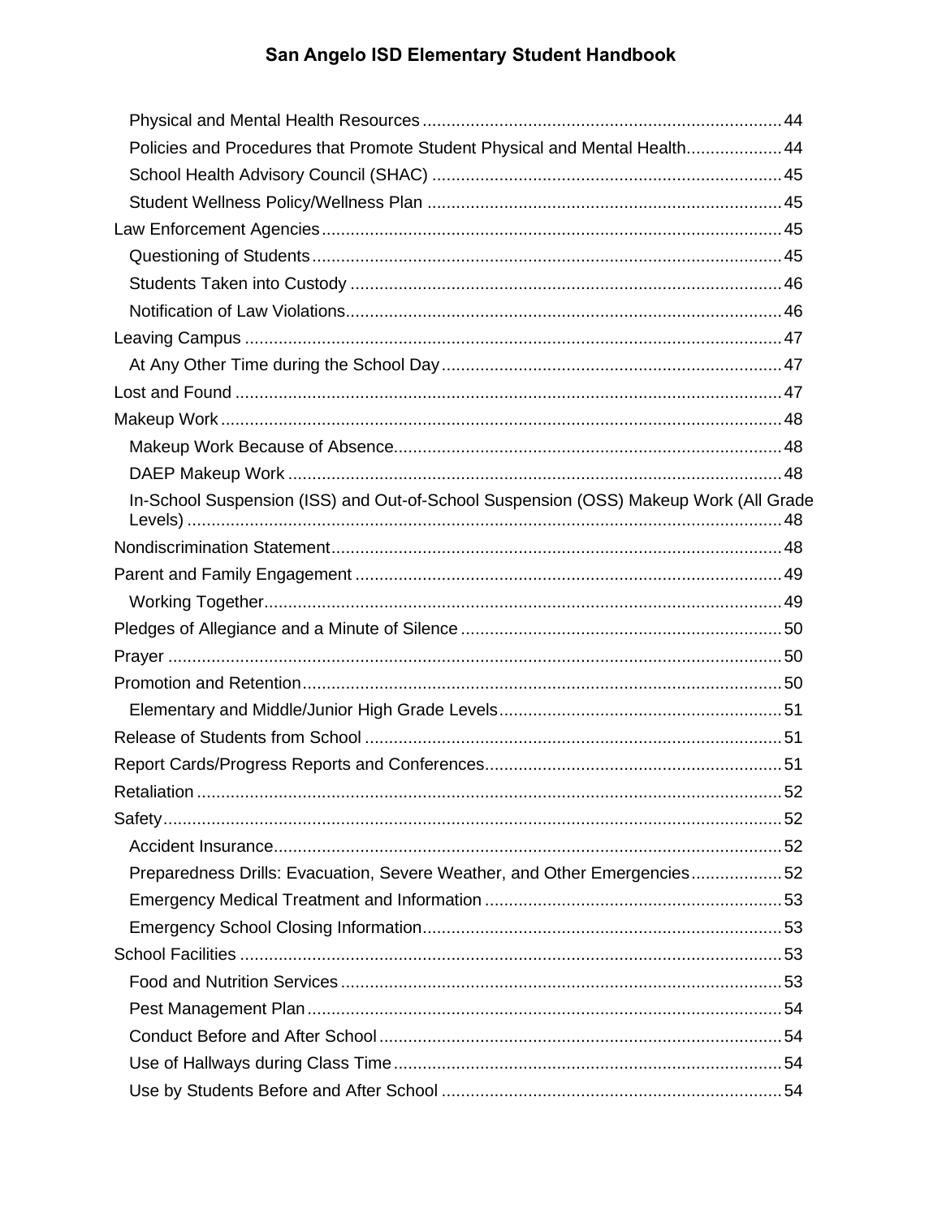Physical and Mental Health Resources ... 44
Policies and Procedures that Promote Student Physical and Mental Health ... 44
School Health Advisory Council (SHAC) ... 45
Student Wellness Policy/Wellness Plan ... 45

Law Enforcement Agencies ... 45
Questioning of Students ... 45
Students Taken into Custody ... 46
Notification of Law Violations ... 46

Leaving Campus ... 47
At Any Other Time during the School Day ... 47

Lost and Found ... 47

Makeup Work ... 48
Makeup Work Because of Absence ... 48
DAEP Makeup Work ... 48
In-School Suspension (ISS) and Out-of-School Suspension (OSS) Makeup Work (All Grade Levels) ... 48

Nondiscrimination Statement ... 48

Parent and Family Engagement ... 49
Working Together ... 49

Pledges of Allegiance and a Minute of Silence ... 50

Prayer ... 50

Promotion and Retention ... 50
Elementary and Middle/Junior High Grade Levels ... 51

Release of Students from School ... 51

Report Cards/Progress Reports and Conferences ... 51

Retaliation ... 52

Safety ... 52
Accident Insurance ... 52
Preparedness Drills: Evacuation, Severe Weather, and Other Emergencies ... 52
Emergency Medical Treatment and Information ... 53
Emergency School Closing Information ... 53

School Facilities ... 53
Food and Nutrition Services ... 53
Pest Management Plan ... 54
Conduct Before and After School ... 54
Use of Hallways during Class Time ... 54
Use by Students Before and After School ... 54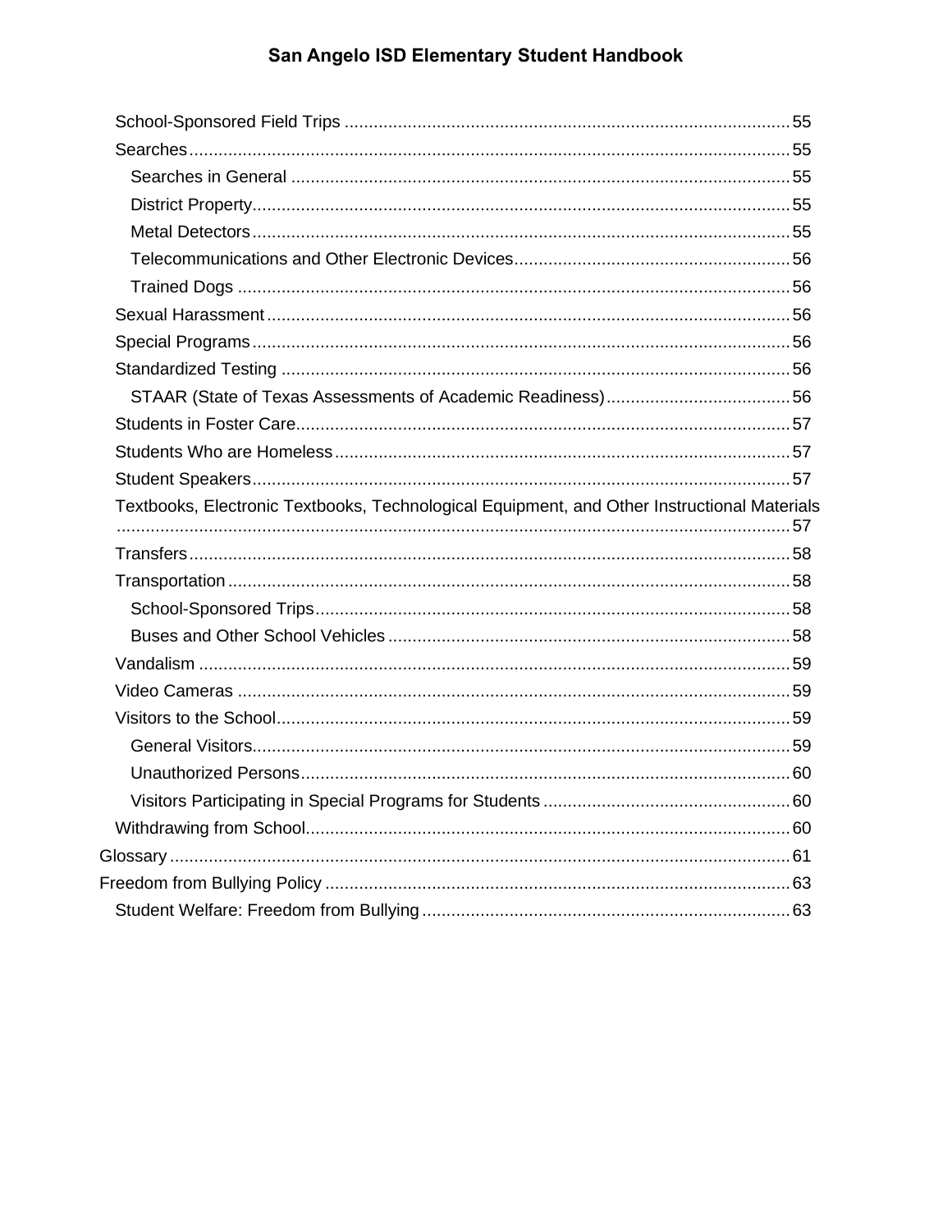- School-Sponsored Field Trips .......... 55
- Searches .......... 55
  - Searches in General .......... 55
  - District Property .......... 55
  - Metal Detectors .......... 55
  - Telecommunications and Other Electronic Devices .......... 56
  - Trained Dogs .......... 56
- Sexual Harassment .......... 56
- Special Programs .......... 56
- Standardized Testing .......... 56
  - STAAR (State of Texas Assessments of Academic Readiness) .......... 56
- Students in Foster Care .......... 57
- Students Who are Homeless .......... 57
- Student Speakers .......... 57
- Textbooks, Electronic Textbooks, Technological Equipment, and Other Instructional Materials .......... 57
- Transfers .......... 58
- Transportation .......... 58
  - School-Sponsored Trips .......... 58
  - Buses and Other School Vehicles .......... 58
- Vandalism .......... 59
- Video Cameras .......... 59
- Visitors to the School .......... 59
  - General Visitors .......... 59
  - Unauthorized Persons .......... 60
  - Visitors Participating in Special Programs for Students .......... 60
- Withdrawing from School .......... 60

Glossary .......... 61

Freedom from Bullying Policy .......... 63

- Student Welfare: Freedom from Bullying .......... 63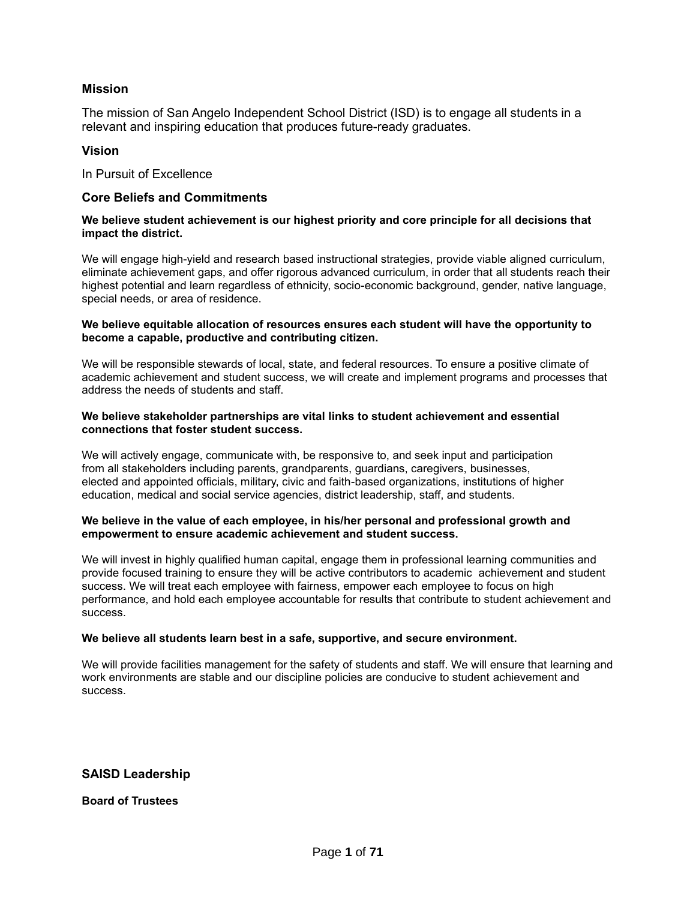## Mission

The mission of San Angelo Independent School District (ISD) is to engage all students in a relevant and inspiring education that produces future-ready graduates.

## Vision

In Pursuit of Excellence

## Core Beliefs and Commitments

**We believe student achievement is our highest priority and core principle for all decisions that impact the district.**

We will engage high-yield and research based instructional strategies, provide viable aligned curriculum, eliminate achievement gaps, and offer rigorous advanced curriculum, in order that all students reach their highest potential and learn regardless of ethnicity, socio-economic background, gender, native language, special needs, or area of residence.

**We believe equitable allocation of resources ensures each student will have the opportunity to become a capable, productive and contributing citizen.**

We will be responsible stewards of local, state, and federal resources. To ensure a positive climate of academic achievement and student success, we will create and implement programs and processes that address the needs of students and staff.

**We believe stakeholder partnerships are vital links to student achievement and essential connections that foster student success.**

We will actively engage, communicate with, be responsive to, and seek input and participation from all stakeholders including parents, grandparents, guardians, caregivers, businesses, elected and appointed officials, military, civic and faith-based organizations, institutions of higher education, medical and social service agencies, district leadership, staff, and students.

**We believe in the value of each employee, in his/her personal and professional growth and empowerment to ensure academic achievement and student success.**

We will invest in highly qualified human capital, engage them in professional learning communities and provide focused training to ensure they will be active contributors to academic achievement and student success. We will treat each employee with fairness, empower each employee to focus on high performance, and hold each employee accountable for results that contribute to student achievement and success.

**We believe all students learn best in a safe, supportive, and secure environment.**

We will provide facilities management for the safety of students and staff. We will ensure that learning and work environments are stable and our discipline policies are conducive to student achievement and success.

## SAISD Leadership

**Board of Trustees**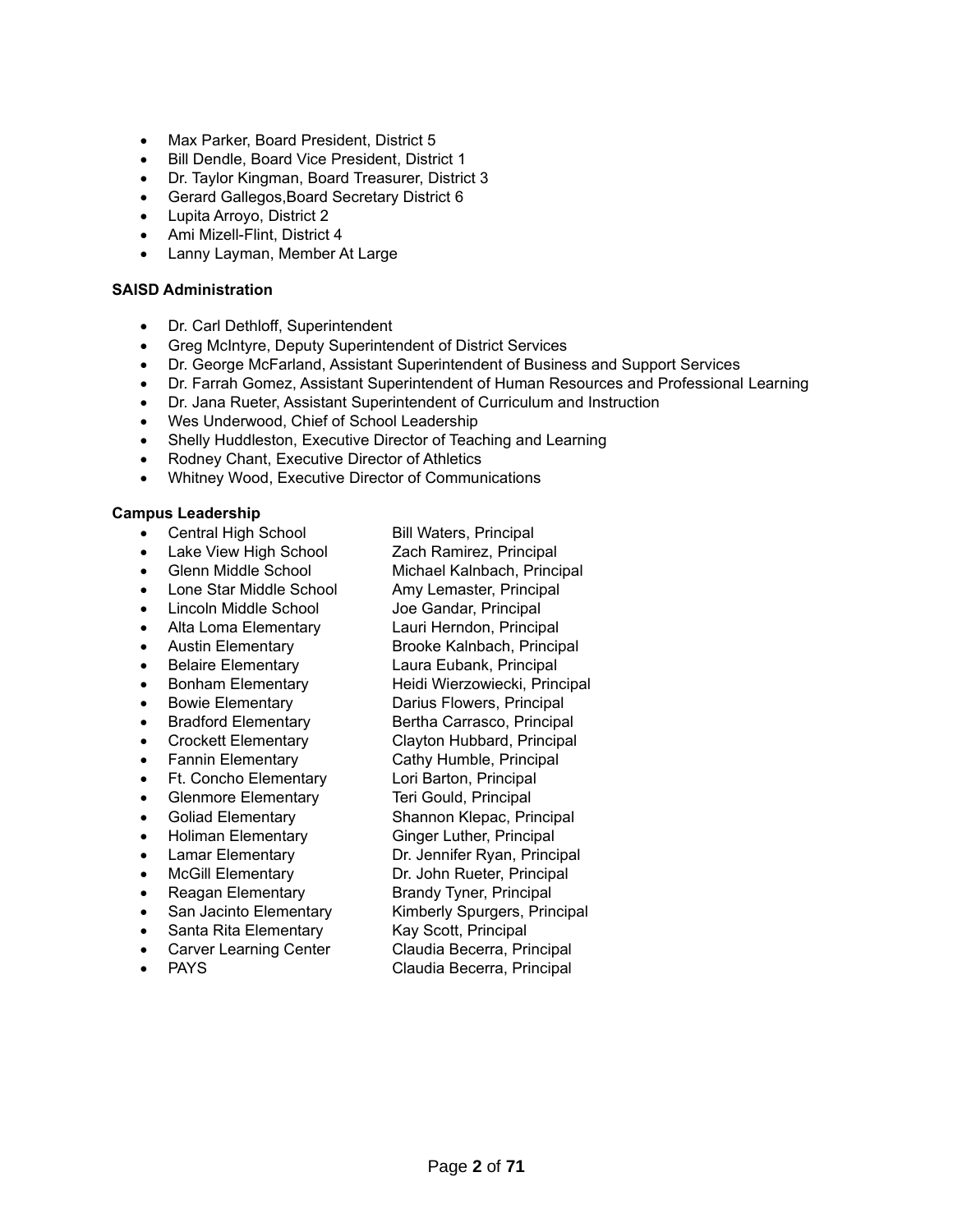- Max Parker, Board President, District 5
- Bill Dendle, Board Vice President, District 1
- Dr. Taylor Kingman, Board Treasurer, District 3
- Gerard Gallegos,Board Secretary District 6
- Lupita Arroyo, District 2
- Ami Mizell-Flint, District 4
- Lanny Layman, Member At Large

**SAISD Administration**

- Dr. Carl Dethloff, Superintendent
- Greg McIntyre, Deputy Superintendent of District Services
- Dr. George McFarland, Assistant Superintendent of Business and Support Services
- Dr. Farrah Gomez, Assistant Superintendent of Human Resources and Professional Learning
- Dr. Jana Rueter, Assistant Superintendent of Curriculum and Instruction
- Wes Underwood, Chief of School Leadership
- Shelly Huddleston, Executive Director of Teaching and Learning
- Rodney Chant, Executive Director of Athletics
- Whitney Wood, Executive Director of Communications

**Campus Leadership**

- Central High School — Bill Waters, Principal
- Lake View High School — Zach Ramirez, Principal
- Glenn Middle School — Michael Kalnbach, Principal
- Lone Star Middle School — Amy Lemaster, Principal
- Lincoln Middle School — Joe Gandar, Principal
- Alta Loma Elementary — Lauri Herndon, Principal
- Austin Elementary — Brooke Kalnbach, Principal
- Belaire Elementary — Laura Eubank, Principal
- Bonham Elementary — Heidi Wierzowiecki, Principal
- Bowie Elementary — Darius Flowers, Principal
- Bradford Elementary — Bertha Carrasco, Principal
- Crockett Elementary — Clayton Hubbard, Principal
- Fannin Elementary — Cathy Humble, Principal
- Ft. Concho Elementary — Lori Barton, Principal
- Glenmore Elementary — Teri Gould, Principal
- Goliad Elementary — Shannon Klepac, Principal
- Holiman Elementary — Ginger Luther, Principal
- Lamar Elementary — Dr. Jennifer Ryan, Principal
- McGill Elementary — Dr. John Rueter, Principal
- Reagan Elementary — Brandy Tyner, Principal
- San Jacinto Elementary — Kimberly Spurgers, Principal
- Santa Rita Elementary — Kay Scott, Principal
- Carver Learning Center — Claudia Becerra, Principal
- PAYS — Claudia Becerra, Principal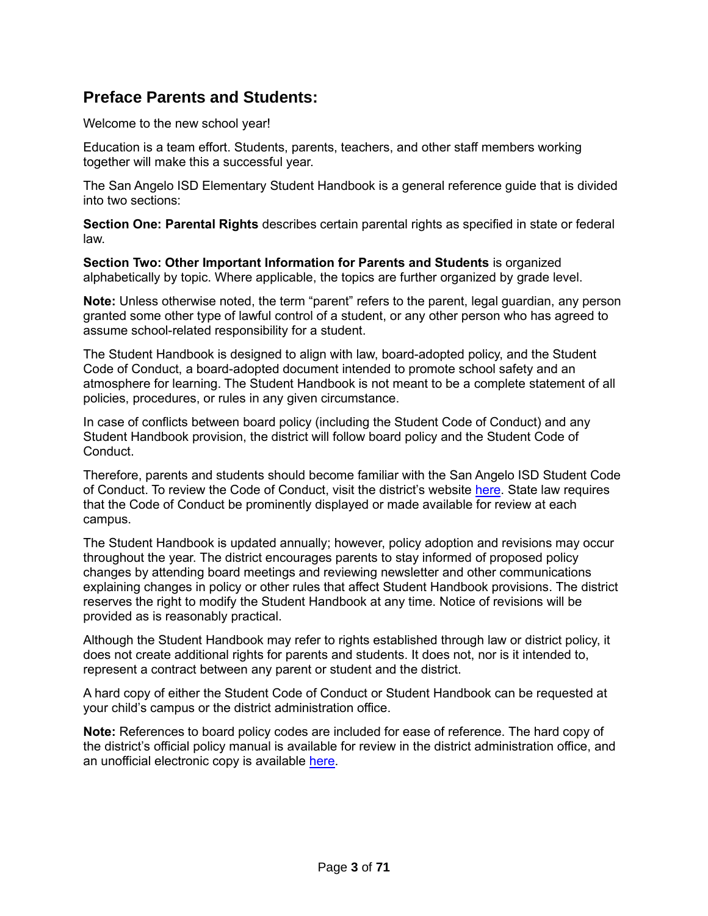## Preface Parents and Students:

Welcome to the new school year!

Education is a team effort. Students, parents, teachers, and other staff members working together will make this a successful year.

The San Angelo ISD Elementary Student Handbook is a general reference guide that is divided into two sections:

**Section One: Parental Rights** describes certain parental rights as specified in state or federal law.

**Section Two: Other Important Information for Parents and Students** is organized alphabetically by topic. Where applicable, the topics are further organized by grade level.

**Note:** Unless otherwise noted, the term "parent" refers to the parent, legal guardian, any person granted some other type of lawful control of a student, or any other person who has agreed to assume school-related responsibility for a student.

The Student Handbook is designed to align with law, board-adopted policy, and the Student Code of Conduct, a board-adopted document intended to promote school safety and an atmosphere for learning. The Student Handbook is not meant to be a complete statement of all policies, procedures, or rules in any given circumstance.

In case of conflicts between board policy (including the Student Code of Conduct) and any Student Handbook provision, the district will follow board policy and the Student Code of Conduct.

Therefore, parents and students should become familiar with the San Angelo ISD Student Code of Conduct. To review the Code of Conduct, visit the district's website here. State law requires that the Code of Conduct be prominently displayed or made available for review at each campus.

The Student Handbook is updated annually; however, policy adoption and revisions may occur throughout the year. The district encourages parents to stay informed of proposed policy changes by attending board meetings and reviewing newsletter and other communications explaining changes in policy or other rules that affect Student Handbook provisions. The district reserves the right to modify the Student Handbook at any time. Notice of revisions will be provided as is reasonably practical.

Although the Student Handbook may refer to rights established through law or district policy, it does not create additional rights for parents and students. It does not, nor is it intended to, represent a contract between any parent or student and the district.

A hard copy of either the Student Code of Conduct or Student Handbook can be requested at your child's campus or the district administration office.

**Note:** References to board policy codes are included for ease of reference. The hard copy of the district's official policy manual is available for review in the district administration office, and an unofficial electronic copy is available here.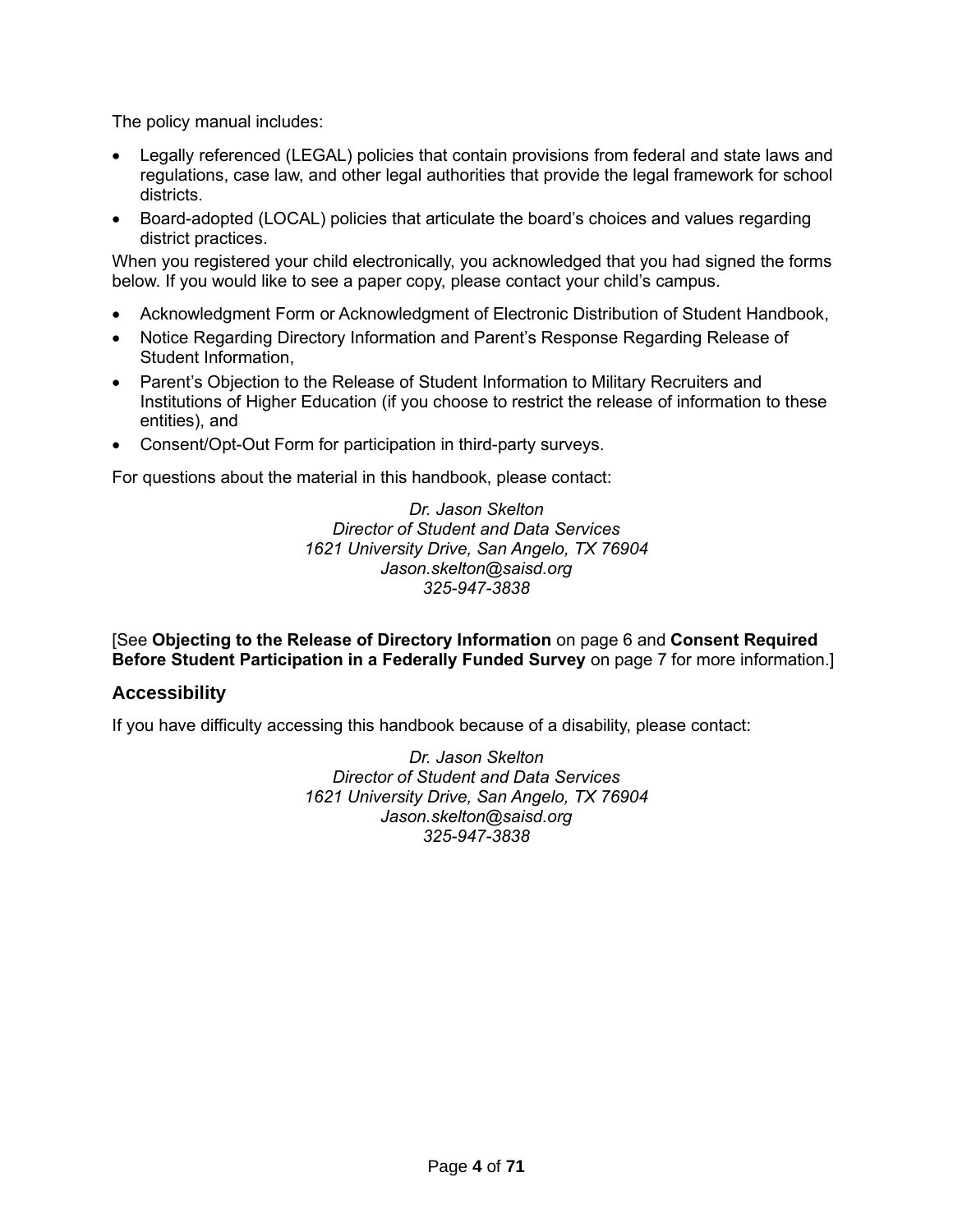The policy manual includes:

- Legally referenced (LEGAL) policies that contain provisions from federal and state laws and regulations, case law, and other legal authorities that provide the legal framework for school districts.
- Board-adopted (LOCAL) policies that articulate the board's choices and values regarding district practices.

When you registered your child electronically, you acknowledged that you had signed the forms below. If you would like to see a paper copy, please contact your child's campus.

- Acknowledgment Form or Acknowledgment of Electronic Distribution of Student Handbook,
- Notice Regarding Directory Information and Parent's Response Regarding Release of Student Information,
- Parent's Objection to the Release of Student Information to Military Recruiters and Institutions of Higher Education (if you choose to restrict the release of information to these entities), and
- Consent/Opt-Out Form for participation in third-party surveys.

For questions about the material in this handbook, please contact:

*Dr. Jason Skelton*
*Director of Student and Data Services*
*1621 University Drive, San Angelo, TX 76904*
*Jason.skelton@saisd.org*
*325-947-3838*

[See **Objecting to the Release of Directory Information** on page 6 and **Consent Required Before Student Participation in a Federally Funded Survey** on page 7 for more information.]

### Accessibility

If you have difficulty accessing this handbook because of a disability, please contact:

*Dr. Jason Skelton*
*Director of Student and Data Services*
*1621 University Drive, San Angelo, TX 76904*
*Jason.skelton@saisd.org*
*325-947-3838*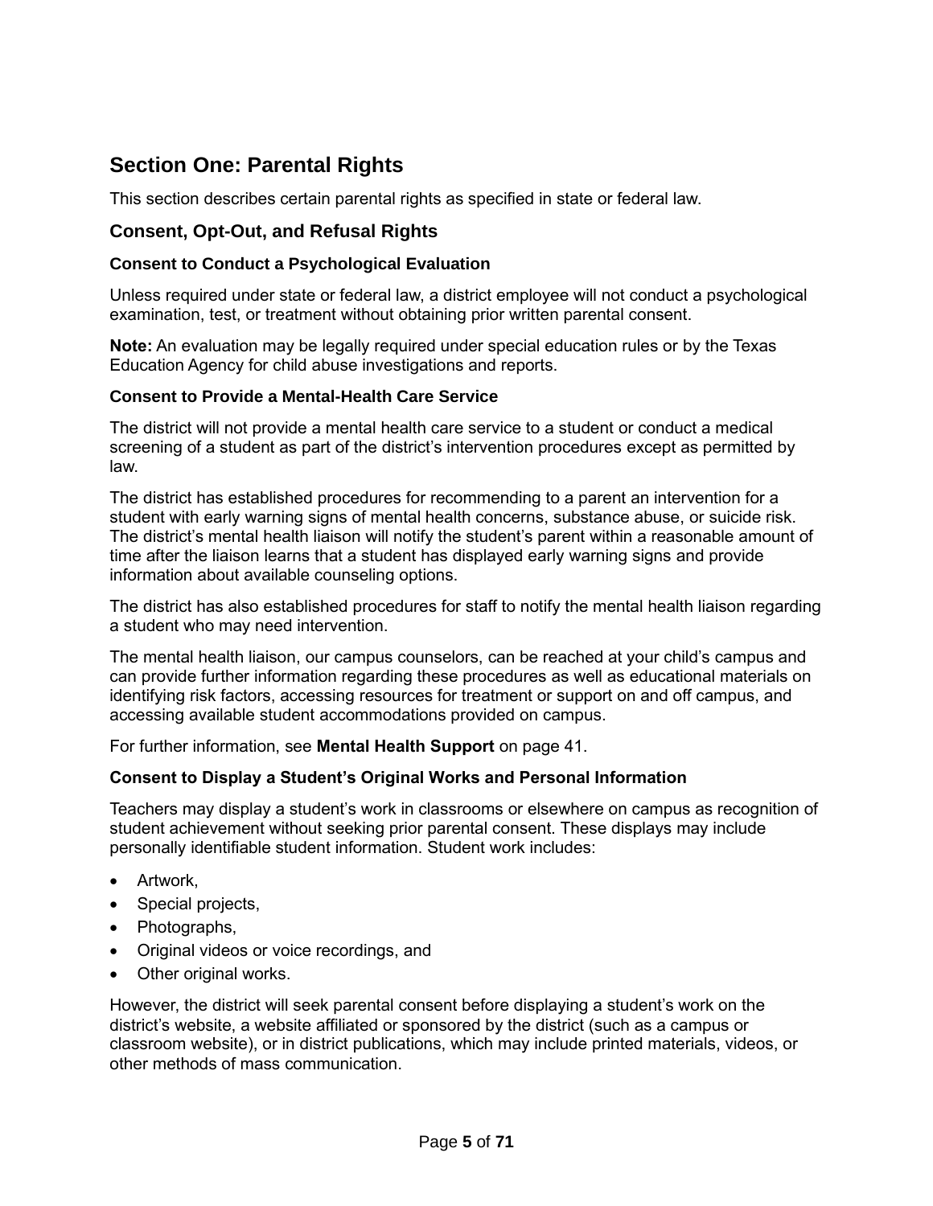# Section One: Parental Rights

This section describes certain parental rights as specified in state or federal law.

## Consent, Opt-Out, and Refusal Rights

### Consent to Conduct a Psychological Evaluation

Unless required under state or federal law, a district employee will not conduct a psychological examination, test, or treatment without obtaining prior written parental consent.

**Note:** An evaluation may be legally required under special education rules or by the Texas Education Agency for child abuse investigations and reports.

### Consent to Provide a Mental-Health Care Service

The district will not provide a mental health care service to a student or conduct a medical screening of a student as part of the district's intervention procedures except as permitted by law.

The district has established procedures for recommending to a parent an intervention for a student with early warning signs of mental health concerns, substance abuse, or suicide risk. The district's mental health liaison will notify the student's parent within a reasonable amount of time after the liaison learns that a student has displayed early warning signs and provide information about available counseling options.

The district has also established procedures for staff to notify the mental health liaison regarding a student who may need intervention.

The mental health liaison, our campus counselors, can be reached at your child's campus and can provide further information regarding these procedures as well as educational materials on identifying risk factors, accessing resources for treatment or support on and off campus, and accessing available student accommodations provided on campus.

For further information, see **Mental Health Support** on page 41.

### Consent to Display a Student's Original Works and Personal Information

Teachers may display a student's work in classrooms or elsewhere on campus as recognition of student achievement without seeking prior parental consent. These displays may include personally identifiable student information. Student work includes:

- Artwork,
- Special projects,
- Photographs,
- Original videos or voice recordings, and
- Other original works.

However, the district will seek parental consent before displaying a student's work on the district's website, a website affiliated or sponsored by the district (such as a campus or classroom website), or in district publications, which may include printed materials, videos, or other methods of mass communication.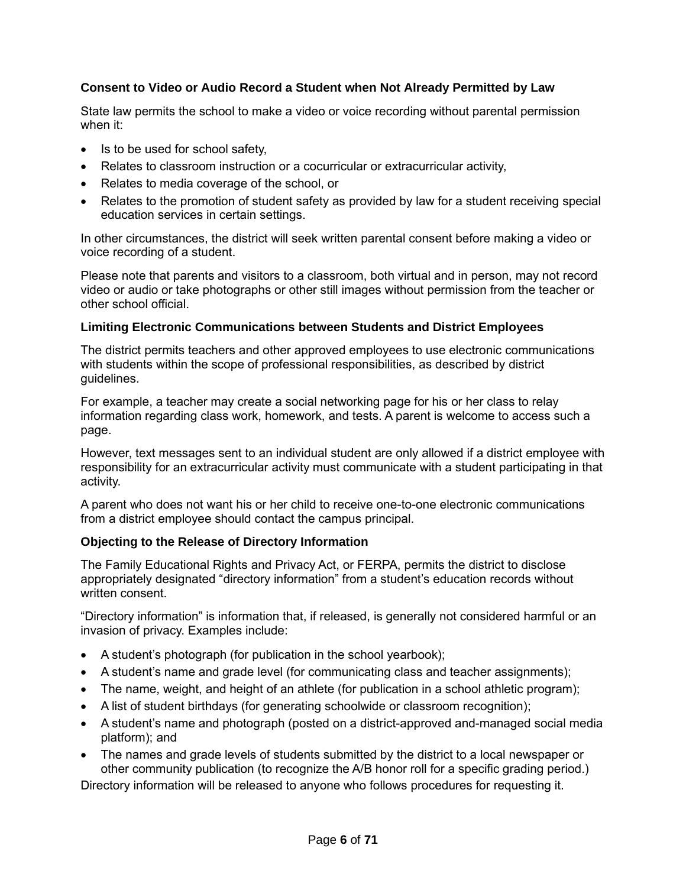### Consent to Video or Audio Record a Student when Not Already Permitted by Law

State law permits the school to make a video or voice recording without parental permission when it:

- Is to be used for school safety,
- Relates to classroom instruction or a cocurricular or extracurricular activity,
- Relates to media coverage of the school, or
- Relates to the promotion of student safety as provided by law for a student receiving special education services in certain settings.

In other circumstances, the district will seek written parental consent before making a video or voice recording of a student.

Please note that parents and visitors to a classroom, both virtual and in person, may not record video or audio or take photographs or other still images without permission from the teacher or other school official.

### Limiting Electronic Communications between Students and District Employees

The district permits teachers and other approved employees to use electronic communications with students within the scope of professional responsibilities, as described by district guidelines.

For example, a teacher may create a social networking page for his or her class to relay information regarding class work, homework, and tests. A parent is welcome to access such a page.

However, text messages sent to an individual student are only allowed if a district employee with responsibility for an extracurricular activity must communicate with a student participating in that activity.

A parent who does not want his or her child to receive one-to-one electronic communications from a district employee should contact the campus principal.

### Objecting to the Release of Directory Information

The Family Educational Rights and Privacy Act, or FERPA, permits the district to disclose appropriately designated "directory information" from a student's education records without written consent.

"Directory information" is information that, if released, is generally not considered harmful or an invasion of privacy. Examples include:

- A student's photograph (for publication in the school yearbook);
- A student's name and grade level (for communicating class and teacher assignments);
- The name, weight, and height of an athlete (for publication in a school athletic program);
- A list of student birthdays (for generating schoolwide or classroom recognition);
- A student's name and photograph (posted on a district-approved and-managed social media platform); and
- The names and grade levels of students submitted by the district to a local newspaper or other community publication (to recognize the A/B honor roll for a specific grading period.)

Directory information will be released to anyone who follows procedures for requesting it.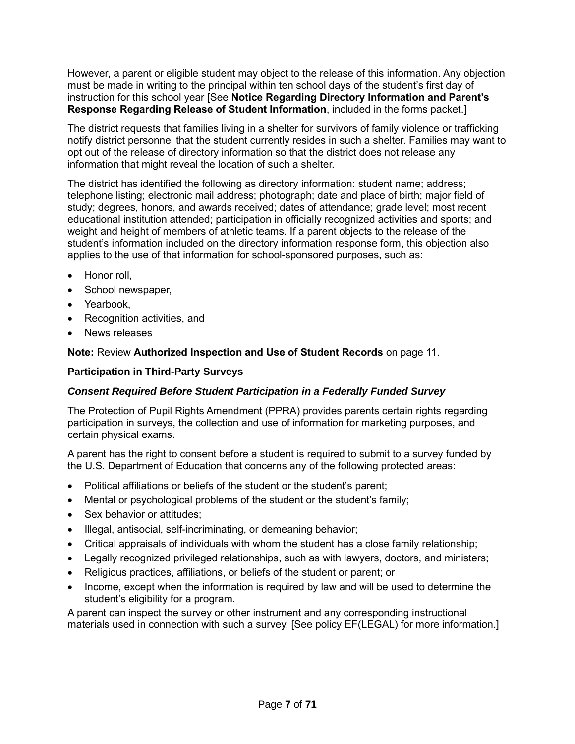However, a parent or eligible student may object to the release of this information. Any objection must be made in writing to the principal within ten school days of the student's first day of instruction for this school year [See **Notice Regarding Directory Information and Parent's Response Regarding Release of Student Information**, included in the forms packet.]

The district requests that families living in a shelter for survivors of family violence or trafficking notify district personnel that the student currently resides in such a shelter. Families may want to opt out of the release of directory information so that the district does not release any information that might reveal the location of such a shelter.

The district has identified the following as directory information: student name; address; telephone listing; electronic mail address; photograph; date and place of birth; major field of study; degrees, honors, and awards received; dates of attendance; grade level; most recent educational institution attended; participation in officially recognized activities and sports; and weight and height of members of athletic teams. If a parent objects to the release of the student's information included on the directory information response form, this objection also applies to the use of that information for school-sponsored purposes, such as:

- Honor roll,
- School newspaper,
- Yearbook,
- Recognition activities, and
- News releases

**Note:** Review **Authorized Inspection and Use of Student Records** on page 11.

### Participation in Third-Party Surveys

#### *Consent Required Before Student Participation in a Federally Funded Survey*

The Protection of Pupil Rights Amendment (PPRA) provides parents certain rights regarding participation in surveys, the collection and use of information for marketing purposes, and certain physical exams.

A parent has the right to consent before a student is required to submit to a survey funded by the U.S. Department of Education that concerns any of the following protected areas:

- Political affiliations or beliefs of the student or the student's parent;
- Mental or psychological problems of the student or the student's family;
- Sex behavior or attitudes;
- Illegal, antisocial, self-incriminating, or demeaning behavior;
- Critical appraisals of individuals with whom the student has a close family relationship;
- Legally recognized privileged relationships, such as with lawyers, doctors, and ministers;
- Religious practices, affiliations, or beliefs of the student or parent; or
- Income, except when the information is required by law and will be used to determine the student's eligibility for a program.

A parent can inspect the survey or other instrument and any corresponding instructional materials used in connection with such a survey. [See policy EF(LEGAL) for more information.]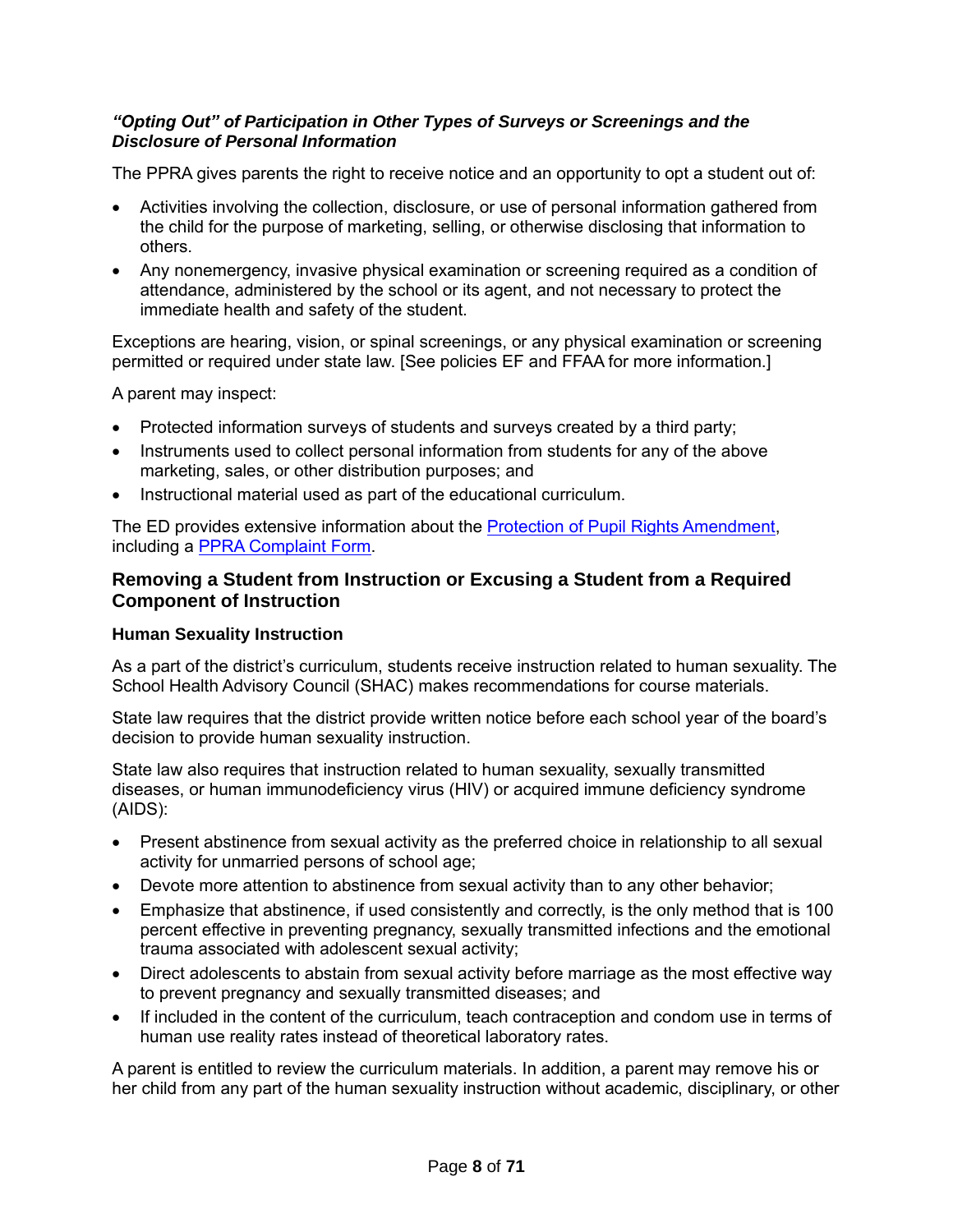#### *“Opting Out” of Participation in Other Types of Surveys or Screenings and the Disclosure of Personal Information*

The PPRA gives parents the right to receive notice and an opportunity to opt a student out of:

- Activities involving the collection, disclosure, or use of personal information gathered from the child for the purpose of marketing, selling, or otherwise disclosing that information to others.
- Any nonemergency, invasive physical examination or screening required as a condition of attendance, administered by the school or its agent, and not necessary to protect the immediate health and safety of the student.

Exceptions are hearing, vision, or spinal screenings, or any physical examination or screening permitted or required under state law. [See policies EF and FFAA for more information.]

A parent may inspect:

- Protected information surveys of students and surveys created by a third party;
- Instruments used to collect personal information from students for any of the above marketing, sales, or other distribution purposes; and
- Instructional material used as part of the educational curriculum.

The ED provides extensive information about the [Protection of Pupil Rights Amendment](), including a [PPRA Complaint Form]().

### Removing a Student from Instruction or Excusing a Student from a Required Component of Instruction

#### Human Sexuality Instruction

As a part of the district’s curriculum, students receive instruction related to human sexuality. The School Health Advisory Council (SHAC) makes recommendations for course materials.

State law requires that the district provide written notice before each school year of the board’s decision to provide human sexuality instruction.

State law also requires that instruction related to human sexuality, sexually transmitted diseases, or human immunodeficiency virus (HIV) or acquired immune deficiency syndrome (AIDS):

- Present abstinence from sexual activity as the preferred choice in relationship to all sexual activity for unmarried persons of school age;
- Devote more attention to abstinence from sexual activity than to any other behavior;
- Emphasize that abstinence, if used consistently and correctly, is the only method that is 100 percent effective in preventing pregnancy, sexually transmitted infections and the emotional trauma associated with adolescent sexual activity;
- Direct adolescents to abstain from sexual activity before marriage as the most effective way to prevent pregnancy and sexually transmitted diseases; and
- If included in the content of the curriculum, teach contraception and condom use in terms of human use reality rates instead of theoretical laboratory rates.

A parent is entitled to review the curriculum materials. In addition, a parent may remove his or her child from any part of the human sexuality instruction without academic, disciplinary, or other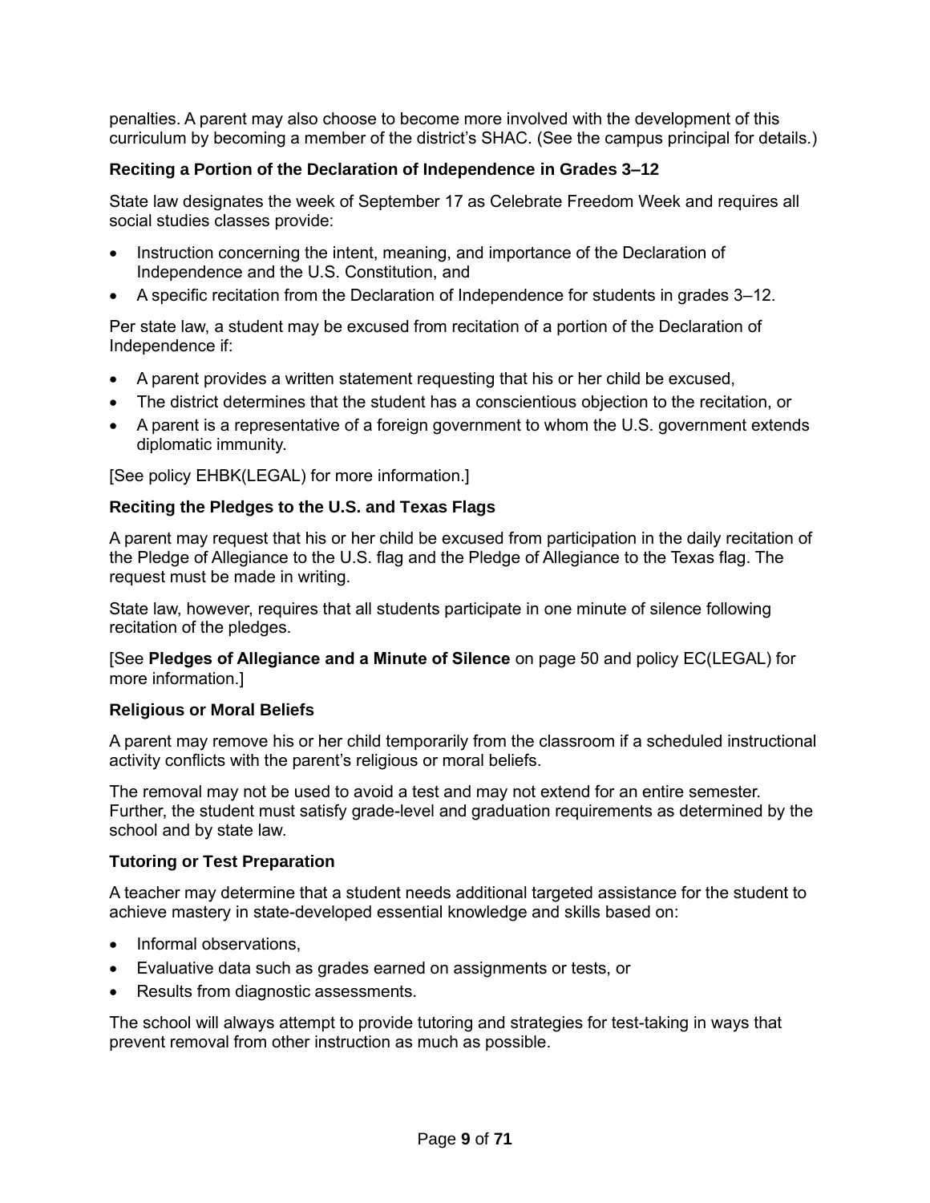penalties. A parent may also choose to become more involved with the development of this curriculum by becoming a member of the district's SHAC. (See the campus principal for details.)

### Reciting a Portion of the Declaration of Independence in Grades 3–12

State law designates the week of September 17 as Celebrate Freedom Week and requires all social studies classes provide:

- Instruction concerning the intent, meaning, and importance of the Declaration of Independence and the U.S. Constitution, and
- A specific recitation from the Declaration of Independence for students in grades 3–12.

Per state law, a student may be excused from recitation of a portion of the Declaration of Independence if:

- A parent provides a written statement requesting that his or her child be excused,
- The district determines that the student has a conscientious objection to the recitation, or
- A parent is a representative of a foreign government to whom the U.S. government extends diplomatic immunity.

[See policy EHBK(LEGAL) for more information.]

### Reciting the Pledges to the U.S. and Texas Flags

A parent may request that his or her child be excused from participation in the daily recitation of the Pledge of Allegiance to the U.S. flag and the Pledge of Allegiance to the Texas flag. The request must be made in writing.

State law, however, requires that all students participate in one minute of silence following recitation of the pledges.

[See **Pledges of Allegiance and a Minute of Silence** on page 50 and policy EC(LEGAL) for more information.]

### Religious or Moral Beliefs

A parent may remove his or her child temporarily from the classroom if a scheduled instructional activity conflicts with the parent's religious or moral beliefs.

The removal may not be used to avoid a test and may not extend for an entire semester. Further, the student must satisfy grade-level and graduation requirements as determined by the school and by state law.

### Tutoring or Test Preparation

A teacher may determine that a student needs additional targeted assistance for the student to achieve mastery in state-developed essential knowledge and skills based on:

- Informal observations,
- Evaluative data such as grades earned on assignments or tests, or
- Results from diagnostic assessments.

The school will always attempt to provide tutoring and strategies for test-taking in ways that prevent removal from other instruction as much as possible.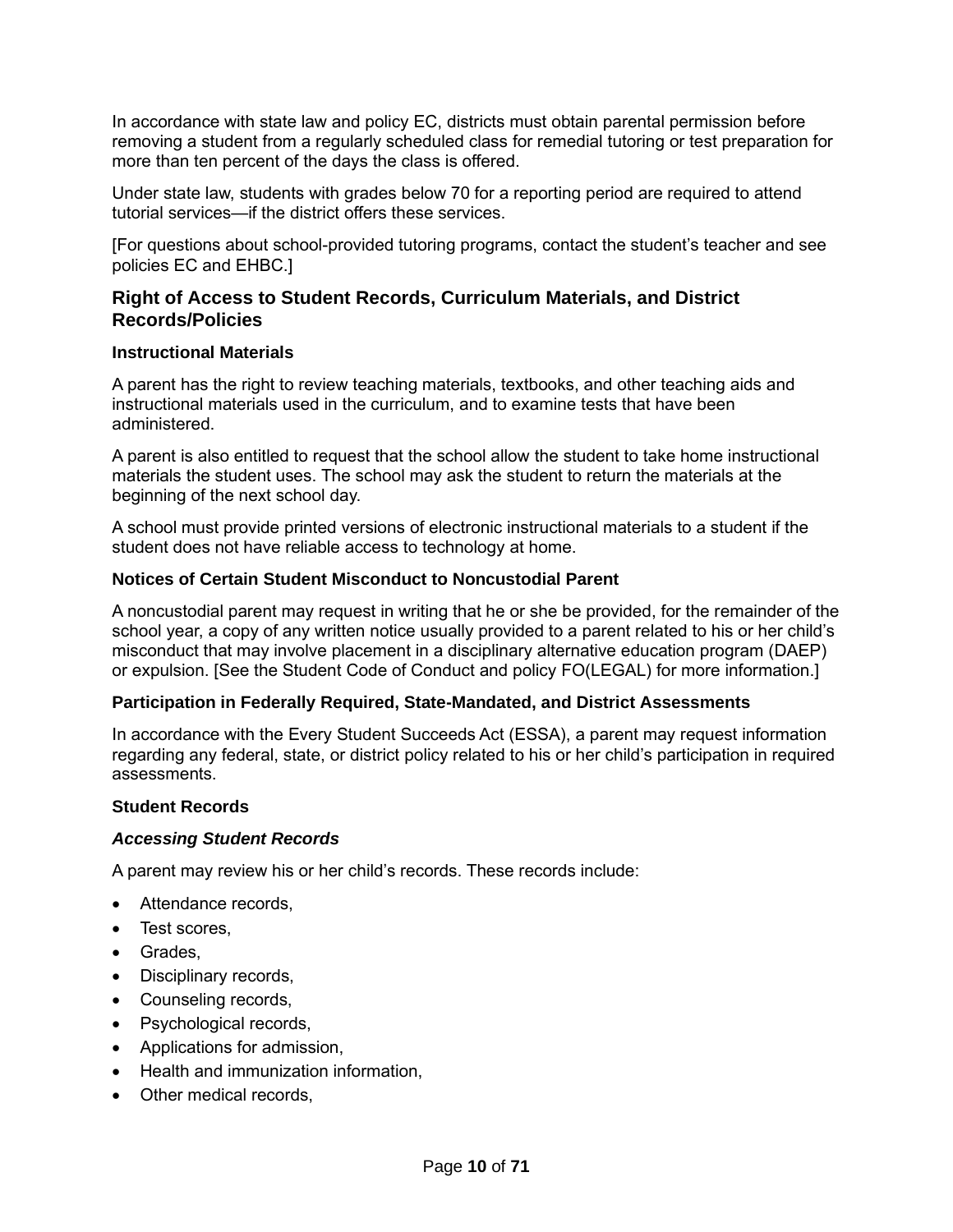In accordance with state law and policy EC, districts must obtain parental permission before removing a student from a regularly scheduled class for remedial tutoring or test preparation for more than ten percent of the days the class is offered.

Under state law, students with grades below 70 for a reporting period are required to attend tutorial services—if the district offers these services.

[For questions about school-provided tutoring programs, contact the student's teacher and see policies EC and EHBC.]

## Right of Access to Student Records, Curriculum Materials, and District Records/Policies

### Instructional Materials

A parent has the right to review teaching materials, textbooks, and other teaching aids and instructional materials used in the curriculum, and to examine tests that have been administered.

A parent is also entitled to request that the school allow the student to take home instructional materials the student uses. The school may ask the student to return the materials at the beginning of the next school day.

A school must provide printed versions of electronic instructional materials to a student if the student does not have reliable access to technology at home.

### Notices of Certain Student Misconduct to Noncustodial Parent

A noncustodial parent may request in writing that he or she be provided, for the remainder of the school year, a copy of any written notice usually provided to a parent related to his or her child's misconduct that may involve placement in a disciplinary alternative education program (DAEP) or expulsion. [See the Student Code of Conduct and policy FO(LEGAL) for more information.]

### Participation in Federally Required, State-Mandated, and District Assessments

In accordance with the Every Student Succeeds Act (ESSA), a parent may request information regarding any federal, state, or district policy related to his or her child's participation in required assessments.

### Student Records

#### *Accessing Student Records*

A parent may review his or her child's records. These records include:

- Attendance records,
- Test scores,
- Grades,
- Disciplinary records,
- Counseling records,
- Psychological records,
- Applications for admission,
- Health and immunization information,
- Other medical records,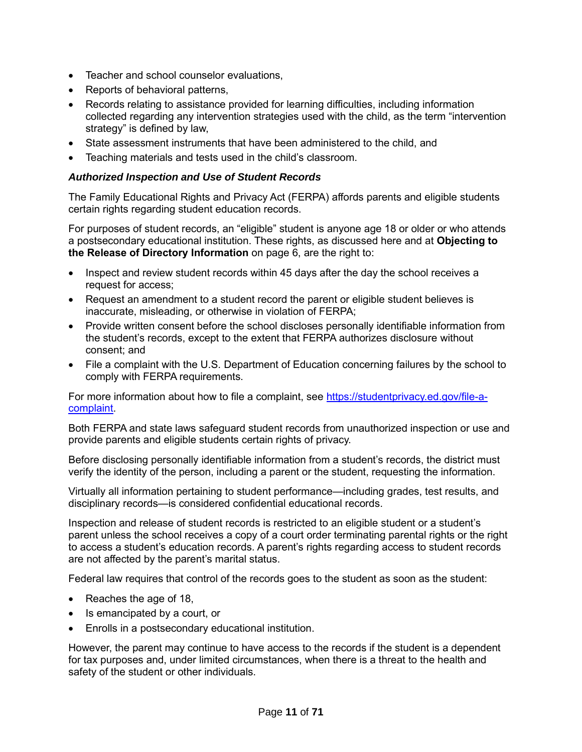- Teacher and school counselor evaluations,
- Reports of behavioral patterns,
- Records relating to assistance provided for learning difficulties, including information collected regarding any intervention strategies used with the child, as the term "intervention strategy" is defined by law,
- State assessment instruments that have been administered to the child, and
- Teaching materials and tests used in the child's classroom.

***Authorized Inspection and Use of Student Records***

The Family Educational Rights and Privacy Act (FERPA) affords parents and eligible students certain rights regarding student education records.

For purposes of student records, an "eligible" student is anyone age 18 or older or who attends a postsecondary educational institution. These rights, as discussed here and at **Objecting to the Release of Directory Information** on page 6, are the right to:

- Inspect and review student records within 45 days after the day the school receives a request for access;
- Request an amendment to a student record the parent or eligible student believes is inaccurate, misleading, or otherwise in violation of FERPA;
- Provide written consent before the school discloses personally identifiable information from the student's records, except to the extent that FERPA authorizes disclosure without consent; and
- File a complaint with the U.S. Department of Education concerning failures by the school to comply with FERPA requirements.

For more information about how to file a complaint, see [https://studentprivacy.ed.gov/file-a-complaint](https://studentprivacy.ed.gov/file-a-complaint).

Both FERPA and state laws safeguard student records from unauthorized inspection or use and provide parents and eligible students certain rights of privacy.

Before disclosing personally identifiable information from a student's records, the district must verify the identity of the person, including a parent or the student, requesting the information.

Virtually all information pertaining to student performance—including grades, test results, and disciplinary records—is considered confidential educational records.

Inspection and release of student records is restricted to an eligible student or a student's parent unless the school receives a copy of a court order terminating parental rights or the right to access a student's education records. A parent's rights regarding access to student records are not affected by the parent's marital status.

Federal law requires that control of the records goes to the student as soon as the student:

- Reaches the age of 18,
- Is emancipated by a court, or
- Enrolls in a postsecondary educational institution.

However, the parent may continue to have access to the records if the student is a dependent for tax purposes and, under limited circumstances, when there is a threat to the health and safety of the student or other individuals.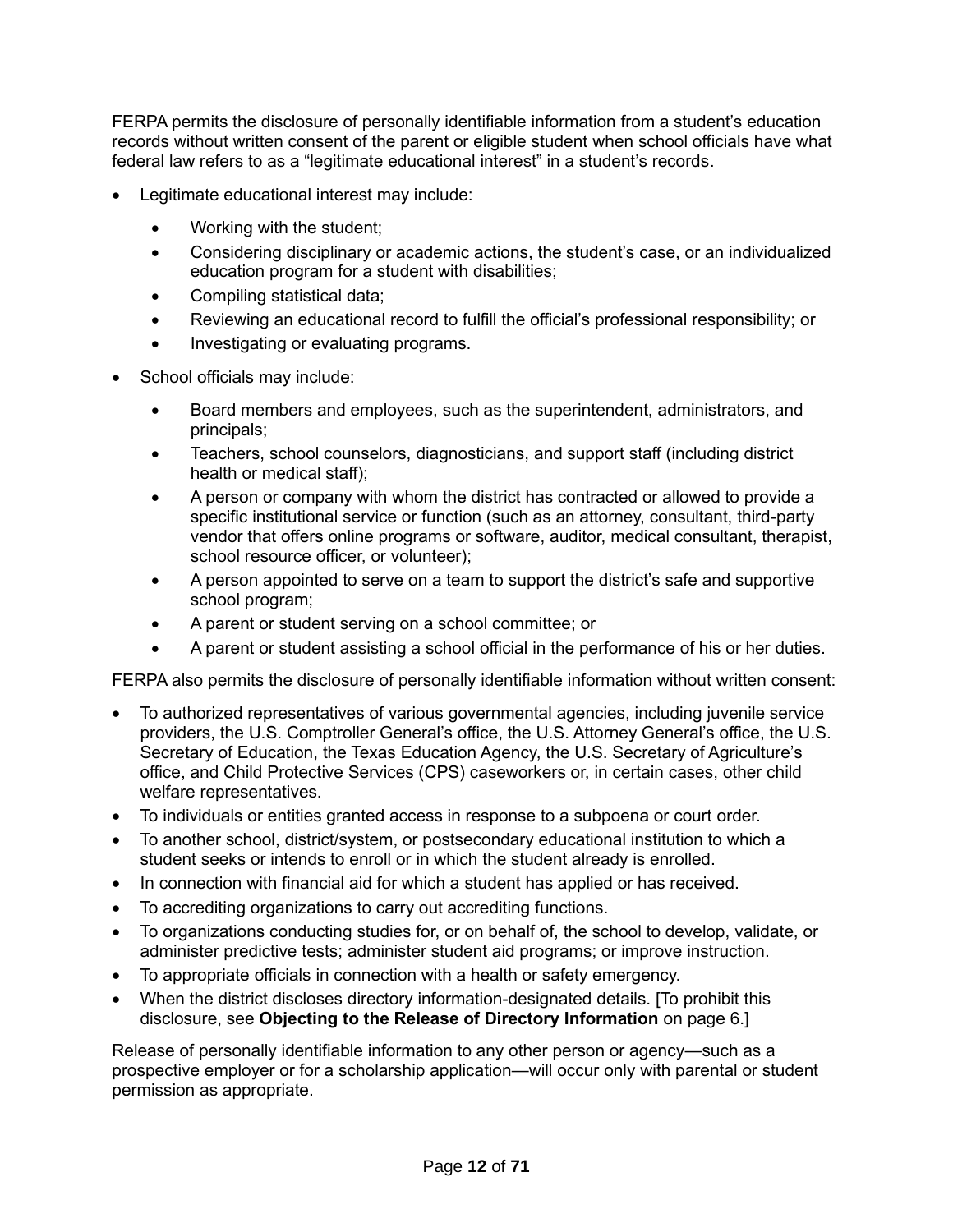FERPA permits the disclosure of personally identifiable information from a student's education records without written consent of the parent or eligible student when school officials have what federal law refers to as a "legitimate educational interest" in a student's records.

- Legitimate educational interest may include:
  - Working with the student;
  - Considering disciplinary or academic actions, the student's case, or an individualized education program for a student with disabilities;
  - Compiling statistical data;
  - Reviewing an educational record to fulfill the official's professional responsibility; or
  - Investigating or evaluating programs.
- School officials may include:
  - Board members and employees, such as the superintendent, administrators, and principals;
  - Teachers, school counselors, diagnosticians, and support staff (including district health or medical staff);
  - A person or company with whom the district has contracted or allowed to provide a specific institutional service or function (such as an attorney, consultant, third-party vendor that offers online programs or software, auditor, medical consultant, therapist, school resource officer, or volunteer);
  - A person appointed to serve on a team to support the district's safe and supportive school program;
  - A parent or student serving on a school committee; or
  - A parent or student assisting a school official in the performance of his or her duties.

FERPA also permits the disclosure of personally identifiable information without written consent:

- To authorized representatives of various governmental agencies, including juvenile service providers, the U.S. Comptroller General's office, the U.S. Attorney General's office, the U.S. Secretary of Education, the Texas Education Agency, the U.S. Secretary of Agriculture's office, and Child Protective Services (CPS) caseworkers or, in certain cases, other child welfare representatives.
- To individuals or entities granted access in response to a subpoena or court order.
- To another school, district/system, or postsecondary educational institution to which a student seeks or intends to enroll or in which the student already is enrolled.
- In connection with financial aid for which a student has applied or has received.
- To accrediting organizations to carry out accrediting functions.
- To organizations conducting studies for, or on behalf of, the school to develop, validate, or administer predictive tests; administer student aid programs; or improve instruction.
- To appropriate officials in connection with a health or safety emergency.
- When the district discloses directory information-designated details. [To prohibit this disclosure, see **Objecting to the Release of Directory Information** on page 6.]

Release of personally identifiable information to any other person or agency—such as a prospective employer or for a scholarship application—will occur only with parental or student permission as appropriate.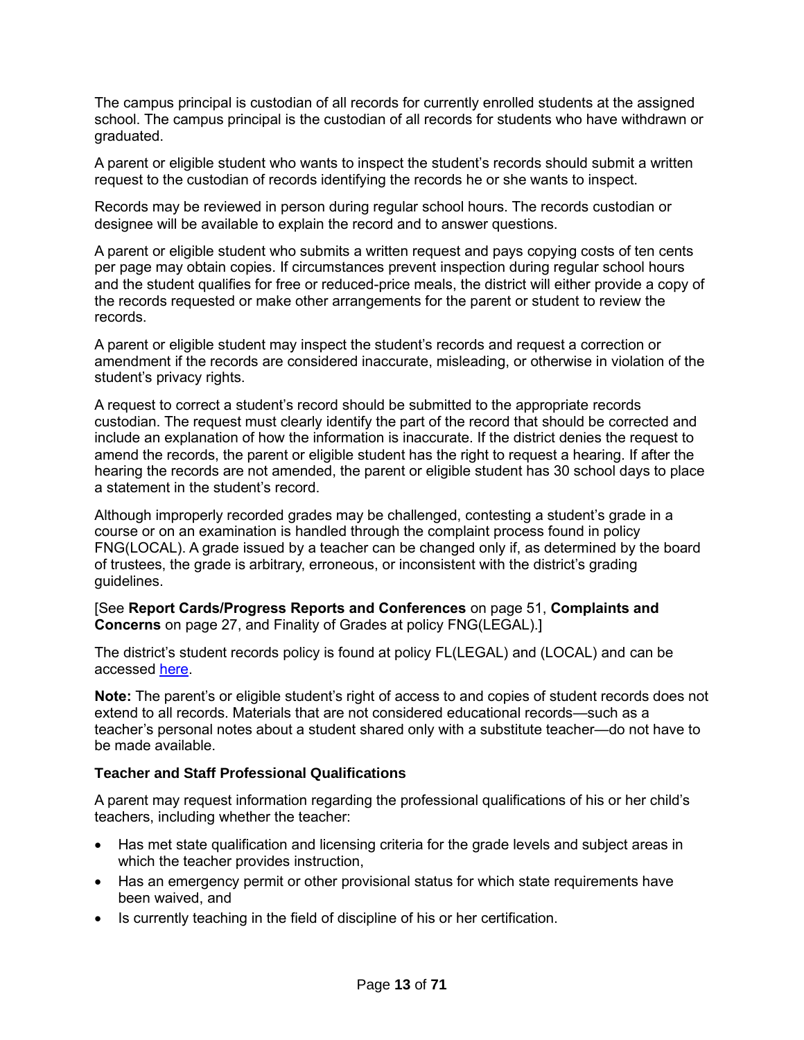The campus principal is custodian of all records for currently enrolled students at the assigned school. The campus principal is the custodian of all records for students who have withdrawn or graduated.

A parent or eligible student who wants to inspect the student's records should submit a written request to the custodian of records identifying the records he or she wants to inspect.

Records may be reviewed in person during regular school hours. The records custodian or designee will be available to explain the record and to answer questions.

A parent or eligible student who submits a written request and pays copying costs of ten cents per page may obtain copies. If circumstances prevent inspection during regular school hours and the student qualifies for free or reduced-price meals, the district will either provide a copy of the records requested or make other arrangements for the parent or student to review the records.

A parent or eligible student may inspect the student's records and request a correction or amendment if the records are considered inaccurate, misleading, or otherwise in violation of the student's privacy rights.

A request to correct a student's record should be submitted to the appropriate records custodian. The request must clearly identify the part of the record that should be corrected and include an explanation of how the information is inaccurate. If the district denies the request to amend the records, the parent or eligible student has the right to request a hearing. If after the hearing the records are not amended, the parent or eligible student has 30 school days to place a statement in the student's record.

Although improperly recorded grades may be challenged, contesting a student's grade in a course or on an examination is handled through the complaint process found in policy FNG(LOCAL). A grade issued by a teacher can be changed only if, as determined by the board of trustees, the grade is arbitrary, erroneous, or inconsistent with the district's grading guidelines.

[See **Report Cards/Progress Reports and Conferences** on page 51, **Complaints and Concerns** on page 27, and Finality of Grades at policy FNG(LEGAL).]

The district's student records policy is found at policy FL(LEGAL) and (LOCAL) and can be accessed here.

**Note:** The parent's or eligible student's right of access to and copies of student records does not extend to all records. Materials that are not considered educational records—such as a teacher's personal notes about a student shared only with a substitute teacher—do not have to be made available.

### Teacher and Staff Professional Qualifications

A parent may request information regarding the professional qualifications of his or her child's teachers, including whether the teacher:

- Has met state qualification and licensing criteria for the grade levels and subject areas in which the teacher provides instruction,
- Has an emergency permit or other provisional status for which state requirements have been waived, and
- Is currently teaching in the field of discipline of his or her certification.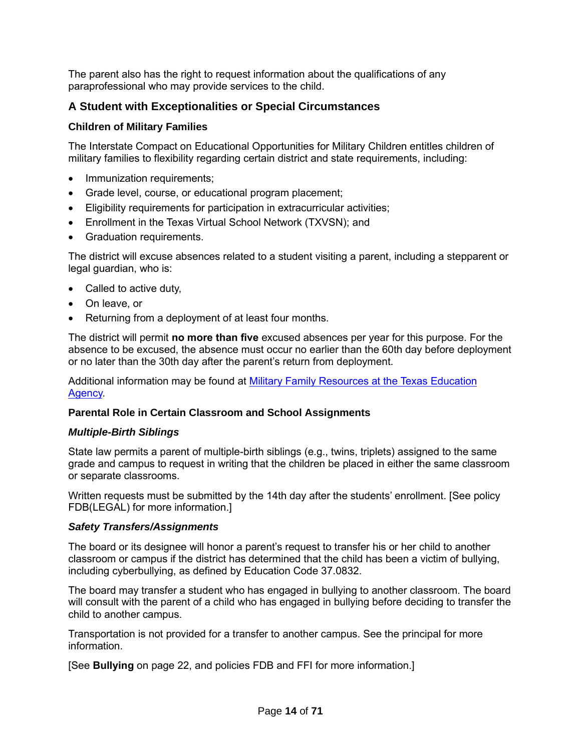The parent also has the right to request information about the qualifications of any paraprofessional who may provide services to the child.

## A Student with Exceptionalities or Special Circumstances

### Children of Military Families

The Interstate Compact on Educational Opportunities for Military Children entitles children of military families to flexibility regarding certain district and state requirements, including:

- Immunization requirements;
- Grade level, course, or educational program placement;
- Eligibility requirements for participation in extracurricular activities;
- Enrollment in the Texas Virtual School Network (TXVSN); and
- Graduation requirements.

The district will excuse absences related to a student visiting a parent, including a stepparent or legal guardian, who is:

- Called to active duty,
- On leave, or
- Returning from a deployment of at least four months.

The district will permit **no more than five** excused absences per year for this purpose. For the absence to be excused, the absence must occur no earlier than the 60th day before deployment or no later than the 30th day after the parent's return from deployment.

Additional information may be found at [Military Family Resources at the Texas Education Agency](Military Family Resources at the Texas Education Agency).

### Parental Role in Certain Classroom and School Assignments

#### *Multiple-Birth Siblings*

State law permits a parent of multiple-birth siblings (e.g., twins, triplets) assigned to the same grade and campus to request in writing that the children be placed in either the same classroom or separate classrooms.

Written requests must be submitted by the 14th day after the students' enrollment. [See policy FDB(LEGAL) for more information.]

#### *Safety Transfers/Assignments*

The board or its designee will honor a parent's request to transfer his or her child to another classroom or campus if the district has determined that the child has been a victim of bullying, including cyberbullying, as defined by Education Code 37.0832.

The board may transfer a student who has engaged in bullying to another classroom. The board will consult with the parent of a child who has engaged in bullying before deciding to transfer the child to another campus.

Transportation is not provided for a transfer to another campus. See the principal for more information.

[See **Bullying** on page 22, and policies FDB and FFI for more information.]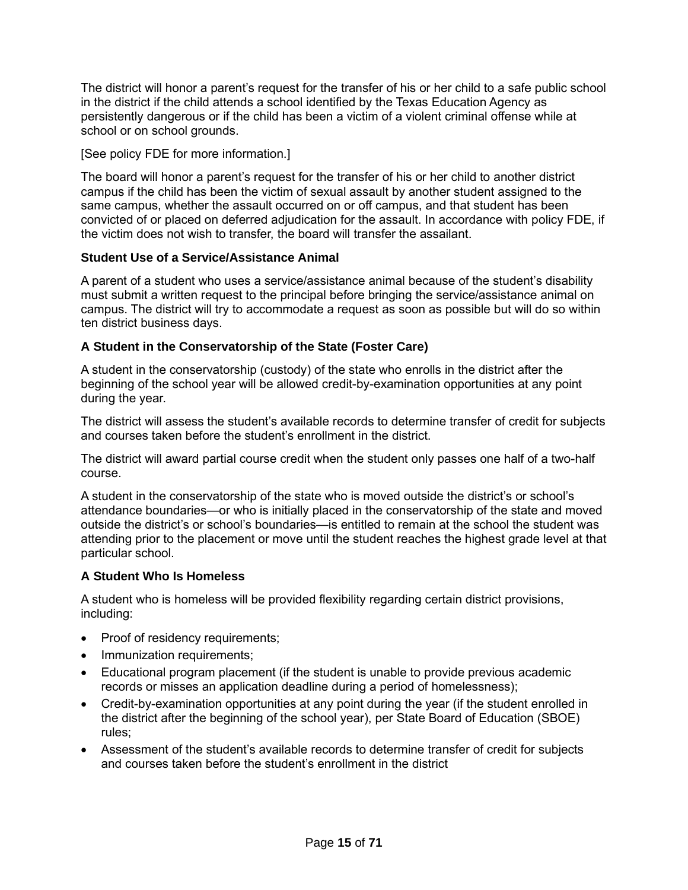The district will honor a parent's request for the transfer of his or her child to a safe public school in the district if the child attends a school identified by the Texas Education Agency as persistently dangerous or if the child has been a victim of a violent criminal offense while at school or on school grounds.

[See policy FDE for more information.]

The board will honor a parent's request for the transfer of his or her child to another district campus if the child has been the victim of sexual assault by another student assigned to the same campus, whether the assault occurred on or off campus, and that student has been convicted of or placed on deferred adjudication for the assault. In accordance with policy FDE, if the victim does not wish to transfer, the board will transfer the assailant.

### Student Use of a Service/Assistance Animal

A parent of a student who uses a service/assistance animal because of the student's disability must submit a written request to the principal before bringing the service/assistance animal on campus. The district will try to accommodate a request as soon as possible but will do so within ten district business days.

### A Student in the Conservatorship of the State (Foster Care)

A student in the conservatorship (custody) of the state who enrolls in the district after the beginning of the school year will be allowed credit-by-examination opportunities at any point during the year.

The district will assess the student's available records to determine transfer of credit for subjects and courses taken before the student's enrollment in the district.

The district will award partial course credit when the student only passes one half of a two-half course.

A student in the conservatorship of the state who is moved outside the district's or school's attendance boundaries—or who is initially placed in the conservatorship of the state and moved outside the district's or school's boundaries—is entitled to remain at the school the student was attending prior to the placement or move until the student reaches the highest grade level at that particular school.

### A Student Who Is Homeless

A student who is homeless will be provided flexibility regarding certain district provisions, including:

- Proof of residency requirements;
- Immunization requirements;
- Educational program placement (if the student is unable to provide previous academic records or misses an application deadline during a period of homelessness);
- Credit-by-examination opportunities at any point during the year (if the student enrolled in the district after the beginning of the school year), per State Board of Education (SBOE) rules;
- Assessment of the student's available records to determine transfer of credit for subjects and courses taken before the student's enrollment in the district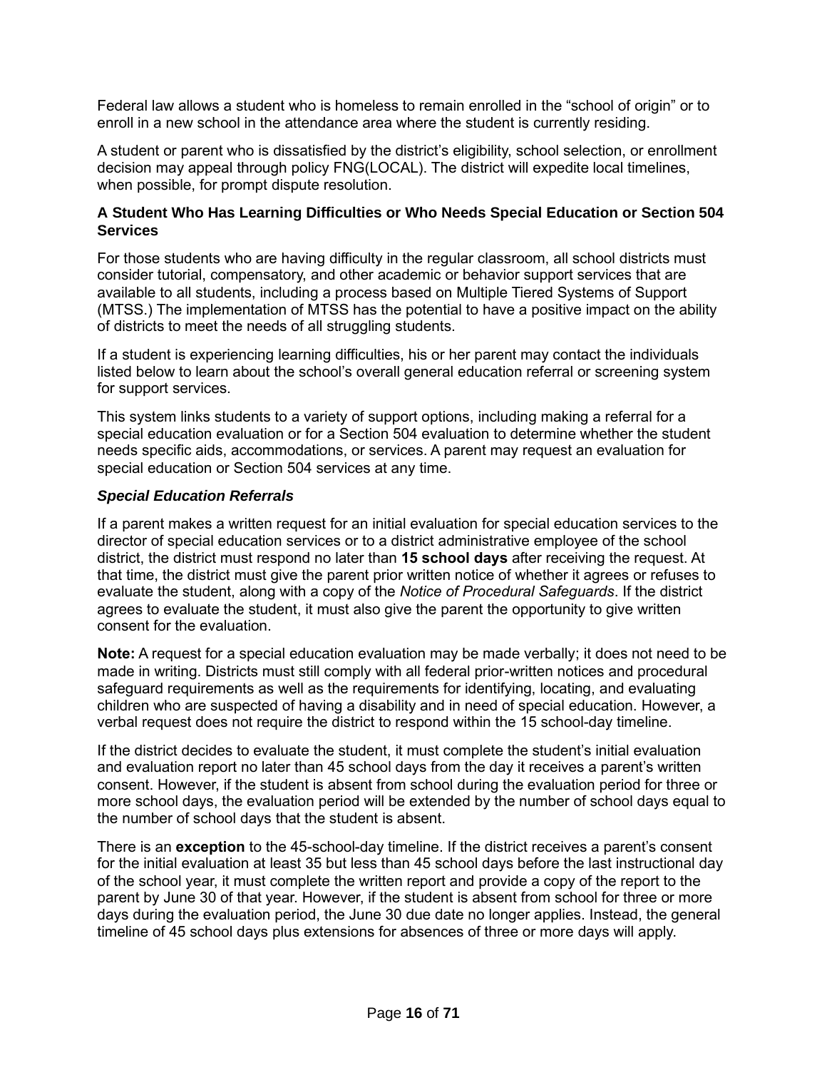Federal law allows a student who is homeless to remain enrolled in the "school of origin" or to enroll in a new school in the attendance area where the student is currently residing.

A student or parent who is dissatisfied by the district's eligibility, school selection, or enrollment decision may appeal through policy FNG(LOCAL). The district will expedite local timelines, when possible, for prompt dispute resolution.

### A Student Who Has Learning Difficulties or Who Needs Special Education or Section 504 Services

For those students who are having difficulty in the regular classroom, all school districts must consider tutorial, compensatory, and other academic or behavior support services that are available to all students, including a process based on Multiple Tiered Systems of Support (MTSS.) The implementation of MTSS has the potential to have a positive impact on the ability of districts to meet the needs of all struggling students.

If a student is experiencing learning difficulties, his or her parent may contact the individuals listed below to learn about the school's overall general education referral or screening system for support services.

This system links students to a variety of support options, including making a referral for a special education evaluation or for a Section 504 evaluation to determine whether the student needs specific aids, accommodations, or services. A parent may request an evaluation for special education or Section 504 services at any time.

#### *Special Education Referrals*

If a parent makes a written request for an initial evaluation for special education services to the director of special education services or to a district administrative employee of the school district, the district must respond no later than **15 school days** after receiving the request. At that time, the district must give the parent prior written notice of whether it agrees or refuses to evaluate the student, along with a copy of the *Notice of Procedural Safeguards*. If the district agrees to evaluate the student, it must also give the parent the opportunity to give written consent for the evaluation.

**Note:** A request for a special education evaluation may be made verbally; it does not need to be made in writing. Districts must still comply with all federal prior-written notices and procedural safeguard requirements as well as the requirements for identifying, locating, and evaluating children who are suspected of having a disability and in need of special education. However, a verbal request does not require the district to respond within the 15 school-day timeline.

If the district decides to evaluate the student, it must complete the student's initial evaluation and evaluation report no later than 45 school days from the day it receives a parent's written consent. However, if the student is absent from school during the evaluation period for three or more school days, the evaluation period will be extended by the number of school days equal to the number of school days that the student is absent.

There is an **exception** to the 45-school-day timeline. If the district receives a parent's consent for the initial evaluation at least 35 but less than 45 school days before the last instructional day of the school year, it must complete the written report and provide a copy of the report to the parent by June 30 of that year. However, if the student is absent from school for three or more days during the evaluation period, the June 30 due date no longer applies. Instead, the general timeline of 45 school days plus extensions for absences of three or more days will apply.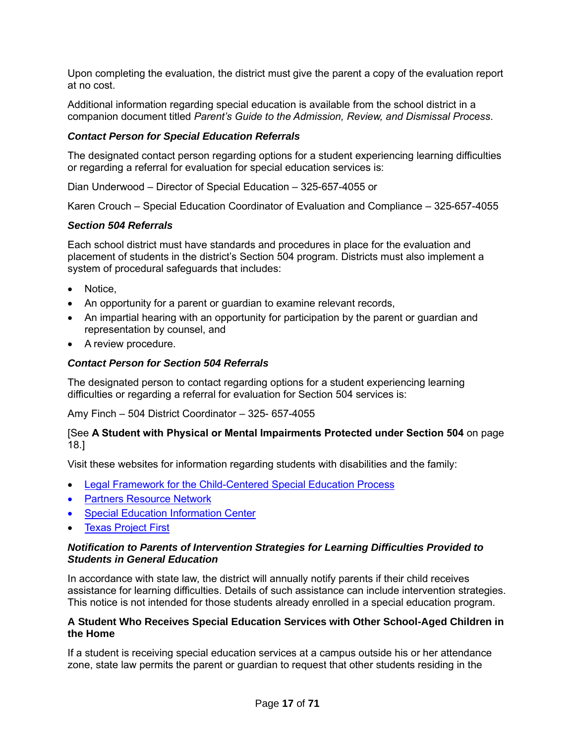Upon completing the evaluation, the district must give the parent a copy of the evaluation report at no cost.

Additional information regarding special education is available from the school district in a companion document titled *Parent's Guide to the Admission, Review, and Dismissal Process*.

#### *Contact Person for Special Education Referrals*

The designated contact person regarding options for a student experiencing learning difficulties or regarding a referral for evaluation for special education services is:

Dian Underwood – Director of Special Education – 325-657-4055 or

Karen Crouch – Special Education Coordinator of Evaluation and Compliance – 325-657-4055

#### *Section 504 Referrals*

Each school district must have standards and procedures in place for the evaluation and placement of students in the district's Section 504 program. Districts must also implement a system of procedural safeguards that includes:

- Notice,
- An opportunity for a parent or guardian to examine relevant records,
- An impartial hearing with an opportunity for participation by the parent or guardian and representation by counsel, and
- A review procedure.

#### *Contact Person for Section 504 Referrals*

The designated person to contact regarding options for a student experiencing learning difficulties or regarding a referral for evaluation for Section 504 services is:

Amy Finch – 504 District Coordinator – 325- 657-4055

[See **A Student with Physical or Mental Impairments Protected under Section 504** on page 18.]

Visit these websites for information regarding students with disabilities and the family:

- Legal Framework for the Child-Centered Special Education Process
- Partners Resource Network
- Special Education Information Center
- Texas Project First

#### *Notification to Parents of Intervention Strategies for Learning Difficulties Provided to Students in General Education*

In accordance with state law, the district will annually notify parents if their child receives assistance for learning difficulties. Details of such assistance can include intervention strategies. This notice is not intended for those students already enrolled in a special education program.

### A Student Who Receives Special Education Services with Other School-Aged Children in the Home

If a student is receiving special education services at a campus outside his or her attendance zone, state law permits the parent or guardian to request that other students residing in the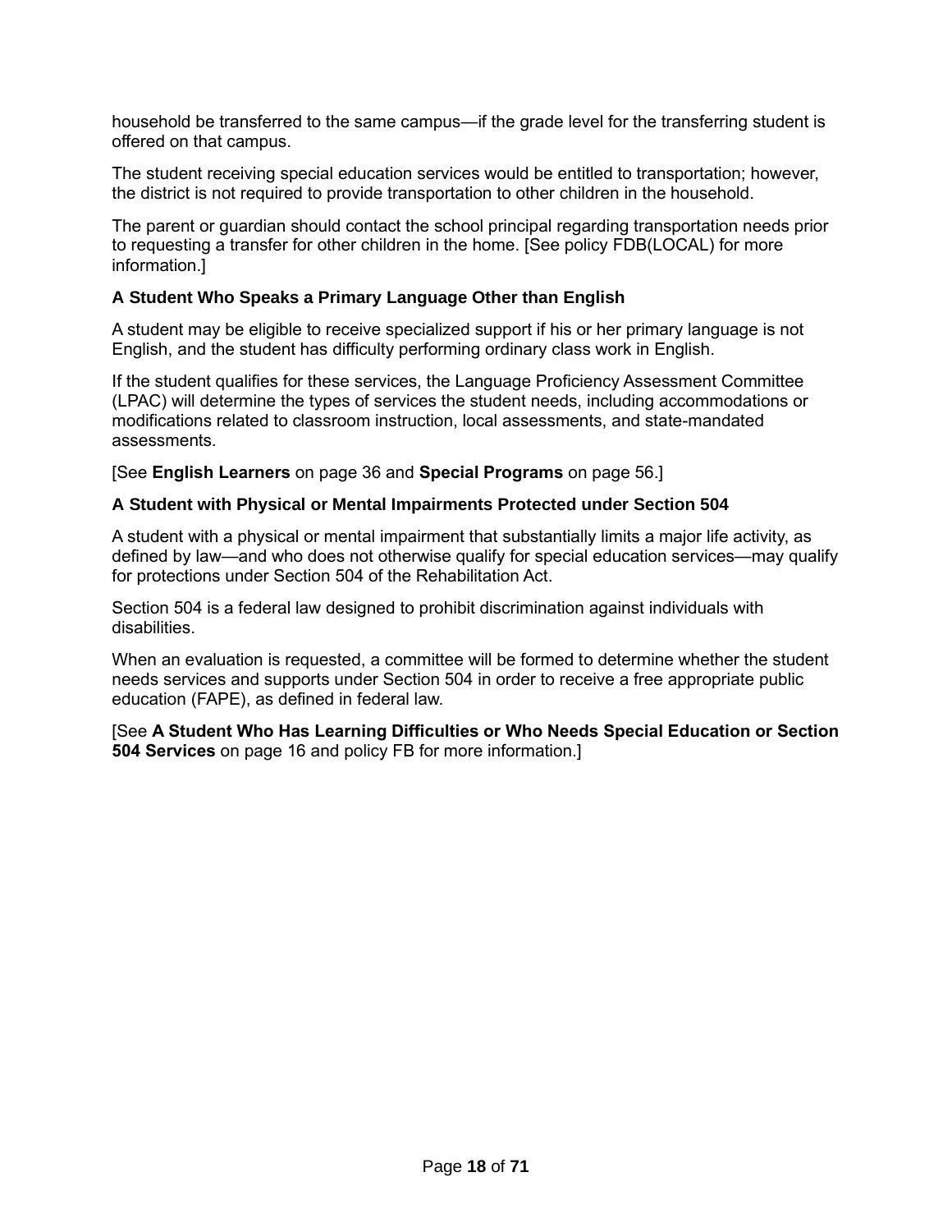household be transferred to the same campus—if the grade level for the transferring student is offered on that campus.

The student receiving special education services would be entitled to transportation; however, the district is not required to provide transportation to other children in the household.

The parent or guardian should contact the school principal regarding transportation needs prior to requesting a transfer for other children in the home. [See policy FDB(LOCAL) for more information.]

### A Student Who Speaks a Primary Language Other than English

A student may be eligible to receive specialized support if his or her primary language is not English, and the student has difficulty performing ordinary class work in English.

If the student qualifies for these services, the Language Proficiency Assessment Committee (LPAC) will determine the types of services the student needs, including accommodations or modifications related to classroom instruction, local assessments, and state-mandated assessments.

[See **English Learners** on page 36 and **Special Programs** on page 56.]

### A Student with Physical or Mental Impairments Protected under Section 504

A student with a physical or mental impairment that substantially limits a major life activity, as defined by law—and who does not otherwise qualify for special education services—may qualify for protections under Section 504 of the Rehabilitation Act.

Section 504 is a federal law designed to prohibit discrimination against individuals with disabilities.

When an evaluation is requested, a committee will be formed to determine whether the student needs services and supports under Section 504 in order to receive a free appropriate public education (FAPE), as defined in federal law.

[See **A Student Who Has Learning Difficulties or Who Needs Special Education or Section 504 Services** on page 16 and policy FB for more information.]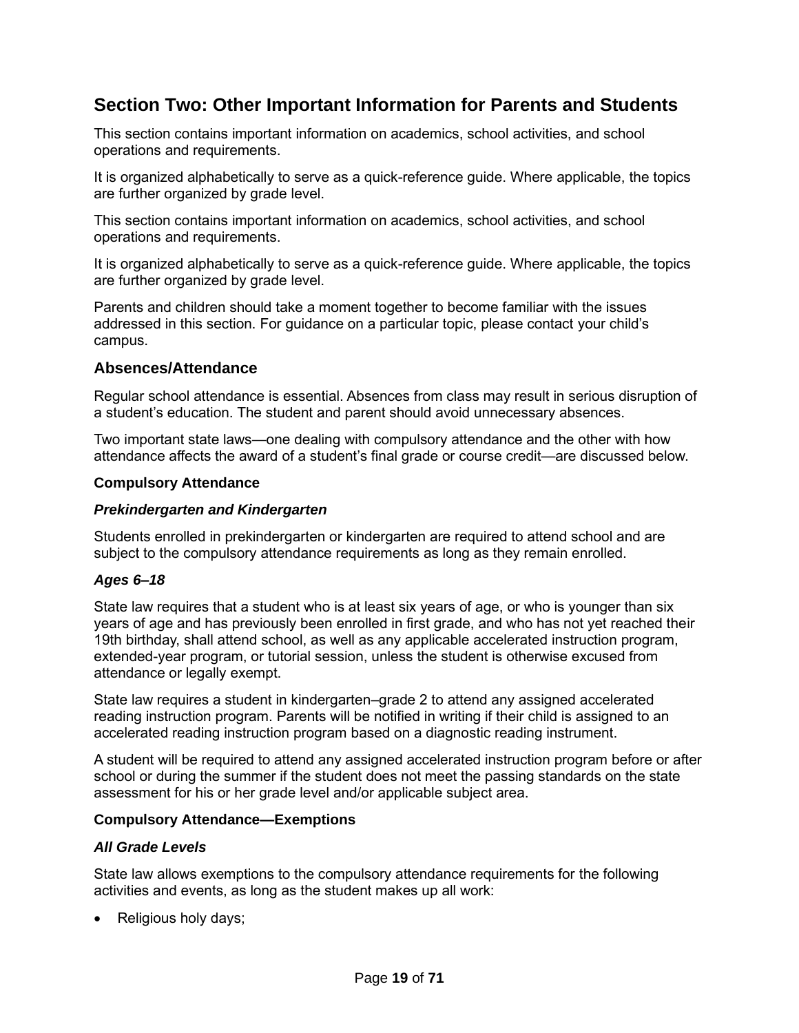## Section Two: Other Important Information for Parents and Students

This section contains important information on academics, school activities, and school operations and requirements.

It is organized alphabetically to serve as a quick-reference guide. Where applicable, the topics are further organized by grade level.

This section contains important information on academics, school activities, and school operations and requirements.

It is organized alphabetically to serve as a quick-reference guide. Where applicable, the topics are further organized by grade level.

Parents and children should take a moment together to become familiar with the issues addressed in this section. For guidance on a particular topic, please contact your child's campus.

### Absences/Attendance

Regular school attendance is essential. Absences from class may result in serious disruption of a student's education. The student and parent should avoid unnecessary absences.

Two important state laws—one dealing with compulsory attendance and the other with how attendance affects the award of a student's final grade or course credit—are discussed below.

**Compulsory Attendance**

***Prekindergarten and Kindergarten***

Students enrolled in prekindergarten or kindergarten are required to attend school and are subject to the compulsory attendance requirements as long as they remain enrolled.

***Ages 6–18***

State law requires that a student who is at least six years of age, or who is younger than six years of age and has previously been enrolled in first grade, and who has not yet reached their 19th birthday, shall attend school, as well as any applicable accelerated instruction program, extended-year program, or tutorial session, unless the student is otherwise excused from attendance or legally exempt.

State law requires a student in kindergarten–grade 2 to attend any assigned accelerated reading instruction program. Parents will be notified in writing if their child is assigned to an accelerated reading instruction program based on a diagnostic reading instrument.

A student will be required to attend any assigned accelerated instruction program before or after school or during the summer if the student does not meet the passing standards on the state assessment for his or her grade level and/or applicable subject area.

**Compulsory Attendance—Exemptions**

***All Grade Levels***

State law allows exemptions to the compulsory attendance requirements for the following activities and events, as long as the student makes up all work:

- Religious holy days;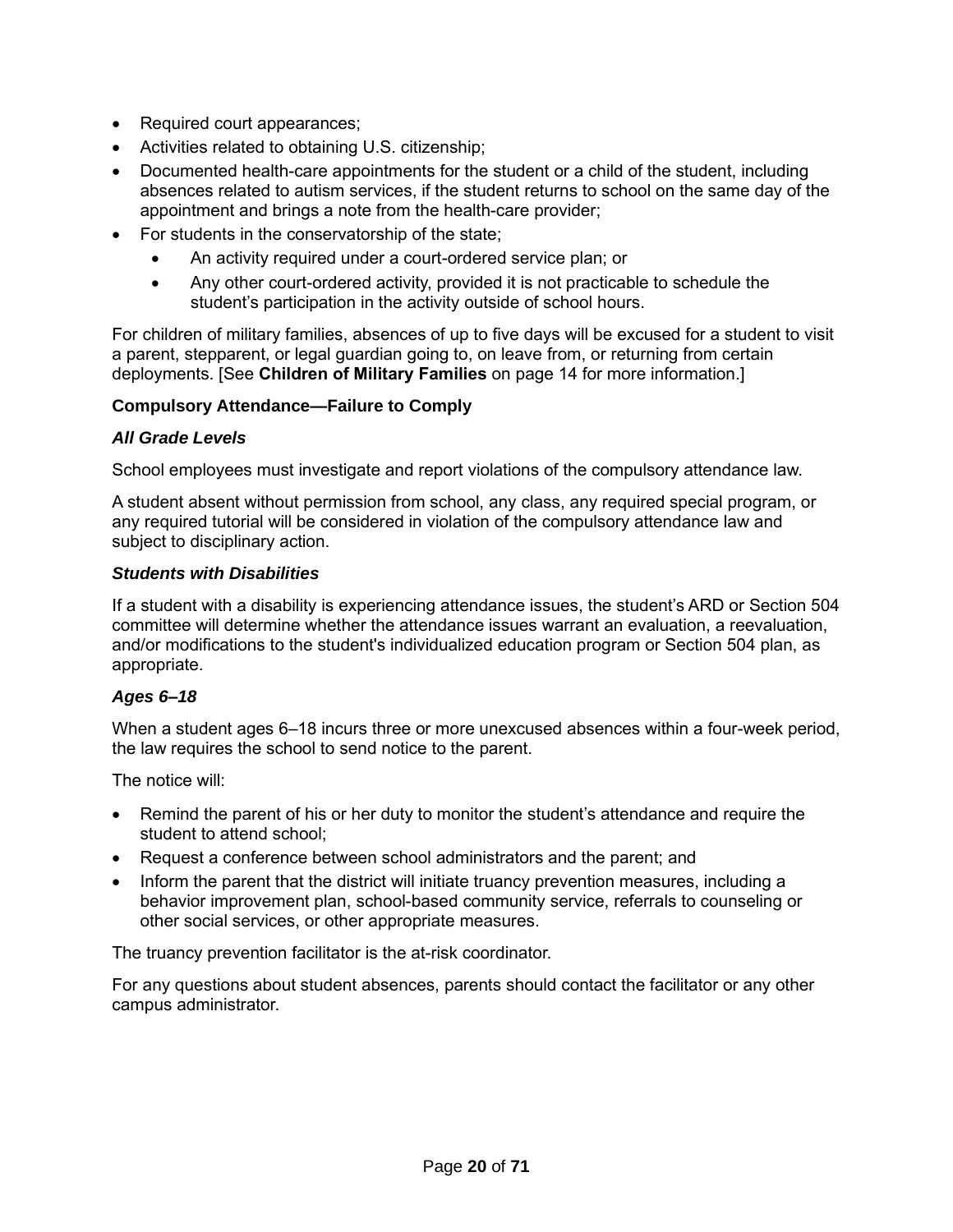- Required court appearances;
- Activities related to obtaining U.S. citizenship;
- Documented health-care appointments for the student or a child of the student, including absences related to autism services, if the student returns to school on the same day of the appointment and brings a note from the health-care provider;
- For students in the conservatorship of the state;
    - An activity required under a court-ordered service plan; or
    - Any other court-ordered activity, provided it is not practicable to schedule the student's participation in the activity outside of school hours.

For children of military families, absences of up to five days will be excused for a student to visit a parent, stepparent, or legal guardian going to, on leave from, or returning from certain deployments. [See **Children of Military Families** on page 14 for more information.]

**Compulsory Attendance—Failure to Comply**

***All Grade Levels***

School employees must investigate and report violations of the compulsory attendance law.

A student absent without permission from school, any class, any required special program, or any required tutorial will be considered in violation of the compulsory attendance law and subject to disciplinary action.

***Students with Disabilities***

If a student with a disability is experiencing attendance issues, the student's ARD or Section 504 committee will determine whether the attendance issues warrant an evaluation, a reevaluation, and/or modifications to the student's individualized education program or Section 504 plan, as appropriate.

***Ages 6–18***

When a student ages 6–18 incurs three or more unexcused absences within a four-week period, the law requires the school to send notice to the parent.

The notice will:

- Remind the parent of his or her duty to monitor the student's attendance and require the student to attend school;
- Request a conference between school administrators and the parent; and
- Inform the parent that the district will initiate truancy prevention measures, including a behavior improvement plan, school-based community service, referrals to counseling or other social services, or other appropriate measures.

The truancy prevention facilitator is the at-risk coordinator.

For any questions about student absences, parents should contact the facilitator or any other campus administrator.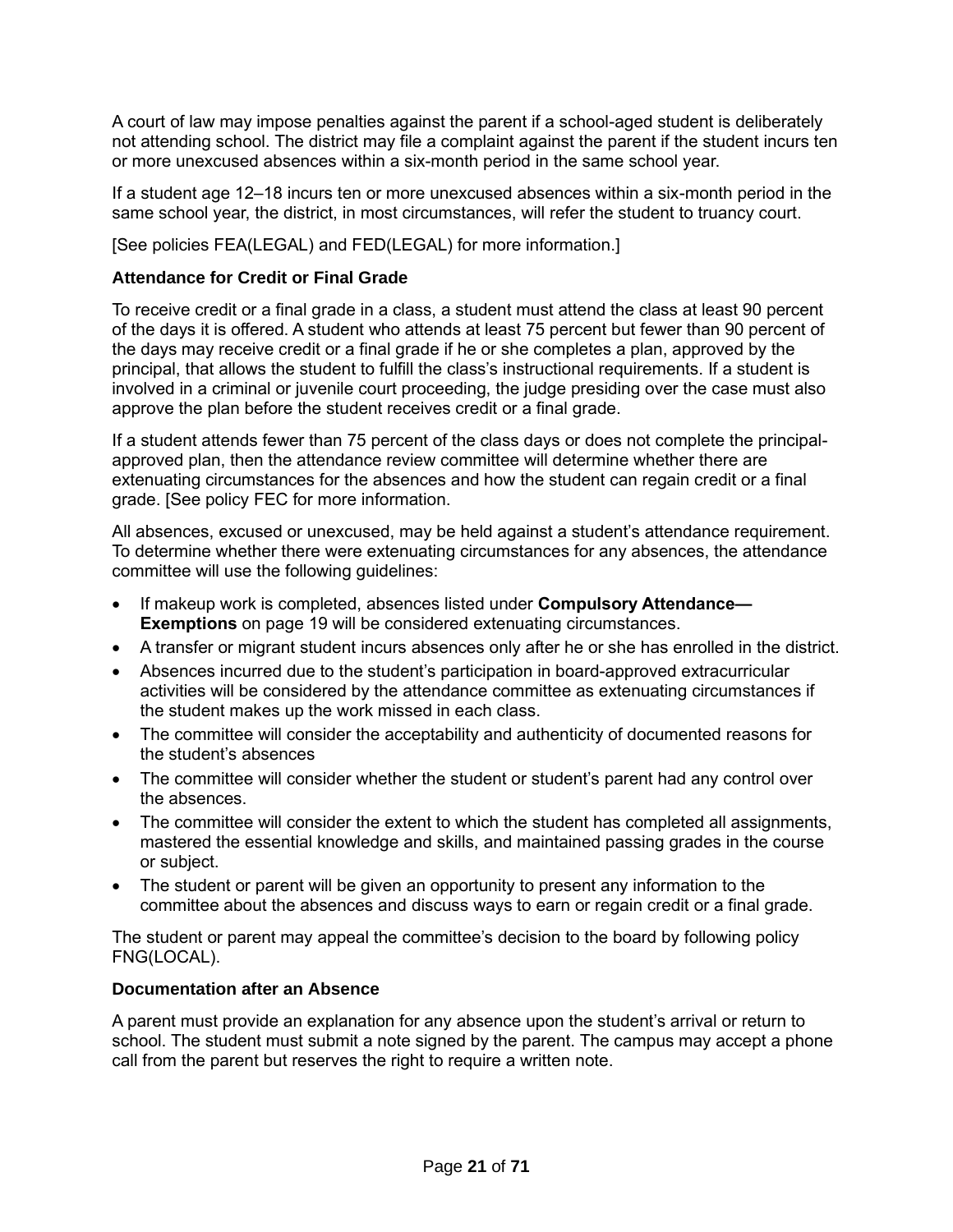A court of law may impose penalties against the parent if a school-aged student is deliberately not attending school. The district may file a complaint against the parent if the student incurs ten or more unexcused absences within a six-month period in the same school year.

If a student age 12–18 incurs ten or more unexcused absences within a six-month period in the same school year, the district, in most circumstances, will refer the student to truancy court.

[See policies FEA(LEGAL) and FED(LEGAL) for more information.]

### Attendance for Credit or Final Grade

To receive credit or a final grade in a class, a student must attend the class at least 90 percent of the days it is offered. A student who attends at least 75 percent but fewer than 90 percent of the days may receive credit or a final grade if he or she completes a plan, approved by the principal, that allows the student to fulfill the class's instructional requirements. If a student is involved in a criminal or juvenile court proceeding, the judge presiding over the case must also approve the plan before the student receives credit or a final grade.

If a student attends fewer than 75 percent of the class days or does not complete the principal-approved plan, then the attendance review committee will determine whether there are extenuating circumstances for the absences and how the student can regain credit or a final grade. [See policy FEC for more information.

All absences, excused or unexcused, may be held against a student's attendance requirement. To determine whether there were extenuating circumstances for any absences, the attendance committee will use the following guidelines:

- If makeup work is completed, absences listed under **Compulsory Attendance—Exemptions** on page 19 will be considered extenuating circumstances.
- A transfer or migrant student incurs absences only after he or she has enrolled in the district.
- Absences incurred due to the student's participation in board-approved extracurricular activities will be considered by the attendance committee as extenuating circumstances if the student makes up the work missed in each class.
- The committee will consider the acceptability and authenticity of documented reasons for the student's absences
- The committee will consider whether the student or student's parent had any control over the absences.
- The committee will consider the extent to which the student has completed all assignments, mastered the essential knowledge and skills, and maintained passing grades in the course or subject.
- The student or parent will be given an opportunity to present any information to the committee about the absences and discuss ways to earn or regain credit or a final grade.

The student or parent may appeal the committee's decision to the board by following policy FNG(LOCAL).

### Documentation after an Absence

A parent must provide an explanation for any absence upon the student's arrival or return to school. The student must submit a note signed by the parent. The campus may accept a phone call from the parent but reserves the right to require a written note.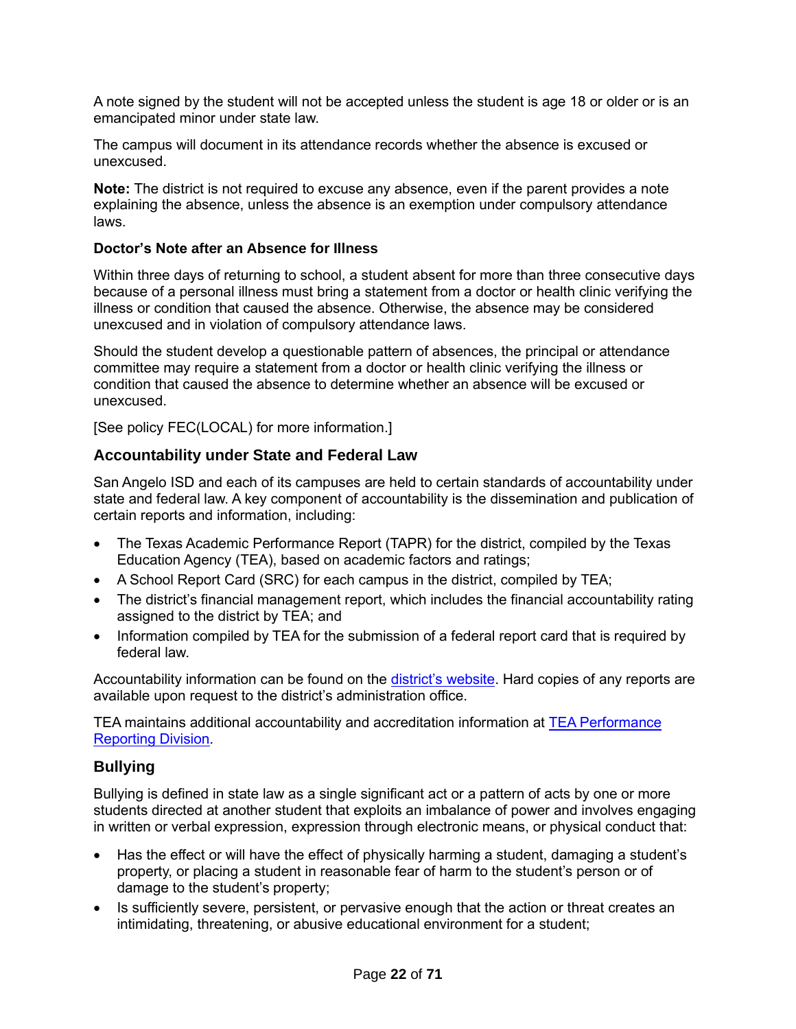A note signed by the student will not be accepted unless the student is age 18 or older or is an emancipated minor under state law.

The campus will document in its attendance records whether the absence is excused or unexcused.

**Note:** The district is not required to excuse any absence, even if the parent provides a note explaining the absence, unless the absence is an exemption under compulsory attendance laws.

#### Doctor's Note after an Absence for Illness

Within three days of returning to school, a student absent for more than three consecutive days because of a personal illness must bring a statement from a doctor or health clinic verifying the illness or condition that caused the absence. Otherwise, the absence may be considered unexcused and in violation of compulsory attendance laws.

Should the student develop a questionable pattern of absences, the principal or attendance committee may require a statement from a doctor or health clinic verifying the illness or condition that caused the absence to determine whether an absence will be excused or unexcused.

[See policy FEC(LOCAL) for more information.]

### Accountability under State and Federal Law

San Angelo ISD and each of its campuses are held to certain standards of accountability under state and federal law. A key component of accountability is the dissemination and publication of certain reports and information, including:

- The Texas Academic Performance Report (TAPR) for the district, compiled by the Texas Education Agency (TEA), based on academic factors and ratings;
- A School Report Card (SRC) for each campus in the district, compiled by TEA;
- The district's financial management report, which includes the financial accountability rating assigned to the district by TEA; and
- Information compiled by TEA for the submission of a federal report card that is required by federal law.

Accountability information can be found on the district's website. Hard copies of any reports are available upon request to the district's administration office.

TEA maintains additional accountability and accreditation information at TEA Performance Reporting Division.

### Bullying

Bullying is defined in state law as a single significant act or a pattern of acts by one or more students directed at another student that exploits an imbalance of power and involves engaging in written or verbal expression, expression through electronic means, or physical conduct that:

- Has the effect or will have the effect of physically harming a student, damaging a student's property, or placing a student in reasonable fear of harm to the student's person or of damage to the student's property;
- Is sufficiently severe, persistent, or pervasive enough that the action or threat creates an intimidating, threatening, or abusive educational environment for a student;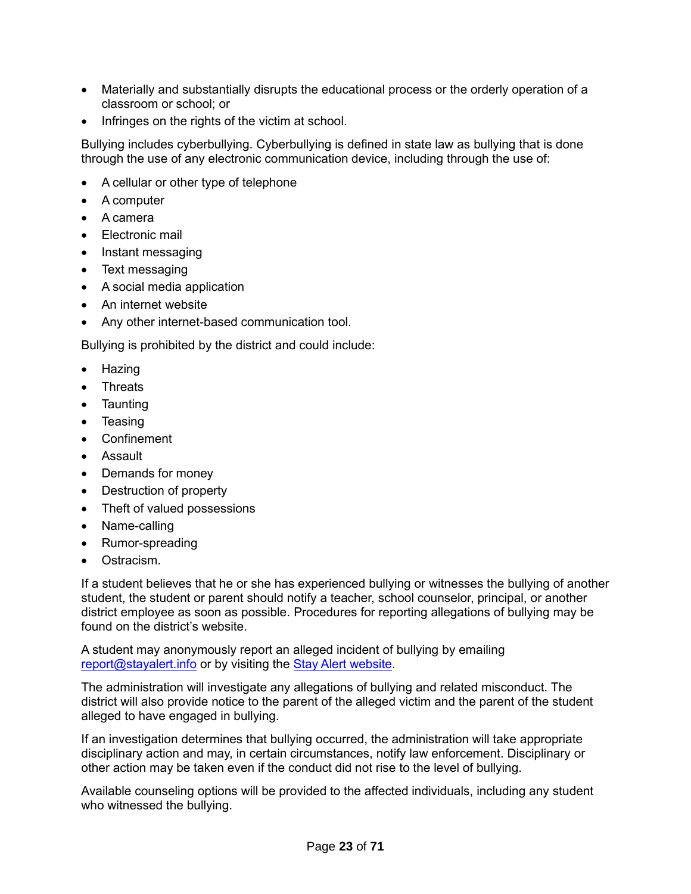- Materially and substantially disrupts the educational process or the orderly operation of a classroom or school; or
- Infringes on the rights of the victim at school.

Bullying includes cyberbullying. Cyberbullying is defined in state law as bullying that is done through the use of any electronic communication device, including through the use of:

- A cellular or other type of telephone
- A computer
- A camera
- Electronic mail
- Instant messaging
- Text messaging
- A social media application
- An internet website
- Any other internet-based communication tool.

Bullying is prohibited by the district and could include:

- Hazing
- Threats
- Taunting
- Teasing
- Confinement
- Assault
- Demands for money
- Destruction of property
- Theft of valued possessions
- Name-calling
- Rumor-spreading
- Ostracism.

If a student believes that he or she has experienced bullying or witnesses the bullying of another student, the student or parent should notify a teacher, school counselor, principal, or another district employee as soon as possible. Procedures for reporting allegations of bullying may be found on the district's website.

A student may anonymously report an alleged incident of bullying by emailing [report@stayalert.info](mailto:report@stayalert.info) or by visiting the [Stay Alert website](#).

The administration will investigate any allegations of bullying and related misconduct. The district will also provide notice to the parent of the alleged victim and the parent of the student alleged to have engaged in bullying.

If an investigation determines that bullying occurred, the administration will take appropriate disciplinary action and may, in certain circumstances, notify law enforcement. Disciplinary or other action may be taken even if the conduct did not rise to the level of bullying.

Available counseling options will be provided to the affected individuals, including any student who witnessed the bullying.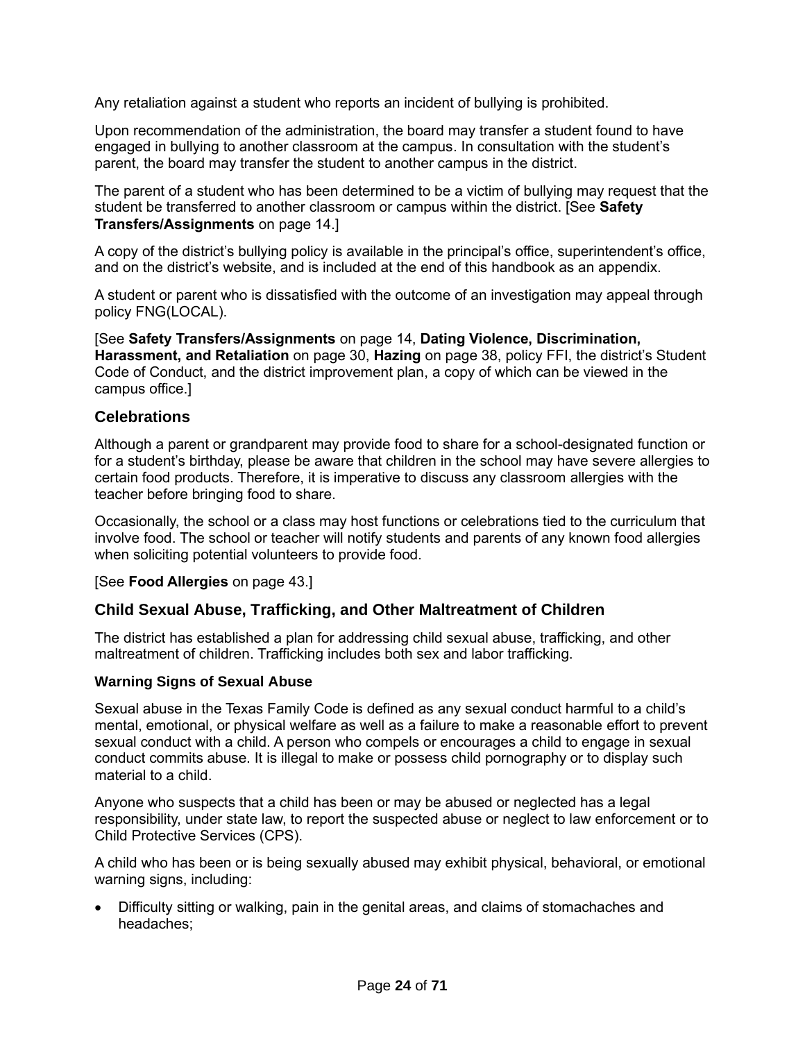Any retaliation against a student who reports an incident of bullying is prohibited.

Upon recommendation of the administration, the board may transfer a student found to have engaged in bullying to another classroom at the campus. In consultation with the student's parent, the board may transfer the student to another campus in the district.

The parent of a student who has been determined to be a victim of bullying may request that the student be transferred to another classroom or campus within the district. [See **Safety Transfers/Assignments** on page 14.]

A copy of the district's bullying policy is available in the principal's office, superintendent's office, and on the district's website, and is included at the end of this handbook as an appendix.

A student or parent who is dissatisfied with the outcome of an investigation may appeal through policy FNG(LOCAL).

[See **Safety Transfers/Assignments** on page 14, **Dating Violence, Discrimination, Harassment, and Retaliation** on page 30, **Hazing** on page 38, policy FFI, the district's Student Code of Conduct, and the district improvement plan, a copy of which can be viewed in the campus office.]

## Celebrations

Although a parent or grandparent may provide food to share for a school-designated function or for a student's birthday, please be aware that children in the school may have severe allergies to certain food products. Therefore, it is imperative to discuss any classroom allergies with the teacher before bringing food to share.

Occasionally, the school or a class may host functions or celebrations tied to the curriculum that involve food. The school or teacher will notify students and parents of any known food allergies when soliciting potential volunteers to provide food.

[See **Food Allergies** on page 43.]

## Child Sexual Abuse, Trafficking, and Other Maltreatment of Children

The district has established a plan for addressing child sexual abuse, trafficking, and other maltreatment of children. Trafficking includes both sex and labor trafficking.

### Warning Signs of Sexual Abuse

Sexual abuse in the Texas Family Code is defined as any sexual conduct harmful to a child's mental, emotional, or physical welfare as well as a failure to make a reasonable effort to prevent sexual conduct with a child. A person who compels or encourages a child to engage in sexual conduct commits abuse. It is illegal to make or possess child pornography or to display such material to a child.

Anyone who suspects that a child has been or may be abused or neglected has a legal responsibility, under state law, to report the suspected abuse or neglect to law enforcement or to Child Protective Services (CPS).

A child who has been or is being sexually abused may exhibit physical, behavioral, or emotional warning signs, including:

- Difficulty sitting or walking, pain in the genital areas, and claims of stomachaches and headaches;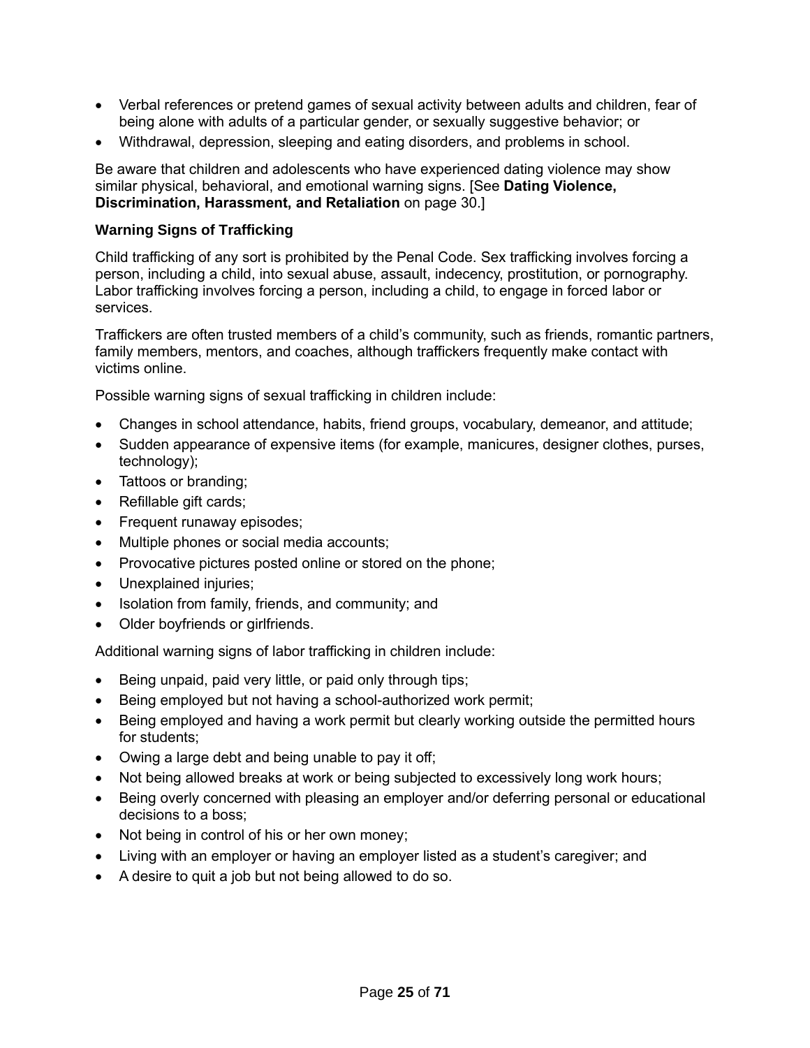- Verbal references or pretend games of sexual activity between adults and children, fear of being alone with adults of a particular gender, or sexually suggestive behavior; or
- Withdrawal, depression, sleeping and eating disorders, and problems in school.

Be aware that children and adolescents who have experienced dating violence may show similar physical, behavioral, and emotional warning signs. [See **Dating Violence, Discrimination, Harassment, and Retaliation** on page 30.]

### Warning Signs of Trafficking

Child trafficking of any sort is prohibited by the Penal Code. Sex trafficking involves forcing a person, including a child, into sexual abuse, assault, indecency, prostitution, or pornography. Labor trafficking involves forcing a person, including a child, to engage in forced labor or services.

Traffickers are often trusted members of a child's community, such as friends, romantic partners, family members, mentors, and coaches, although traffickers frequently make contact with victims online.

Possible warning signs of sexual trafficking in children include:

- Changes in school attendance, habits, friend groups, vocabulary, demeanor, and attitude;
- Sudden appearance of expensive items (for example, manicures, designer clothes, purses, technology);
- Tattoos or branding;
- Refillable gift cards;
- Frequent runaway episodes;
- Multiple phones or social media accounts;
- Provocative pictures posted online or stored on the phone;
- Unexplained injuries;
- Isolation from family, friends, and community; and
- Older boyfriends or girlfriends.

Additional warning signs of labor trafficking in children include:

- Being unpaid, paid very little, or paid only through tips;
- Being employed but not having a school-authorized work permit;
- Being employed and having a work permit but clearly working outside the permitted hours for students;
- Owing a large debt and being unable to pay it off;
- Not being allowed breaks at work or being subjected to excessively long work hours;
- Being overly concerned with pleasing an employer and/or deferring personal or educational decisions to a boss;
- Not being in control of his or her own money;
- Living with an employer or having an employer listed as a student's caregiver; and
- A desire to quit a job but not being allowed to do so.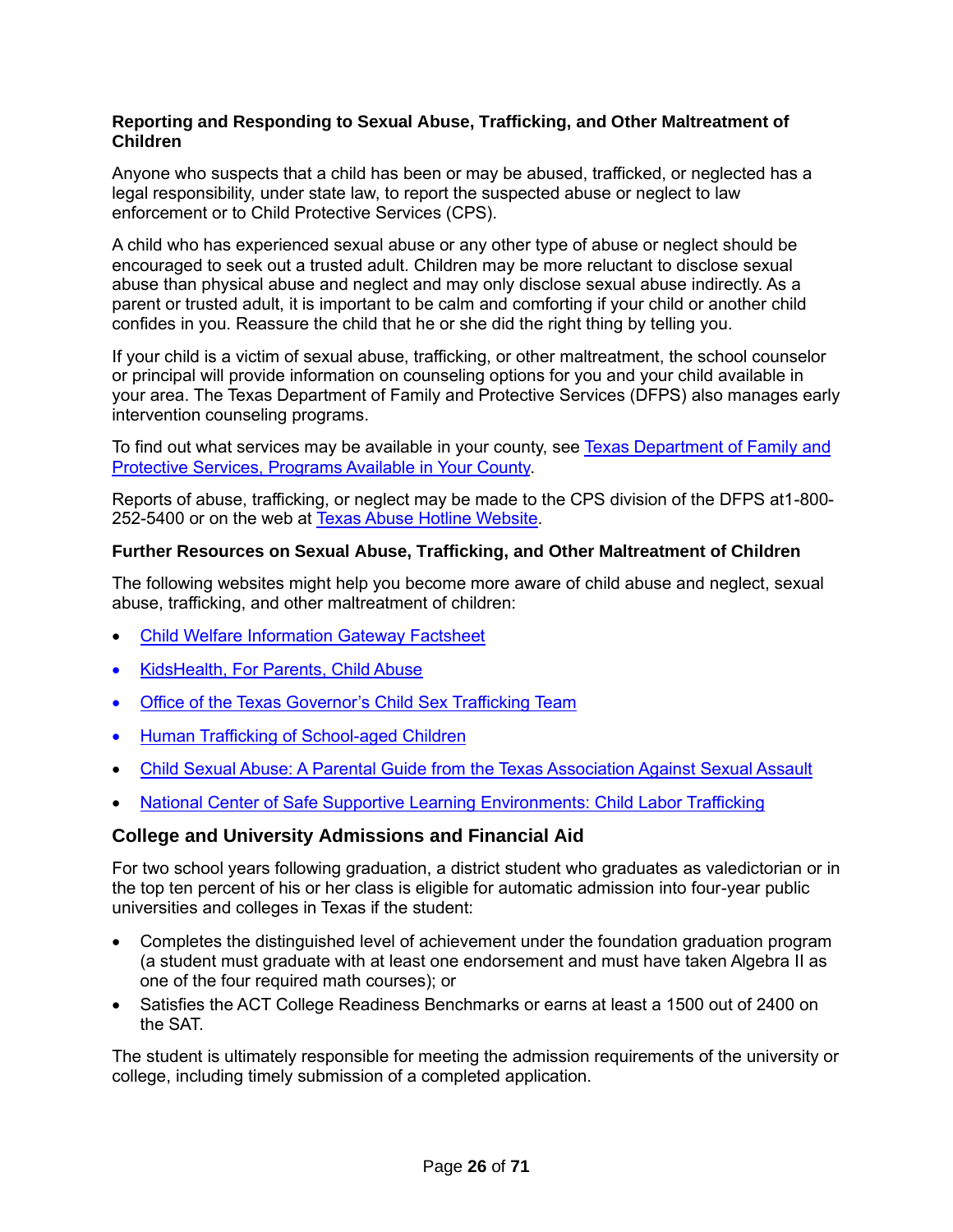**Reporting and Responding to Sexual Abuse, Trafficking, and Other Maltreatment of Children**

Anyone who suspects that a child has been or may be abused, trafficked, or neglected has a legal responsibility, under state law, to report the suspected abuse or neglect to law enforcement or to Child Protective Services (CPS).

A child who has experienced sexual abuse or any other type of abuse or neglect should be encouraged to seek out a trusted adult. Children may be more reluctant to disclose sexual abuse than physical abuse and neglect and may only disclose sexual abuse indirectly. As a parent or trusted adult, it is important to be calm and comforting if your child or another child confides in you. Reassure the child that he or she did the right thing by telling you.

If your child is a victim of sexual abuse, trafficking, or other maltreatment, the school counselor or principal will provide information on counseling options for you and your child available in your area. The Texas Department of Family and Protective Services (DFPS) also manages early intervention counseling programs.

To find out what services may be available in your county, see Texas Department of Family and Protective Services, Programs Available in Your County.

Reports of abuse, trafficking, or neglect may be made to the CPS division of the DFPS at1-800-252-5400 or on the web at Texas Abuse Hotline Website.

**Further Resources on Sexual Abuse, Trafficking, and Other Maltreatment of Children**

The following websites might help you become more aware of child abuse and neglect, sexual abuse, trafficking, and other maltreatment of children:

- Child Welfare Information Gateway Factsheet
- KidsHealth, For Parents, Child Abuse
- Office of the Texas Governor's Child Sex Trafficking Team
- Human Trafficking of School-aged Children
- Child Sexual Abuse: A Parental Guide from the Texas Association Against Sexual Assault
- National Center of Safe Supportive Learning Environments: Child Labor Trafficking

## College and University Admissions and Financial Aid

For two school years following graduation, a district student who graduates as valedictorian or in the top ten percent of his or her class is eligible for automatic admission into four-year public universities and colleges in Texas if the student:

- Completes the distinguished level of achievement under the foundation graduation program (a student must graduate with at least one endorsement and must have taken Algebra II as one of the four required math courses); or
- Satisfies the ACT College Readiness Benchmarks or earns at least a 1500 out of 2400 on the SAT.

The student is ultimately responsible for meeting the admission requirements of the university or college, including timely submission of a completed application.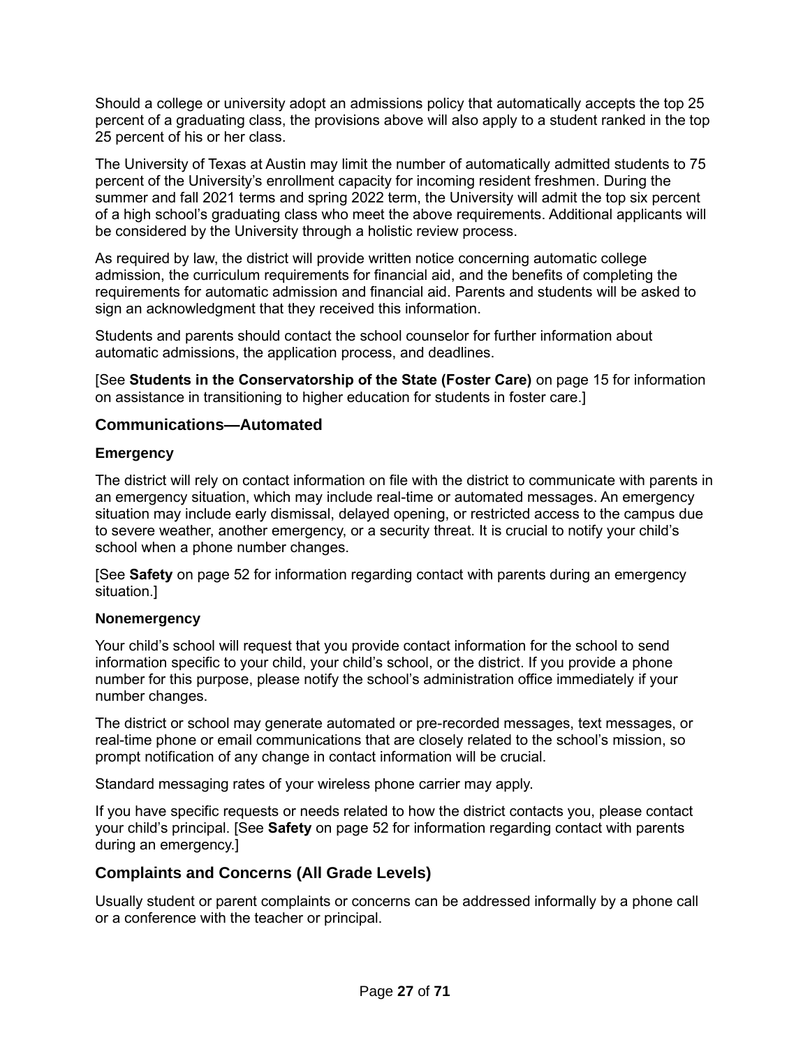Should a college or university adopt an admissions policy that automatically accepts the top 25 percent of a graduating class, the provisions above will also apply to a student ranked in the top 25 percent of his or her class.

The University of Texas at Austin may limit the number of automatically admitted students to 75 percent of the University's enrollment capacity for incoming resident freshmen. During the summer and fall 2021 terms and spring 2022 term, the University will admit the top six percent of a high school's graduating class who meet the above requirements. Additional applicants will be considered by the University through a holistic review process.

As required by law, the district will provide written notice concerning automatic college admission, the curriculum requirements for financial aid, and the benefits of completing the requirements for automatic admission and financial aid. Parents and students will be asked to sign an acknowledgment that they received this information.

Students and parents should contact the school counselor for further information about automatic admissions, the application process, and deadlines.

[See **Students in the Conservatorship of the State (Foster Care)** on page 15 for information on assistance in transitioning to higher education for students in foster care.]

## Communications—Automated

### Emergency

The district will rely on contact information on file with the district to communicate with parents in an emergency situation, which may include real-time or automated messages. An emergency situation may include early dismissal, delayed opening, or restricted access to the campus due to severe weather, another emergency, or a security threat. It is crucial to notify your child's school when a phone number changes.

[See **Safety** on page 52 for information regarding contact with parents during an emergency situation.]

### Nonemergency

Your child's school will request that you provide contact information for the school to send information specific to your child, your child's school, or the district. If you provide a phone number for this purpose, please notify the school's administration office immediately if your number changes.

The district or school may generate automated or pre-recorded messages, text messages, or real-time phone or email communications that are closely related to the school's mission, so prompt notification of any change in contact information will be crucial.

Standard messaging rates of your wireless phone carrier may apply.

If you have specific requests or needs related to how the district contacts you, please contact your child's principal. [See **Safety** on page 52 for information regarding contact with parents during an emergency.]

## Complaints and Concerns (All Grade Levels)

Usually student or parent complaints or concerns can be addressed informally by a phone call or a conference with the teacher or principal.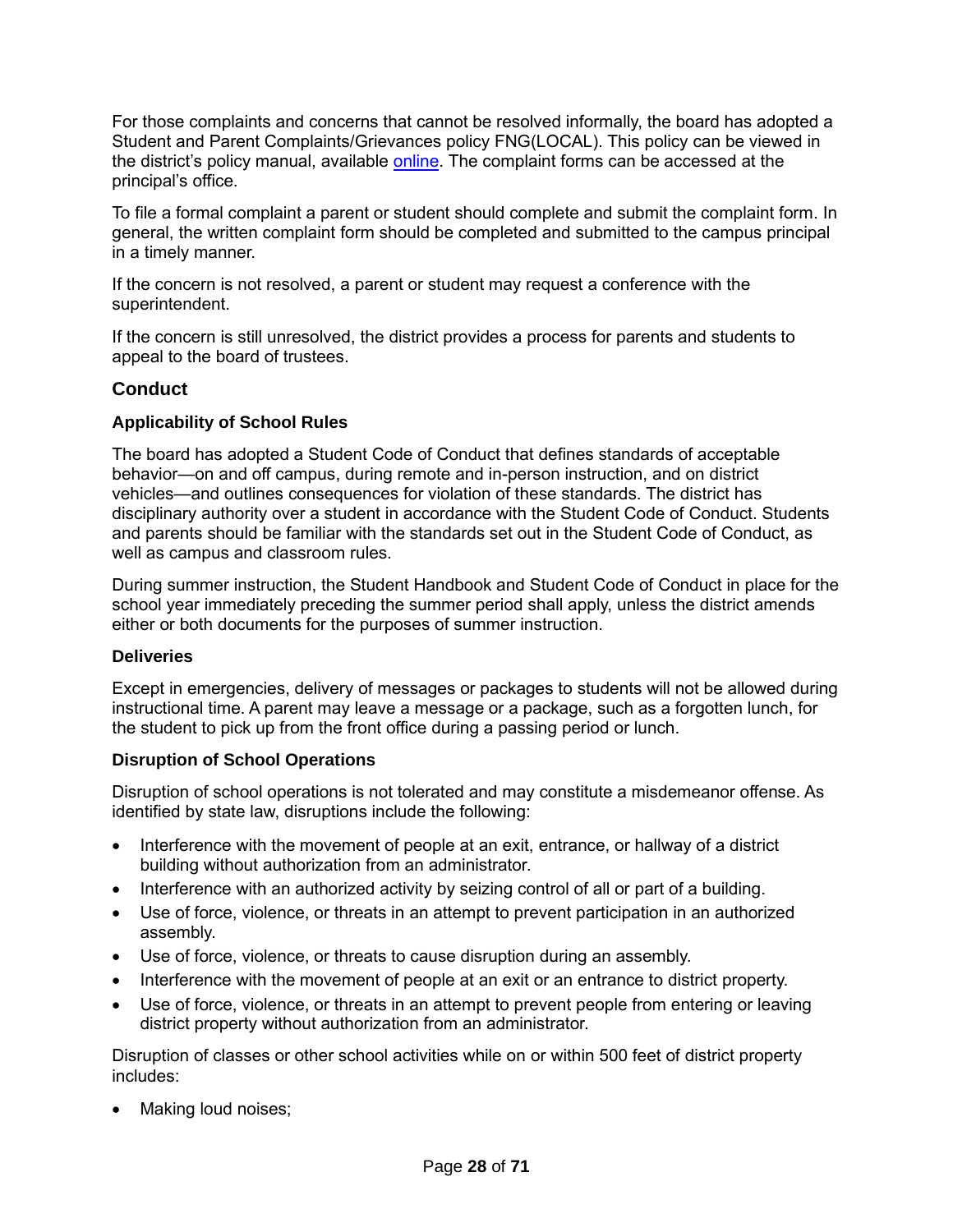For those complaints and concerns that cannot be resolved informally, the board has adopted a Student and Parent Complaints/Grievances policy FNG(LOCAL). This policy can be viewed in the district's policy manual, available [online](). The complaint forms can be accessed at the principal's office.

To file a formal complaint a parent or student should complete and submit the complaint form. In general, the written complaint form should be completed and submitted to the campus principal in a timely manner.

If the concern is not resolved, a parent or student may request a conference with the superintendent.

If the concern is still unresolved, the district provides a process for parents and students to appeal to the board of trustees.

## Conduct

### Applicability of School Rules

The board has adopted a Student Code of Conduct that defines standards of acceptable behavior—on and off campus, during remote and in-person instruction, and on district vehicles—and outlines consequences for violation of these standards. The district has disciplinary authority over a student in accordance with the Student Code of Conduct. Students and parents should be familiar with the standards set out in the Student Code of Conduct, as well as campus and classroom rules.

During summer instruction, the Student Handbook and Student Code of Conduct in place for the school year immediately preceding the summer period shall apply, unless the district amends either or both documents for the purposes of summer instruction.

### Deliveries

Except in emergencies, delivery of messages or packages to students will not be allowed during instructional time. A parent may leave a message or a package, such as a forgotten lunch, for the student to pick up from the front office during a passing period or lunch.

### Disruption of School Operations

Disruption of school operations is not tolerated and may constitute a misdemeanor offense. As identified by state law, disruptions include the following:

- Interference with the movement of people at an exit, entrance, or hallway of a district building without authorization from an administrator.
- Interference with an authorized activity by seizing control of all or part of a building.
- Use of force, violence, or threats in an attempt to prevent participation in an authorized assembly.
- Use of force, violence, or threats to cause disruption during an assembly.
- Interference with the movement of people at an exit or an entrance to district property.
- Use of force, violence, or threats in an attempt to prevent people from entering or leaving district property without authorization from an administrator.

Disruption of classes or other school activities while on or within 500 feet of district property includes:

- Making loud noises;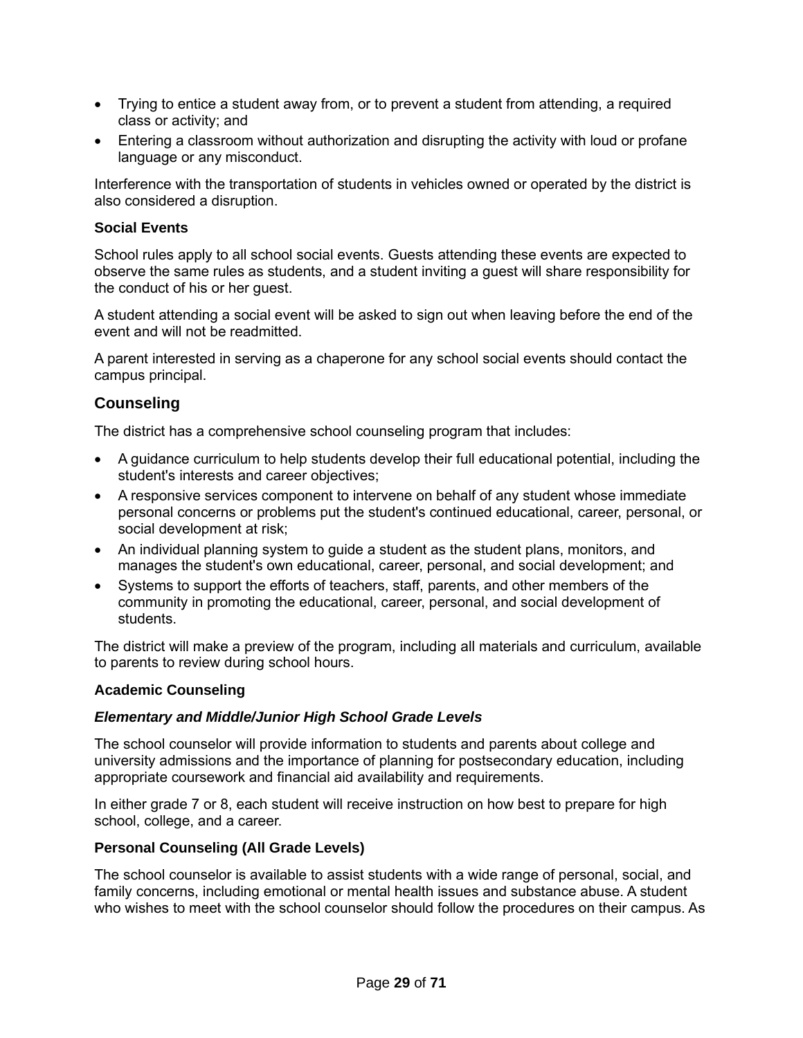- Trying to entice a student away from, or to prevent a student from attending, a required class or activity; and
- Entering a classroom without authorization and disrupting the activity with loud or profane language or any misconduct.

Interference with the transportation of students in vehicles owned or operated by the district is also considered a disruption.

### Social Events

School rules apply to all school social events. Guests attending these events are expected to observe the same rules as students, and a student inviting a guest will share responsibility for the conduct of his or her guest.

A student attending a social event will be asked to sign out when leaving before the end of the event and will not be readmitted.

A parent interested in serving as a chaperone for any school social events should contact the campus principal.

## Counseling

The district has a comprehensive school counseling program that includes:

- A guidance curriculum to help students develop their full educational potential, including the student's interests and career objectives;
- A responsive services component to intervene on behalf of any student whose immediate personal concerns or problems put the student's continued educational, career, personal, or social development at risk;
- An individual planning system to guide a student as the student plans, monitors, and manages the student's own educational, career, personal, and social development; and
- Systems to support the efforts of teachers, staff, parents, and other members of the community in promoting the educational, career, personal, and social development of students.

The district will make a preview of the program, including all materials and curriculum, available to parents to review during school hours.

### Academic Counseling

#### *Elementary and Middle/Junior High School Grade Levels*

The school counselor will provide information to students and parents about college and university admissions and the importance of planning for postsecondary education, including appropriate coursework and financial aid availability and requirements.

In either grade 7 or 8, each student will receive instruction on how best to prepare for high school, college, and a career.

### Personal Counseling (All Grade Levels)

The school counselor is available to assist students with a wide range of personal, social, and family concerns, including emotional or mental health issues and substance abuse. A student who wishes to meet with the school counselor should follow the procedures on their campus. As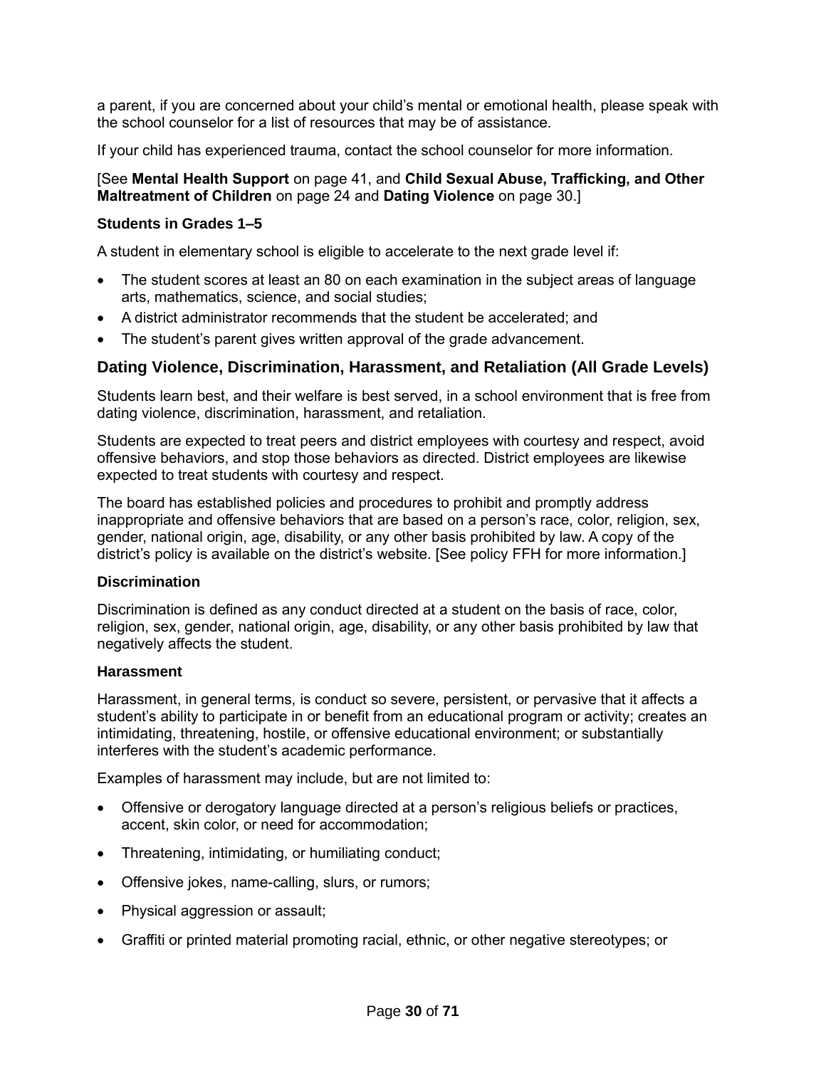a parent, if you are concerned about your child's mental or emotional health, please speak with the school counselor for a list of resources that may be of assistance.

If your child has experienced trauma, contact the school counselor for more information.

[See **Mental Health Support** on page 41, and **Child Sexual Abuse, Trafficking, and Other Maltreatment of Children** on page 24 and **Dating Violence** on page 30.]

### Students in Grades 1–5

A student in elementary school is eligible to accelerate to the next grade level if:

- The student scores at least an 80 on each examination in the subject areas of language arts, mathematics, science, and social studies;
- A district administrator recommends that the student be accelerated; and
- The student's parent gives written approval of the grade advancement.

## Dating Violence, Discrimination, Harassment, and Retaliation (All Grade Levels)

Students learn best, and their welfare is best served, in a school environment that is free from dating violence, discrimination, harassment, and retaliation.

Students are expected to treat peers and district employees with courtesy and respect, avoid offensive behaviors, and stop those behaviors as directed. District employees are likewise expected to treat students with courtesy and respect.

The board has established policies and procedures to prohibit and promptly address inappropriate and offensive behaviors that are based on a person's race, color, religion, sex, gender, national origin, age, disability, or any other basis prohibited by law. A copy of the district's policy is available on the district's website. [See policy FFH for more information.]

### Discrimination

Discrimination is defined as any conduct directed at a student on the basis of race, color, religion, sex, gender, national origin, age, disability, or any other basis prohibited by law that negatively affects the student.

### Harassment

Harassment, in general terms, is conduct so severe, persistent, or pervasive that it affects a student's ability to participate in or benefit from an educational program or activity; creates an intimidating, threatening, hostile, or offensive educational environment; or substantially interferes with the student's academic performance.

Examples of harassment may include, but are not limited to:

- Offensive or derogatory language directed at a person's religious beliefs or practices, accent, skin color, or need for accommodation;
- Threatening, intimidating, or humiliating conduct;
- Offensive jokes, name-calling, slurs, or rumors;
- Physical aggression or assault;
- Graffiti or printed material promoting racial, ethnic, or other negative stereotypes; or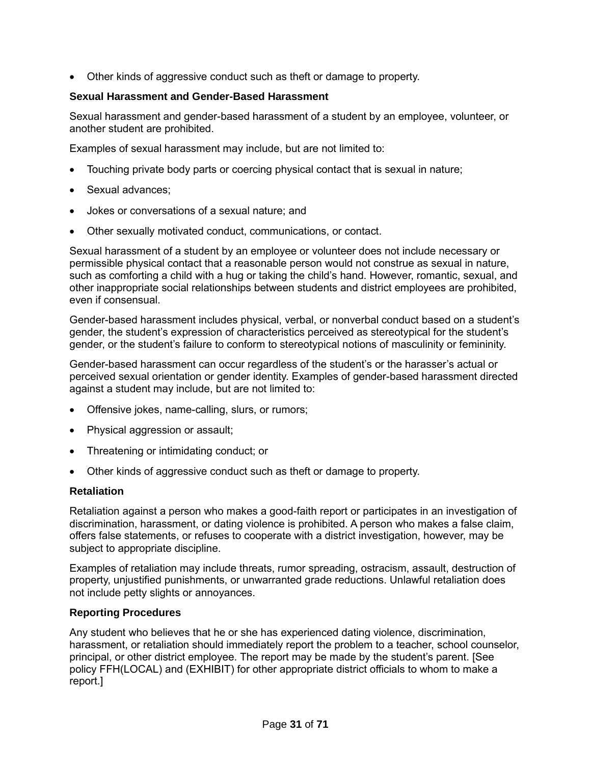- Other kinds of aggressive conduct such as theft or damage to property.

### Sexual Harassment and Gender-Based Harassment

Sexual harassment and gender-based harassment of a student by an employee, volunteer, or another student are prohibited.

Examples of sexual harassment may include, but are not limited to:

- Touching private body parts or coercing physical contact that is sexual in nature;
- Sexual advances;
- Jokes or conversations of a sexual nature; and
- Other sexually motivated conduct, communications, or contact.

Sexual harassment of a student by an employee or volunteer does not include necessary or permissible physical contact that a reasonable person would not construe as sexual in nature, such as comforting a child with a hug or taking the child's hand. However, romantic, sexual, and other inappropriate social relationships between students and district employees are prohibited, even if consensual.

Gender-based harassment includes physical, verbal, or nonverbal conduct based on a student's gender, the student's expression of characteristics perceived as stereotypical for the student's gender, or the student's failure to conform to stereotypical notions of masculinity or femininity.

Gender-based harassment can occur regardless of the student's or the harasser's actual or perceived sexual orientation or gender identity. Examples of gender-based harassment directed against a student may include, but are not limited to:

- Offensive jokes, name-calling, slurs, or rumors;
- Physical aggression or assault;
- Threatening or intimidating conduct; or
- Other kinds of aggressive conduct such as theft or damage to property.

### Retaliation

Retaliation against a person who makes a good-faith report or participates in an investigation of discrimination, harassment, or dating violence is prohibited. A person who makes a false claim, offers false statements, or refuses to cooperate with a district investigation, however, may be subject to appropriate discipline.

Examples of retaliation may include threats, rumor spreading, ostracism, assault, destruction of property, unjustified punishments, or unwarranted grade reductions. Unlawful retaliation does not include petty slights or annoyances.

### Reporting Procedures

Any student who believes that he or she has experienced dating violence, discrimination, harassment, or retaliation should immediately report the problem to a teacher, school counselor, principal, or other district employee. The report may be made by the student's parent. [See policy FFH(LOCAL) and (EXHIBIT) for other appropriate district officials to whom to make a report.]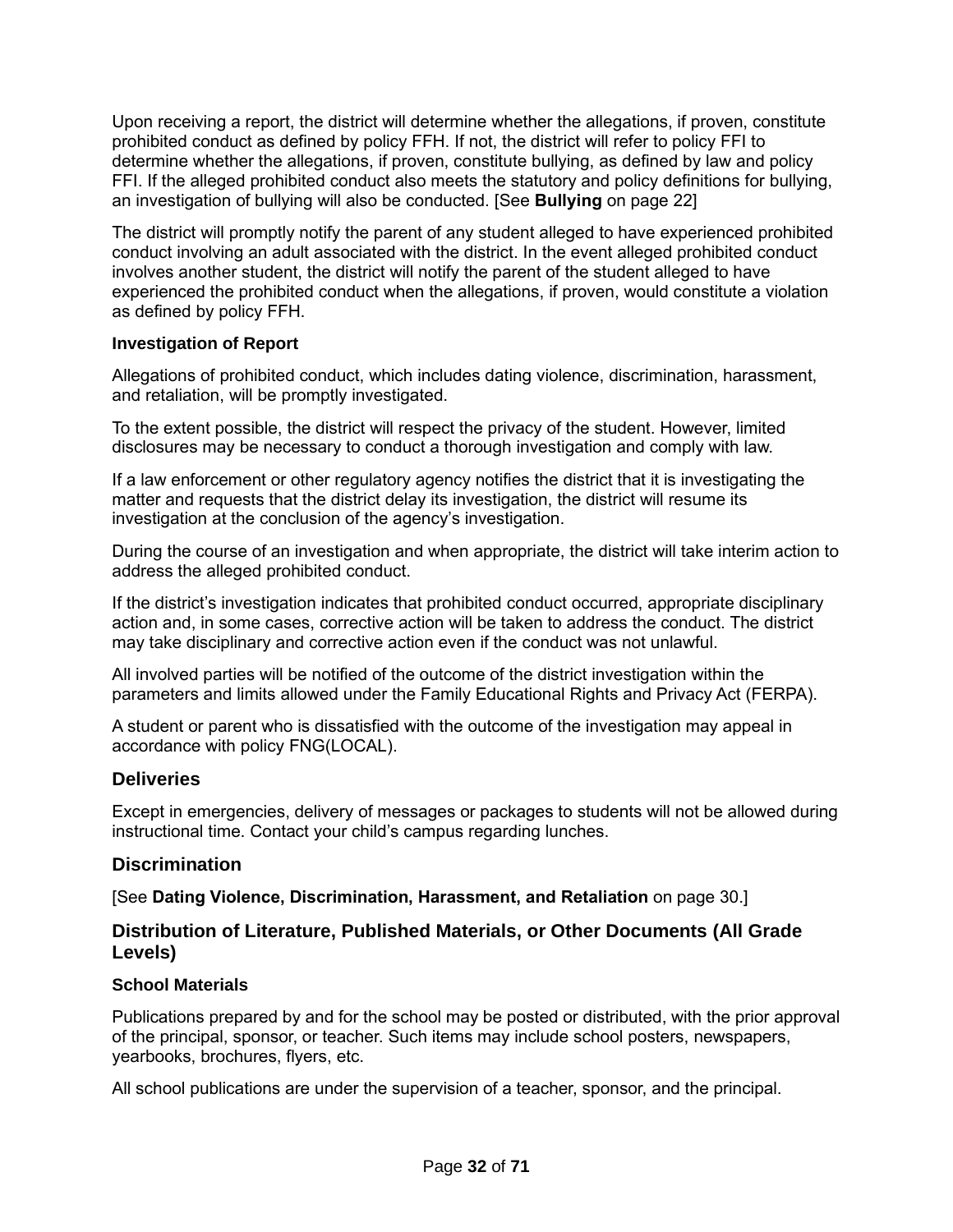Upon receiving a report, the district will determine whether the allegations, if proven, constitute prohibited conduct as defined by policy FFH. If not, the district will refer to policy FFI to determine whether the allegations, if proven, constitute bullying, as defined by law and policy FFI. If the alleged prohibited conduct also meets the statutory and policy definitions for bullying, an investigation of bullying will also be conducted. [See **Bullying** on page 22]

The district will promptly notify the parent of any student alleged to have experienced prohibited conduct involving an adult associated with the district. In the event alleged prohibited conduct involves another student, the district will notify the parent of the student alleged to have experienced the prohibited conduct when the allegations, if proven, would constitute a violation as defined by policy FFH.

#### Investigation of Report

Allegations of prohibited conduct, which includes dating violence, discrimination, harassment, and retaliation, will be promptly investigated.

To the extent possible, the district will respect the privacy of the student. However, limited disclosures may be necessary to conduct a thorough investigation and comply with law.

If a law enforcement or other regulatory agency notifies the district that it is investigating the matter and requests that the district delay its investigation, the district will resume its investigation at the conclusion of the agency's investigation.

During the course of an investigation and when appropriate, the district will take interim action to address the alleged prohibited conduct.

If the district's investigation indicates that prohibited conduct occurred, appropriate disciplinary action and, in some cases, corrective action will be taken to address the conduct. The district may take disciplinary and corrective action even if the conduct was not unlawful.

All involved parties will be notified of the outcome of the district investigation within the parameters and limits allowed under the Family Educational Rights and Privacy Act (FERPA).

A student or parent who is dissatisfied with the outcome of the investigation may appeal in accordance with policy FNG(LOCAL).

### Deliveries

Except in emergencies, delivery of messages or packages to students will not be allowed during instructional time. Contact your child's campus regarding lunches.

### Discrimination

[See **Dating Violence, Discrimination, Harassment, and Retaliation** on page 30.]

### Distribution of Literature, Published Materials, or Other Documents (All Grade Levels)

#### School Materials

Publications prepared by and for the school may be posted or distributed, with the prior approval of the principal, sponsor, or teacher. Such items may include school posters, newspapers, yearbooks, brochures, flyers, etc.

All school publications are under the supervision of a teacher, sponsor, and the principal.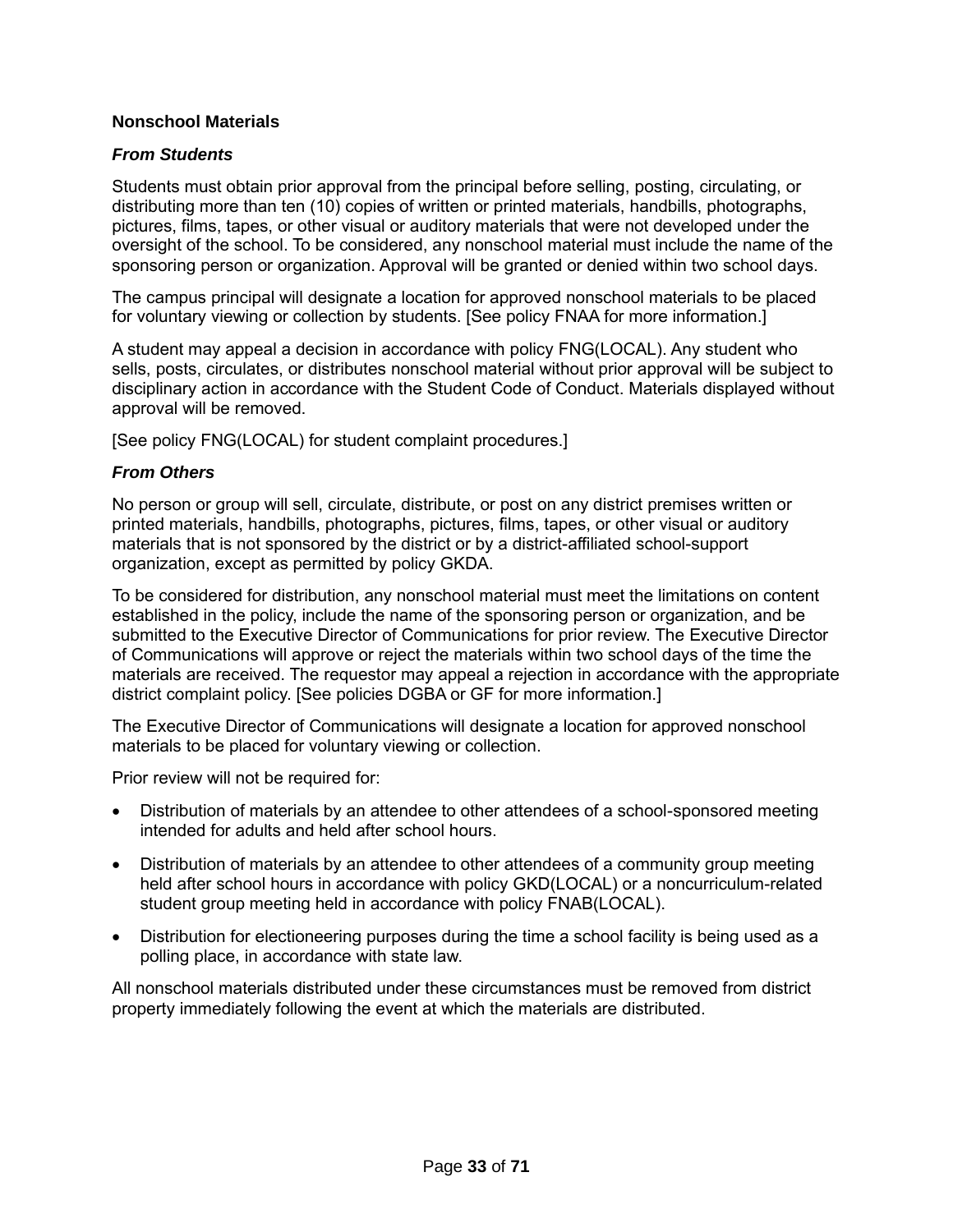## Nonschool Materials

### *From Students*

Students must obtain prior approval from the principal before selling, posting, circulating, or distributing more than ten (10) copies of written or printed materials, handbills, photographs, pictures, films, tapes, or other visual or auditory materials that were not developed under the oversight of the school. To be considered, any nonschool material must include the name of the sponsoring person or organization. Approval will be granted or denied within two school days.

The campus principal will designate a location for approved nonschool materials to be placed for voluntary viewing or collection by students. [See policy FNAA for more information.]

A student may appeal a decision in accordance with policy FNG(LOCAL). Any student who sells, posts, circulates, or distributes nonschool material without prior approval will be subject to disciplinary action in accordance with the Student Code of Conduct. Materials displayed without approval will be removed.

[See policy FNG(LOCAL) for student complaint procedures.]

### *From Others*

No person or group will sell, circulate, distribute, or post on any district premises written or printed materials, handbills, photographs, pictures, films, tapes, or other visual or auditory materials that is not sponsored by the district or by a district-affiliated school-support organization, except as permitted by policy GKDA.

To be considered for distribution, any nonschool material must meet the limitations on content established in the policy, include the name of the sponsoring person or organization, and be submitted to the Executive Director of Communications for prior review. The Executive Director of Communications will approve or reject the materials within two school days of the time the materials are received. The requestor may appeal a rejection in accordance with the appropriate district complaint policy. [See policies DGBA or GF for more information.]

The Executive Director of Communications will designate a location for approved nonschool materials to be placed for voluntary viewing or collection.

Prior review will not be required for:

- Distribution of materials by an attendee to other attendees of a school-sponsored meeting intended for adults and held after school hours.
- Distribution of materials by an attendee to other attendees of a community group meeting held after school hours in accordance with policy GKD(LOCAL) or a noncurriculum-related student group meeting held in accordance with policy FNAB(LOCAL).
- Distribution for electioneering purposes during the time a school facility is being used as a polling place, in accordance with state law.

All nonschool materials distributed under these circumstances must be removed from district property immediately following the event at which the materials are distributed.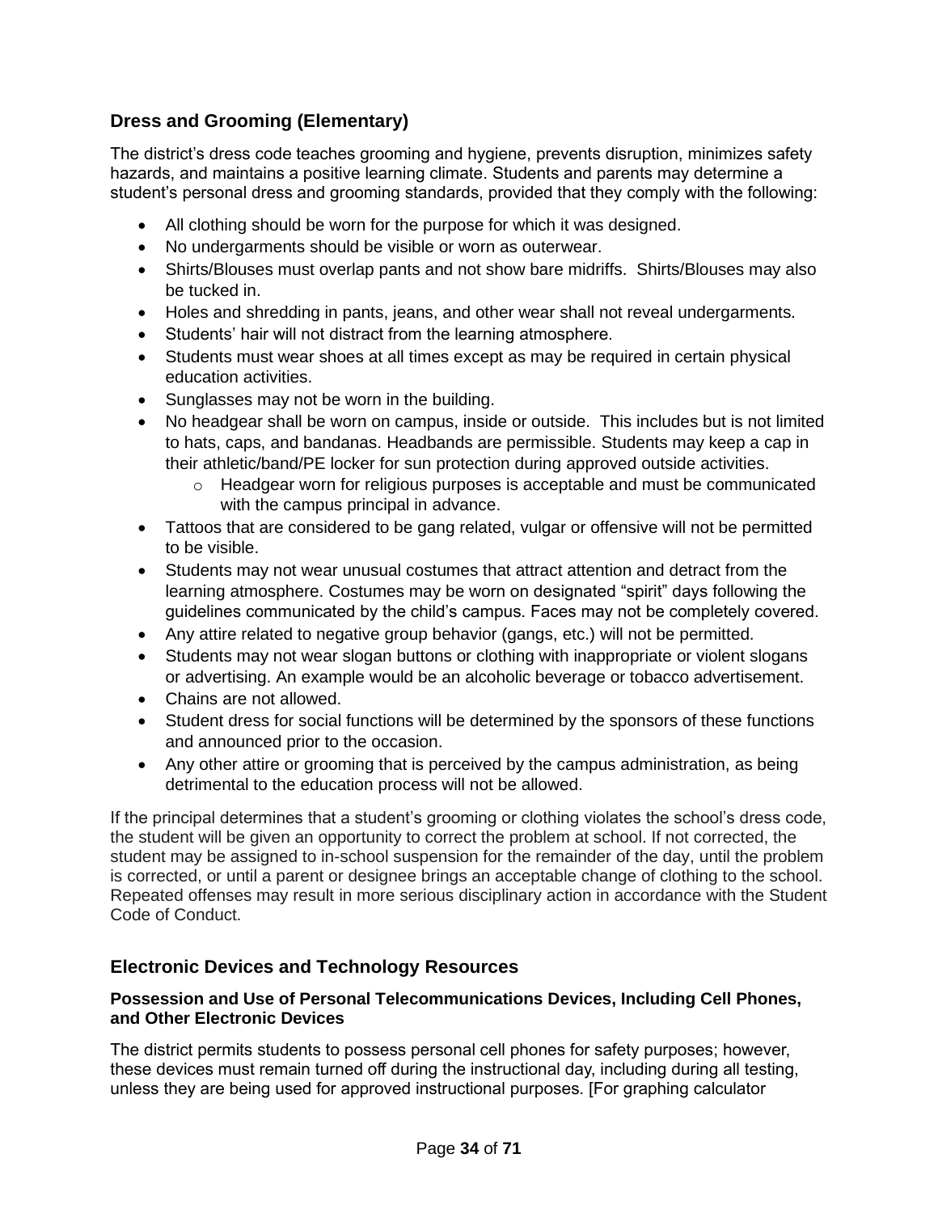## Dress and Grooming (Elementary)

The district's dress code teaches grooming and hygiene, prevents disruption, minimizes safety hazards, and maintains a positive learning climate. Students and parents may determine a student's personal dress and grooming standards, provided that they comply with the following:

- All clothing should be worn for the purpose for which it was designed.
- No undergarments should be visible or worn as outerwear.
- Shirts/Blouses must overlap pants and not show bare midriffs. Shirts/Blouses may also be tucked in.
- Holes and shredding in pants, jeans, and other wear shall not reveal undergarments.
- Students' hair will not distract from the learning atmosphere.
- Students must wear shoes at all times except as may be required in certain physical education activities.
- Sunglasses may not be worn in the building.
- No headgear shall be worn on campus, inside or outside. This includes but is not limited to hats, caps, and bandanas. Headbands are permissible. Students may keep a cap in their athletic/band/PE locker for sun protection during approved outside activities.
    - Headgear worn for religious purposes is acceptable and must be communicated with the campus principal in advance.
- Tattoos that are considered to be gang related, vulgar or offensive will not be permitted to be visible.
- Students may not wear unusual costumes that attract attention and detract from the learning atmosphere. Costumes may be worn on designated "spirit" days following the guidelines communicated by the child's campus. Faces may not be completely covered.
- Any attire related to negative group behavior (gangs, etc.) will not be permitted.
- Students may not wear slogan buttons or clothing with inappropriate or violent slogans or advertising. An example would be an alcoholic beverage or tobacco advertisement.
- Chains are not allowed.
- Student dress for social functions will be determined by the sponsors of these functions and announced prior to the occasion.
- Any other attire or grooming that is perceived by the campus administration, as being detrimental to the education process will not be allowed.

If the principal determines that a student's grooming or clothing violates the school's dress code, the student will be given an opportunity to correct the problem at school. If not corrected, the student may be assigned to in-school suspension for the remainder of the day, until the problem is corrected, or until a parent or designee brings an acceptable change of clothing to the school. Repeated offenses may result in more serious disciplinary action in accordance with the Student Code of Conduct.

## Electronic Devices and Technology Resources

### Possession and Use of Personal Telecommunications Devices, Including Cell Phones, and Other Electronic Devices

The district permits students to possess personal cell phones for safety purposes; however, these devices must remain turned off during the instructional day, including during all testing, unless they are being used for approved instructional purposes. [For graphing calculator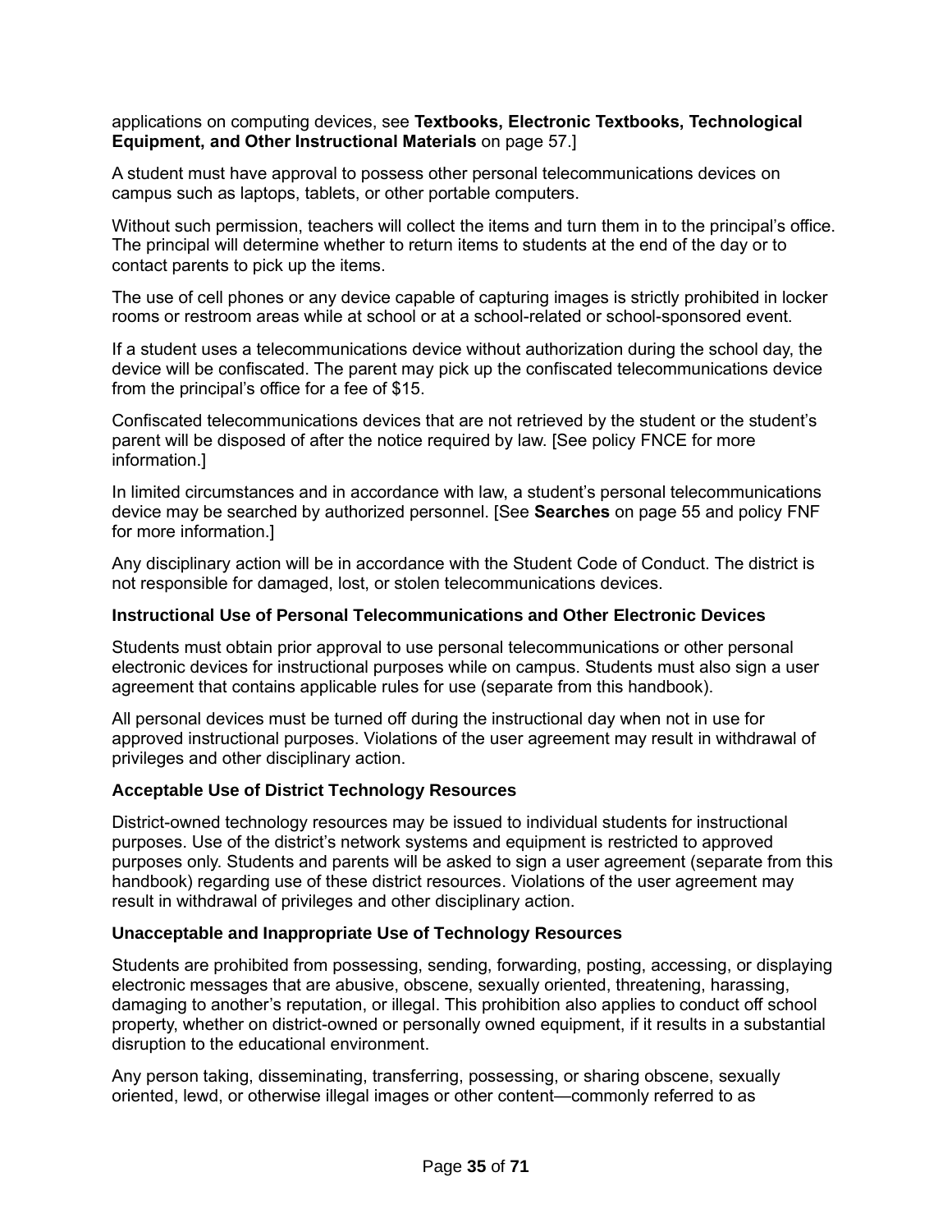applications on computing devices, see **Textbooks, Electronic Textbooks, Technological Equipment, and Other Instructional Materials** on page 57.]

A student must have approval to possess other personal telecommunications devices on campus such as laptops, tablets, or other portable computers.

Without such permission, teachers will collect the items and turn them in to the principal's office. The principal will determine whether to return items to students at the end of the day or to contact parents to pick up the items.

The use of cell phones or any device capable of capturing images is strictly prohibited in locker rooms or restroom areas while at school or at a school-related or school-sponsored event.

If a student uses a telecommunications device without authorization during the school day, the device will be confiscated. The parent may pick up the confiscated telecommunications device from the principal's office for a fee of $15.

Confiscated telecommunications devices that are not retrieved by the student or the student's parent will be disposed of after the notice required by law. [See policy FNCE for more information.]

In limited circumstances and in accordance with law, a student's personal telecommunications device may be searched by authorized personnel. [See **Searches** on page 55 and policy FNF for more information.]

Any disciplinary action will be in accordance with the Student Code of Conduct. The district is not responsible for damaged, lost, or stolen telecommunications devices.

### Instructional Use of Personal Telecommunications and Other Electronic Devices

Students must obtain prior approval to use personal telecommunications or other personal electronic devices for instructional purposes while on campus. Students must also sign a user agreement that contains applicable rules for use (separate from this handbook).

All personal devices must be turned off during the instructional day when not in use for approved instructional purposes. Violations of the user agreement may result in withdrawal of privileges and other disciplinary action.

### Acceptable Use of District Technology Resources

District-owned technology resources may be issued to individual students for instructional purposes. Use of the district's network systems and equipment is restricted to approved purposes only. Students and parents will be asked to sign a user agreement (separate from this handbook) regarding use of these district resources. Violations of the user agreement may result in withdrawal of privileges and other disciplinary action.

### Unacceptable and Inappropriate Use of Technology Resources

Students are prohibited from possessing, sending, forwarding, posting, accessing, or displaying electronic messages that are abusive, obscene, sexually oriented, threatening, harassing, damaging to another's reputation, or illegal. This prohibition also applies to conduct off school property, whether on district-owned or personally owned equipment, if it results in a substantial disruption to the educational environment.

Any person taking, disseminating, transferring, possessing, or sharing obscene, sexually oriented, lewd, or otherwise illegal images or other content—commonly referred to as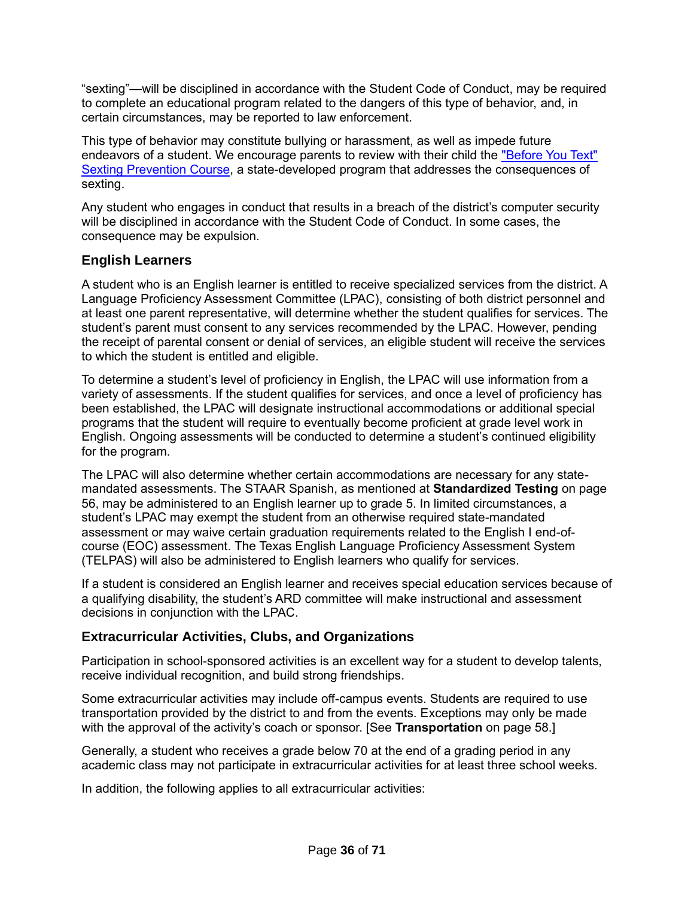"sexting"—will be disciplined in accordance with the Student Code of Conduct, may be required to complete an educational program related to the dangers of this type of behavior, and, in certain circumstances, may be reported to law enforcement.

This type of behavior may constitute bullying or harassment, as well as impede future endeavors of a student. We encourage parents to review with their child the "Before You Text" Sexting Prevention Course, a state-developed program that addresses the consequences of sexting.

Any student who engages in conduct that results in a breach of the district's computer security will be disciplined in accordance with the Student Code of Conduct. In some cases, the consequence may be expulsion.

## English Learners

A student who is an English learner is entitled to receive specialized services from the district. A Language Proficiency Assessment Committee (LPAC), consisting of both district personnel and at least one parent representative, will determine whether the student qualifies for services. The student's parent must consent to any services recommended by the LPAC. However, pending the receipt of parental consent or denial of services, an eligible student will receive the services to which the student is entitled and eligible.

To determine a student's level of proficiency in English, the LPAC will use information from a variety of assessments. If the student qualifies for services, and once a level of proficiency has been established, the LPAC will designate instructional accommodations or additional special programs that the student will require to eventually become proficient at grade level work in English. Ongoing assessments will be conducted to determine a student's continued eligibility for the program.

The LPAC will also determine whether certain accommodations are necessary for any state-mandated assessments. The STAAR Spanish, as mentioned at **Standardized Testing** on page 56, may be administered to an English learner up to grade 5. In limited circumstances, a student's LPAC may exempt the student from an otherwise required state-mandated assessment or may waive certain graduation requirements related to the English I end-of-course (EOC) assessment. The Texas English Language Proficiency Assessment System (TELPAS) will also be administered to English learners who qualify for services.

If a student is considered an English learner and receives special education services because of a qualifying disability, the student's ARD committee will make instructional and assessment decisions in conjunction with the LPAC.

## Extracurricular Activities, Clubs, and Organizations

Participation in school-sponsored activities is an excellent way for a student to develop talents, receive individual recognition, and build strong friendships.

Some extracurricular activities may include off-campus events. Students are required to use transportation provided by the district to and from the events. Exceptions may only be made with the approval of the activity's coach or sponsor. [See **Transportation** on page 58.]

Generally, a student who receives a grade below 70 at the end of a grading period in any academic class may not participate in extracurricular activities for at least three school weeks.

In addition, the following applies to all extracurricular activities: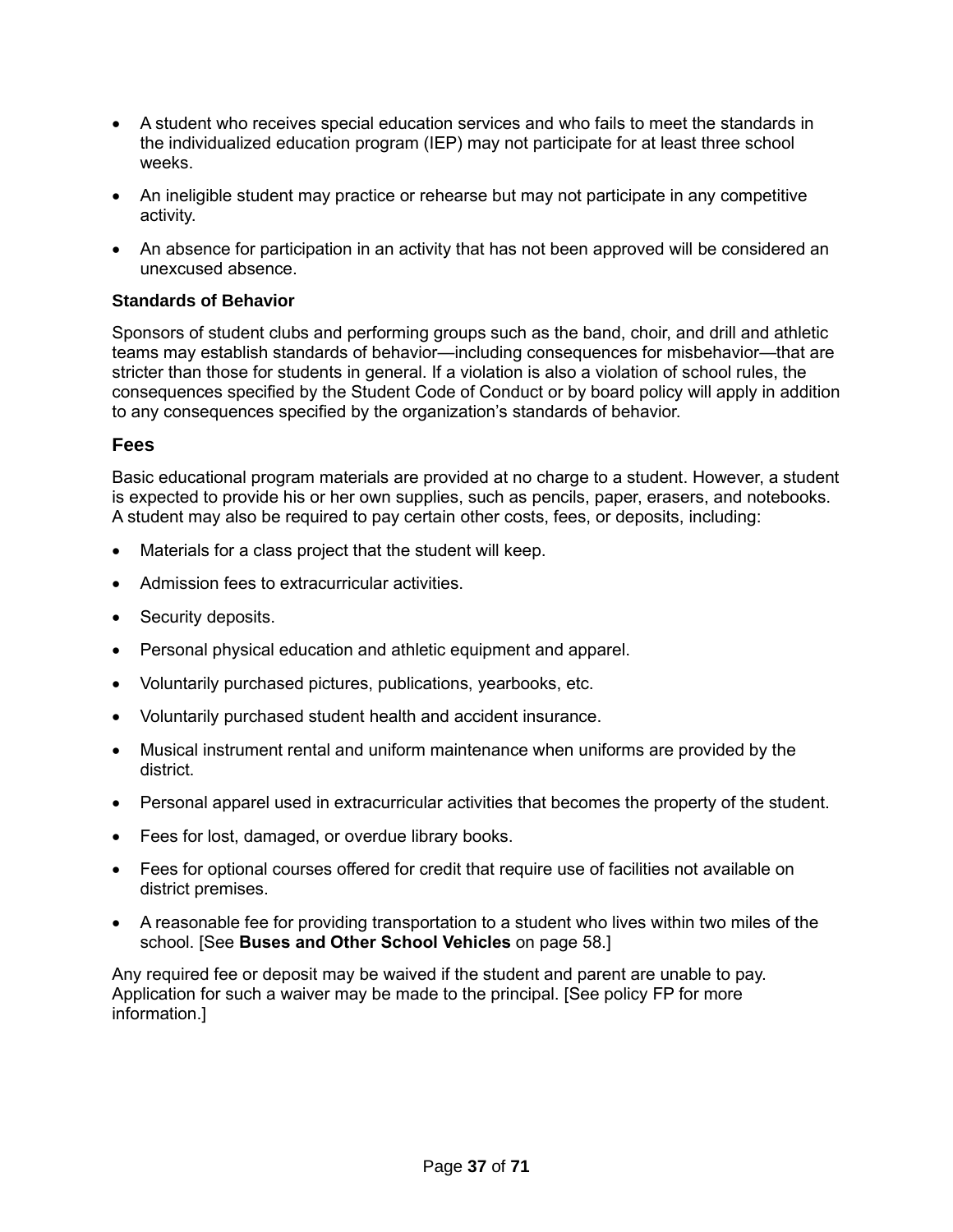- A student who receives special education services and who fails to meet the standards in the individualized education program (IEP) may not participate for at least three school weeks.
- An ineligible student may practice or rehearse but may not participate in any competitive activity.
- An absence for participation in an activity that has not been approved will be considered an unexcused absence.

#### Standards of Behavior

Sponsors of student clubs and performing groups such as the band, choir, and drill and athletic teams may establish standards of behavior—including consequences for misbehavior—that are stricter than those for students in general. If a violation is also a violation of school rules, the consequences specified by the Student Code of Conduct or by board policy will apply in addition to any consequences specified by the organization's standards of behavior.

### Fees

Basic educational program materials are provided at no charge to a student. However, a student is expected to provide his or her own supplies, such as pencils, paper, erasers, and notebooks. A student may also be required to pay certain other costs, fees, or deposits, including:

- Materials for a class project that the student will keep.
- Admission fees to extracurricular activities.
- Security deposits.
- Personal physical education and athletic equipment and apparel.
- Voluntarily purchased pictures, publications, yearbooks, etc.
- Voluntarily purchased student health and accident insurance.
- Musical instrument rental and uniform maintenance when uniforms are provided by the district.
- Personal apparel used in extracurricular activities that becomes the property of the student.
- Fees for lost, damaged, or overdue library books.
- Fees for optional courses offered for credit that require use of facilities not available on district premises.
- A reasonable fee for providing transportation to a student who lives within two miles of the school. [See **Buses and Other School Vehicles** on page 58.]

Any required fee or deposit may be waived if the student and parent are unable to pay. Application for such a waiver may be made to the principal. [See policy FP for more information.]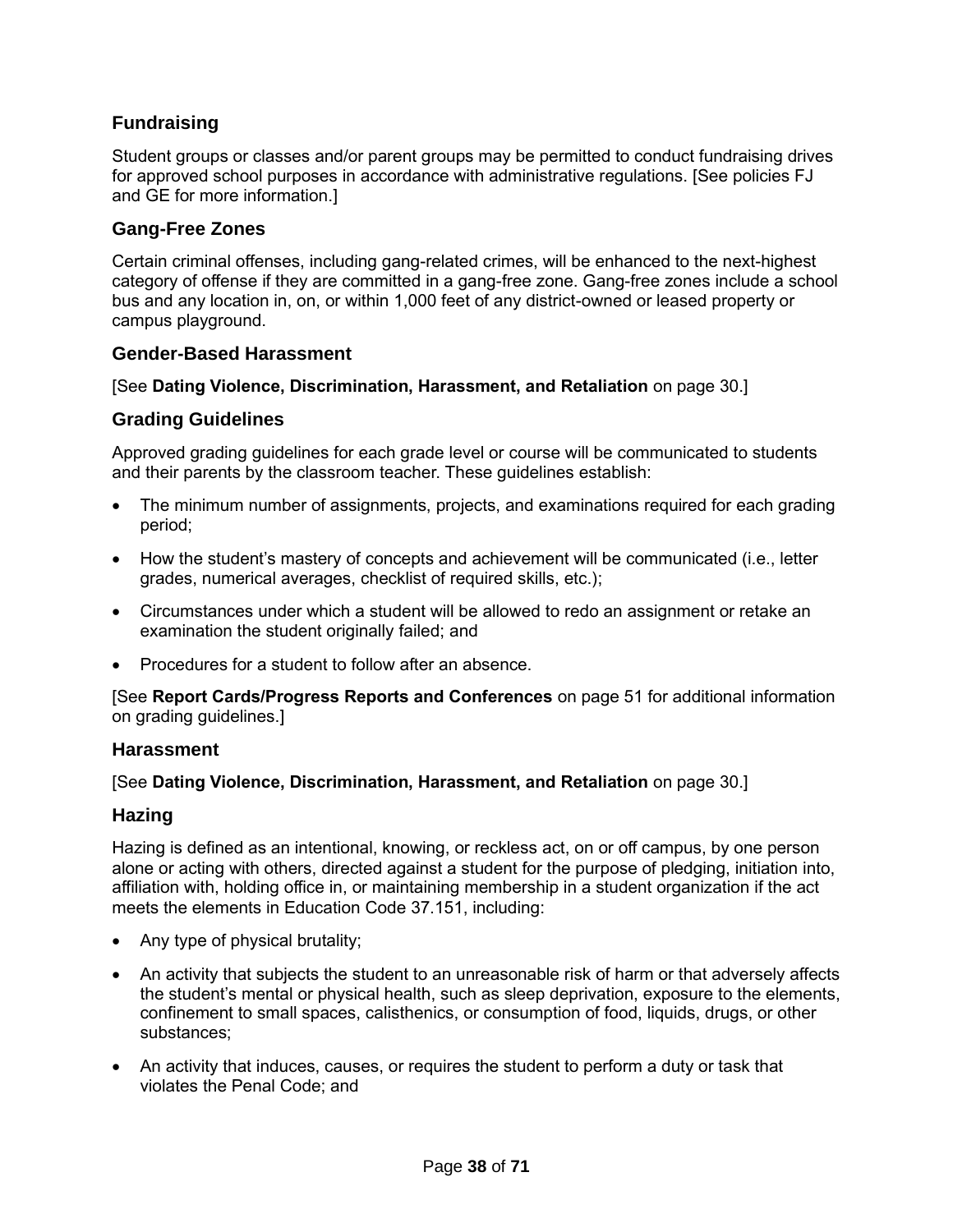## Fundraising

Student groups or classes and/or parent groups may be permitted to conduct fundraising drives for approved school purposes in accordance with administrative regulations. [See policies FJ and GE for more information.]

## Gang-Free Zones

Certain criminal offenses, including gang-related crimes, will be enhanced to the next-highest category of offense if they are committed in a gang-free zone. Gang-free zones include a school bus and any location in, on, or within 1,000 feet of any district-owned or leased property or campus playground.

### Gender-Based Harassment

[See **Dating Violence, Discrimination, Harassment, and Retaliation** on page 30.]

## Grading Guidelines

Approved grading guidelines for each grade level or course will be communicated to students and their parents by the classroom teacher. These guidelines establish:

- The minimum number of assignments, projects, and examinations required for each grading period;
- How the student's mastery of concepts and achievement will be communicated (i.e., letter grades, numerical averages, checklist of required skills, etc.);
- Circumstances under which a student will be allowed to redo an assignment or retake an examination the student originally failed; and
- Procedures for a student to follow after an absence.

[See **Report Cards/Progress Reports and Conferences** on page 51 for additional information on grading guidelines.]

### Harassment

[See **Dating Violence, Discrimination, Harassment, and Retaliation** on page 30.]

## Hazing

Hazing is defined as an intentional, knowing, or reckless act, on or off campus, by one person alone or acting with others, directed against a student for the purpose of pledging, initiation into, affiliation with, holding office in, or maintaining membership in a student organization if the act meets the elements in Education Code 37.151, including:

- Any type of physical brutality;
- An activity that subjects the student to an unreasonable risk of harm or that adversely affects the student's mental or physical health, such as sleep deprivation, exposure to the elements, confinement to small spaces, calisthenics, or consumption of food, liquids, drugs, or other substances;
- An activity that induces, causes, or requires the student to perform a duty or task that violates the Penal Code; and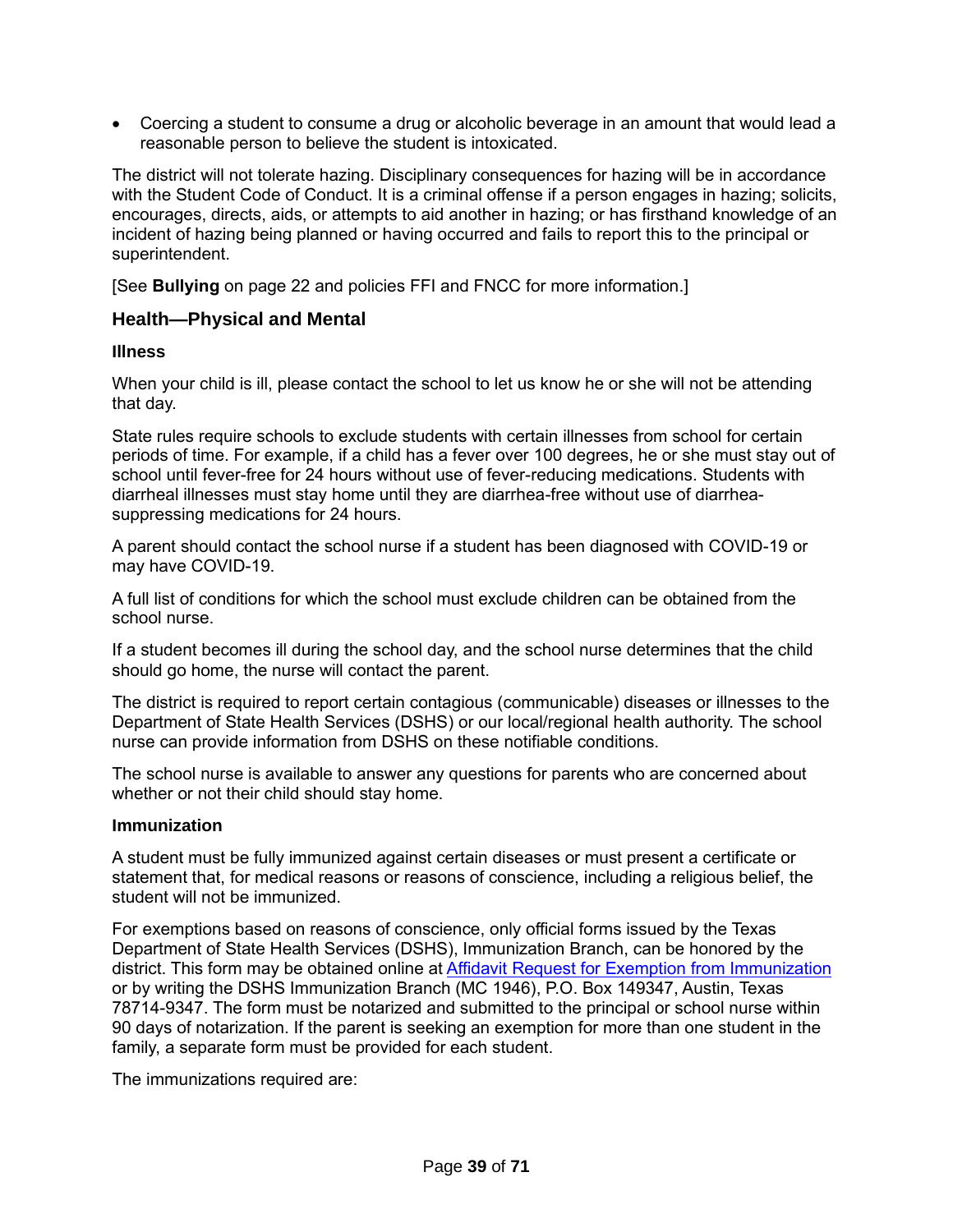- Coercing a student to consume a drug or alcoholic beverage in an amount that would lead a reasonable person to believe the student is intoxicated.

The district will not tolerate hazing. Disciplinary consequences for hazing will be in accordance with the Student Code of Conduct. It is a criminal offense if a person engages in hazing; solicits, encourages, directs, aids, or attempts to aid another in hazing; or has firsthand knowledge of an incident of hazing being planned or having occurred and fails to report this to the principal or superintendent.

[See **Bullying** on page 22 and policies FFI and FNCC for more information.]

## Health—Physical and Mental

### Illness

When your child is ill, please contact the school to let us know he or she will not be attending that day.

State rules require schools to exclude students with certain illnesses from school for certain periods of time. For example, if a child has a fever over 100 degrees, he or she must stay out of school until fever-free for 24 hours without use of fever-reducing medications. Students with diarrheal illnesses must stay home until they are diarrhea-free without use of diarrhea-suppressing medications for 24 hours.

A parent should contact the school nurse if a student has been diagnosed with COVID-19 or may have COVID-19.

A full list of conditions for which the school must exclude children can be obtained from the school nurse.

If a student becomes ill during the school day, and the school nurse determines that the child should go home, the nurse will contact the parent.

The district is required to report certain contagious (communicable) diseases or illnesses to the Department of State Health Services (DSHS) or our local/regional health authority. The school nurse can provide information from DSHS on these notifiable conditions.

The school nurse is available to answer any questions for parents who are concerned about whether or not their child should stay home.

### Immunization

A student must be fully immunized against certain diseases or must present a certificate or statement that, for medical reasons or reasons of conscience, including a religious belief, the student will not be immunized.

For exemptions based on reasons of conscience, only official forms issued by the Texas Department of State Health Services (DSHS), Immunization Branch, can be honored by the district. This form may be obtained online at Affidavit Request for Exemption from Immunization or by writing the DSHS Immunization Branch (MC 1946), P.O. Box 149347, Austin, Texas 78714-9347. The form must be notarized and submitted to the principal or school nurse within 90 days of notarization. If the parent is seeking an exemption for more than one student in the family, a separate form must be provided for each student.

The immunizations required are: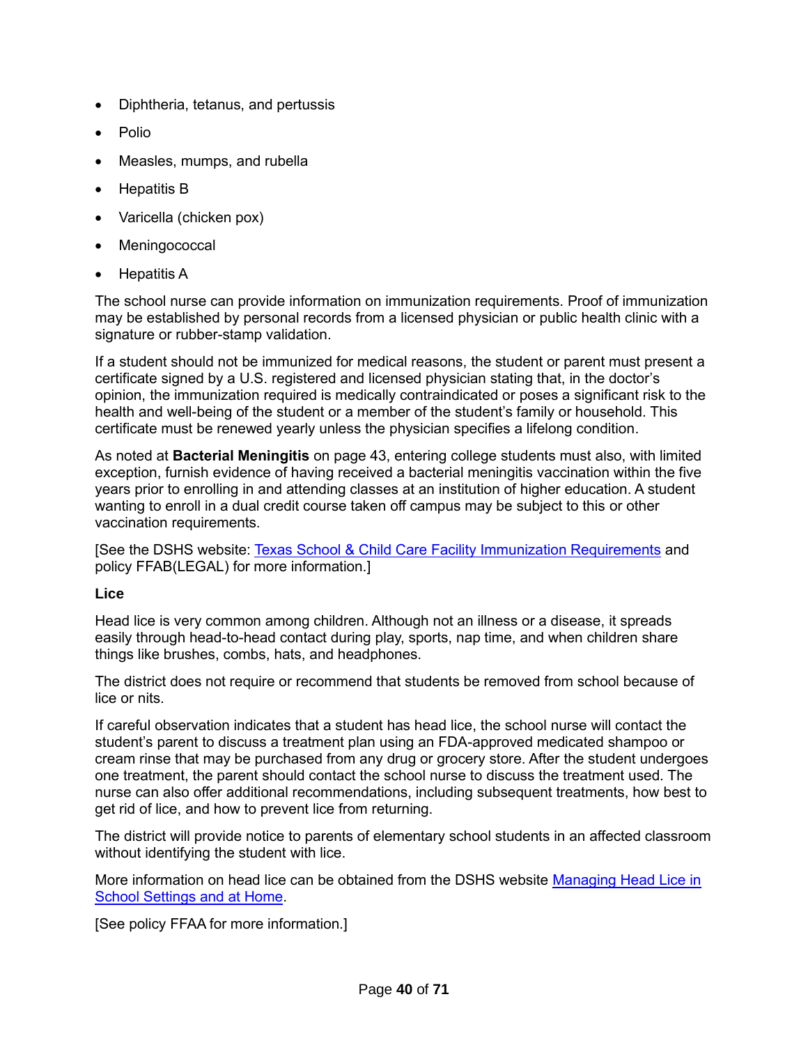- Diphtheria, tetanus, and pertussis
- Polio
- Measles, mumps, and rubella
- Hepatitis B
- Varicella (chicken pox)
- Meningococcal
- Hepatitis A

The school nurse can provide information on immunization requirements. Proof of immunization may be established by personal records from a licensed physician or public health clinic with a signature or rubber-stamp validation.

If a student should not be immunized for medical reasons, the student or parent must present a certificate signed by a U.S. registered and licensed physician stating that, in the doctor's opinion, the immunization required is medically contraindicated or poses a significant risk to the health and well-being of the student or a member of the student's family or household. This certificate must be renewed yearly unless the physician specifies a lifelong condition.

As noted at **Bacterial Meningitis** on page 43, entering college students must also, with limited exception, furnish evidence of having received a bacterial meningitis vaccination within the five years prior to enrolling in and attending classes at an institution of higher education. A student wanting to enroll in a dual credit course taken off campus may be subject to this or other vaccination requirements.

[See the DSHS website: Texas School & Child Care Facility Immunization Requirements and policy FFAB(LEGAL) for more information.]

**Lice**

Head lice is very common among children. Although not an illness or a disease, it spreads easily through head-to-head contact during play, sports, nap time, and when children share things like brushes, combs, hats, and headphones.

The district does not require or recommend that students be removed from school because of lice or nits.

If careful observation indicates that a student has head lice, the school nurse will contact the student's parent to discuss a treatment plan using an FDA-approved medicated shampoo or cream rinse that may be purchased from any drug or grocery store. After the student undergoes one treatment, the parent should contact the school nurse to discuss the treatment used. The nurse can also offer additional recommendations, including subsequent treatments, how best to get rid of lice, and how to prevent lice from returning.

The district will provide notice to parents of elementary school students in an affected classroom without identifying the student with lice.

More information on head lice can be obtained from the DSHS website Managing Head Lice in School Settings and at Home.

[See policy FFAA for more information.]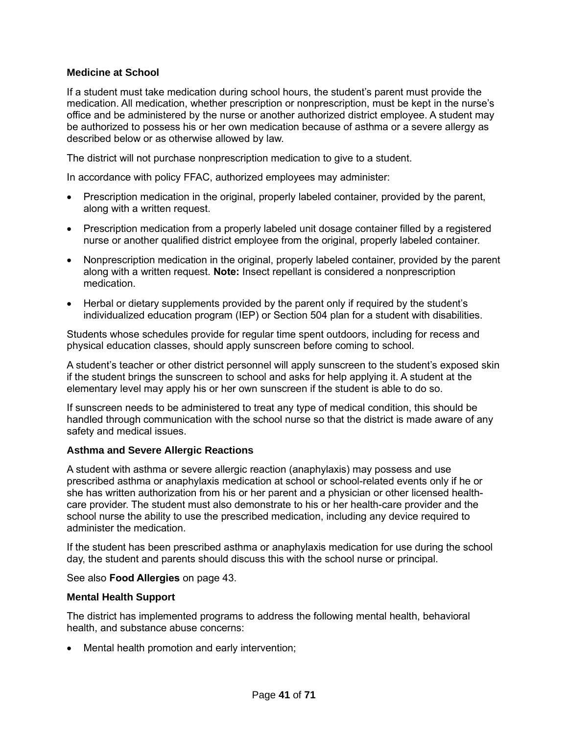### Medicine at School

If a student must take medication during school hours, the student's parent must provide the medication. All medication, whether prescription or nonprescription, must be kept in the nurse's office and be administered by the nurse or another authorized district employee. A student may be authorized to possess his or her own medication because of asthma or a severe allergy as described below or as otherwise allowed by law.

The district will not purchase nonprescription medication to give to a student.

In accordance with policy FFAC, authorized employees may administer:

- Prescription medication in the original, properly labeled container, provided by the parent, along with a written request.
- Prescription medication from a properly labeled unit dosage container filled by a registered nurse or another qualified district employee from the original, properly labeled container.
- Nonprescription medication in the original, properly labeled container, provided by the parent along with a written request. **Note:** Insect repellant is considered a nonprescription medication.
- Herbal or dietary supplements provided by the parent only if required by the student's individualized education program (IEP) or Section 504 plan for a student with disabilities.

Students whose schedules provide for regular time spent outdoors, including for recess and physical education classes, should apply sunscreen before coming to school.

A student's teacher or other district personnel will apply sunscreen to the student's exposed skin if the student brings the sunscreen to school and asks for help applying it. A student at the elementary level may apply his or her own sunscreen if the student is able to do so.

If sunscreen needs to be administered to treat any type of medical condition, this should be handled through communication with the school nurse so that the district is made aware of any safety and medical issues.

### Asthma and Severe Allergic Reactions

A student with asthma or severe allergic reaction (anaphylaxis) may possess and use prescribed asthma or anaphylaxis medication at school or school-related events only if he or she has written authorization from his or her parent and a physician or other licensed health-care provider. The student must also demonstrate to his or her health-care provider and the school nurse the ability to use the prescribed medication, including any device required to administer the medication.

If the student has been prescribed asthma or anaphylaxis medication for use during the school day, the student and parents should discuss this with the school nurse or principal.

See also **Food Allergies** on page 43.

### Mental Health Support

The district has implemented programs to address the following mental health, behavioral health, and substance abuse concerns:

- Mental health promotion and early intervention;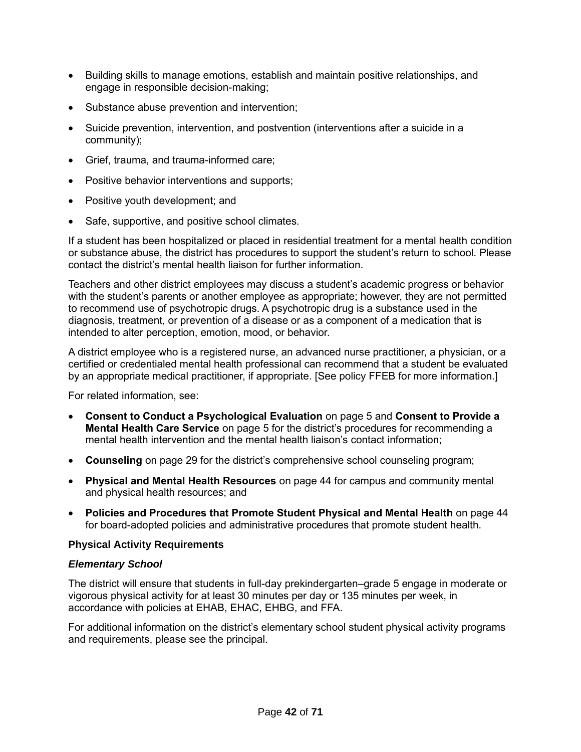- Building skills to manage emotions, establish and maintain positive relationships, and engage in responsible decision-making;
- Substance abuse prevention and intervention;
- Suicide prevention, intervention, and postvention (interventions after a suicide in a community);
- Grief, trauma, and trauma-informed care;
- Positive behavior interventions and supports;
- Positive youth development; and
- Safe, supportive, and positive school climates.

If a student has been hospitalized or placed in residential treatment for a mental health condition or substance abuse, the district has procedures to support the student's return to school. Please contact the district's mental health liaison for further information.

Teachers and other district employees may discuss a student's academic progress or behavior with the student's parents or another employee as appropriate; however, they are not permitted to recommend use of psychotropic drugs. A psychotropic drug is a substance used in the diagnosis, treatment, or prevention of a disease or as a component of a medication that is intended to alter perception, emotion, mood, or behavior.

A district employee who is a registered nurse, an advanced nurse practitioner, a physician, or a certified or credentialed mental health professional can recommend that a student be evaluated by an appropriate medical practitioner, if appropriate. [See policy FFEB for more information.]

For related information, see:

- **Consent to Conduct a Psychological Evaluation** on page 5 and **Consent to Provide a Mental Health Care Service** on page 5 for the district's procedures for recommending a mental health intervention and the mental health liaison's contact information;
- **Counseling** on page 29 for the district's comprehensive school counseling program;
- **Physical and Mental Health Resources** on page 44 for campus and community mental and physical health resources; and
- **Policies and Procedures that Promote Student Physical and Mental Health** on page 44 for board-adopted policies and administrative procedures that promote student health.

### Physical Activity Requirements

#### *Elementary School*

The district will ensure that students in full-day prekindergarten–grade 5 engage in moderate or vigorous physical activity for at least 30 minutes per day or 135 minutes per week, in accordance with policies at EHAB, EHAC, EHBG, and FFA.

For additional information on the district's elementary school student physical activity programs and requirements, please see the principal.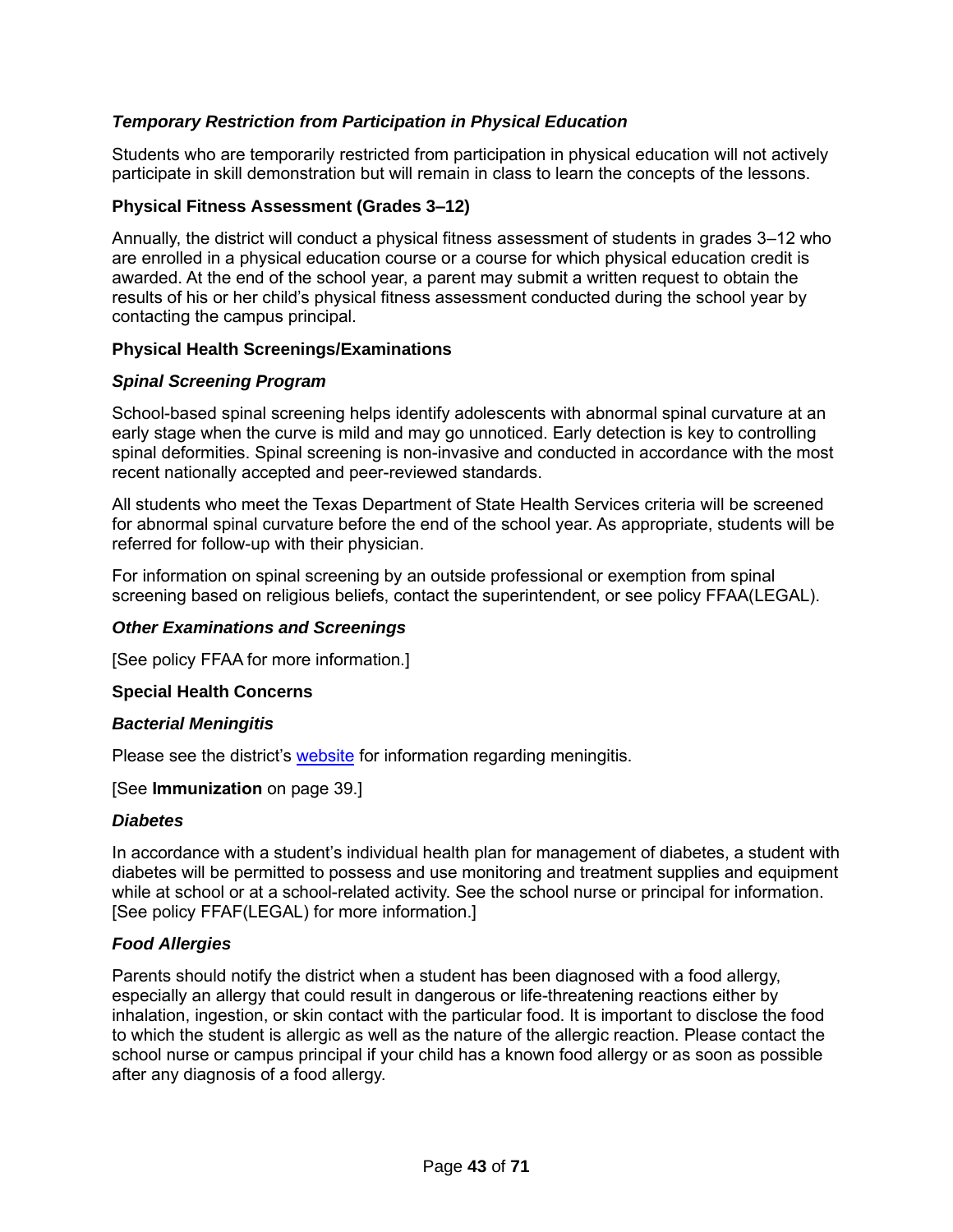### *Temporary Restriction from Participation in Physical Education*

Students who are temporarily restricted from participation in physical education will not actively participate in skill demonstration but will remain in class to learn the concepts of the lessons.

## Physical Fitness Assessment (Grades 3–12)

Annually, the district will conduct a physical fitness assessment of students in grades 3–12 who are enrolled in a physical education course or a course for which physical education credit is awarded. At the end of the school year, a parent may submit a written request to obtain the results of his or her child's physical fitness assessment conducted during the school year by contacting the campus principal.

## Physical Health Screenings/Examinations

### *Spinal Screening Program*

School-based spinal screening helps identify adolescents with abnormal spinal curvature at an early stage when the curve is mild and may go unnoticed. Early detection is key to controlling spinal deformities. Spinal screening is non-invasive and conducted in accordance with the most recent nationally accepted and peer-reviewed standards.

All students who meet the Texas Department of State Health Services criteria will be screened for abnormal spinal curvature before the end of the school year. As appropriate, students will be referred for follow-up with their physician.

For information on spinal screening by an outside professional or exemption from spinal screening based on religious beliefs, contact the superintendent, or see policy FFAA(LEGAL).

### *Other Examinations and Screenings*

[See policy FFAA for more information.]

## Special Health Concerns

### *Bacterial Meningitis*

Please see the district's website for information regarding meningitis.

[See **Immunization** on page 39.]

### *Diabetes*

In accordance with a student's individual health plan for management of diabetes, a student with diabetes will be permitted to possess and use monitoring and treatment supplies and equipment while at school or at a school-related activity. See the school nurse or principal for information. [See policy FFAF(LEGAL) for more information.]

### *Food Allergies*

Parents should notify the district when a student has been diagnosed with a food allergy, especially an allergy that could result in dangerous or life-threatening reactions either by inhalation, ingestion, or skin contact with the particular food. It is important to disclose the food to which the student is allergic as well as the nature of the allergic reaction. Please contact the school nurse or campus principal if your child has a known food allergy or as soon as possible after any diagnosis of a food allergy.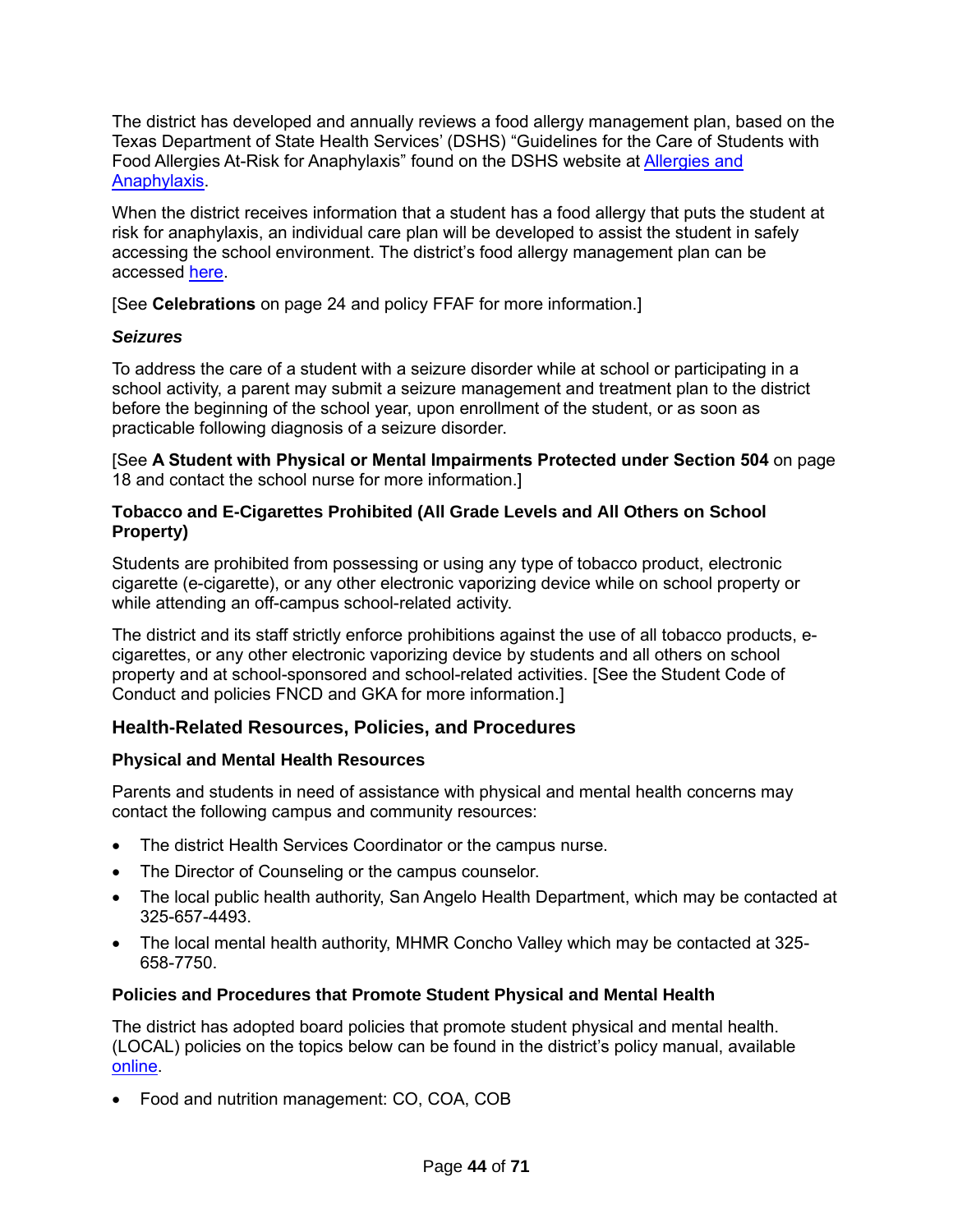The district has developed and annually reviews a food allergy management plan, based on the Texas Department of State Health Services' (DSHS) "Guidelines for the Care of Students with Food Allergies At-Risk for Anaphylaxis" found on the DSHS website at [Allergies and Anaphylaxis](#).

When the district receives information that a student has a food allergy that puts the student at risk for anaphylaxis, an individual care plan will be developed to assist the student in safely accessing the school environment. The district's food allergy management plan can be accessed [here](#).

[See **Celebrations** on page 24 and policy FFAF for more information.]

#### *Seizures*

To address the care of a student with a seizure disorder while at school or participating in a school activity, a parent may submit a seizure management and treatment plan to the district before the beginning of the school year, upon enrollment of the student, or as soon as practicable following diagnosis of a seizure disorder.

[See **A Student with Physical or Mental Impairments Protected under Section 504** on page 18 and contact the school nurse for more information.]

### Tobacco and E-Cigarettes Prohibited (All Grade Levels and All Others on School Property)

Students are prohibited from possessing or using any type of tobacco product, electronic cigarette (e-cigarette), or any other electronic vaporizing device while on school property or while attending an off-campus school-related activity.

The district and its staff strictly enforce prohibitions against the use of all tobacco products, e-cigarettes, or any other electronic vaporizing device by students and all others on school property and at school-sponsored and school-related activities. [See the Student Code of Conduct and policies FNCD and GKA for more information.]

## Health-Related Resources, Policies, and Procedures

### Physical and Mental Health Resources

Parents and students in need of assistance with physical and mental health concerns may contact the following campus and community resources:

- The district Health Services Coordinator or the campus nurse.
- The Director of Counseling or the campus counselor.
- The local public health authority, San Angelo Health Department, which may be contacted at 325-657-4493.
- The local mental health authority, MHMR Concho Valley which may be contacted at 325-658-7750.

### Policies and Procedures that Promote Student Physical and Mental Health

The district has adopted board policies that promote student physical and mental health. (LOCAL) policies on the topics below can be found in the district's policy manual, available [online](#).

- Food and nutrition management: CO, COA, COB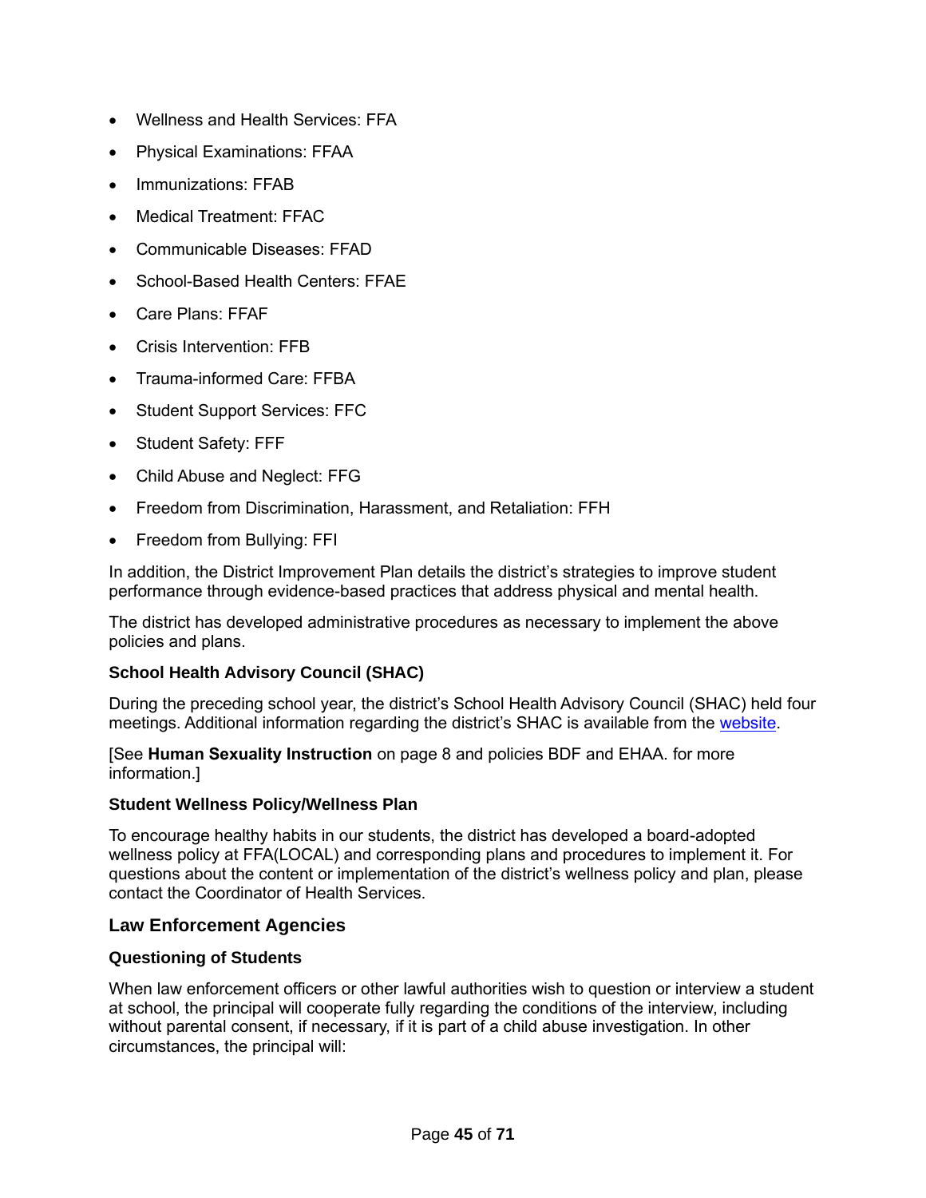- Wellness and Health Services: FFA
- Physical Examinations: FFAA
- Immunizations: FFAB
- Medical Treatment: FFAC
- Communicable Diseases: FFAD
- School-Based Health Centers: FFAE
- Care Plans: FFAF
- Crisis Intervention: FFB
- Trauma-informed Care: FFBA
- Student Support Services: FFC
- Student Safety: FFF
- Child Abuse and Neglect: FFG
- Freedom from Discrimination, Harassment, and Retaliation: FFH
- Freedom from Bullying: FFI

In addition, the District Improvement Plan details the district's strategies to improve student performance through evidence-based practices that address physical and mental health.

The district has developed administrative procedures as necessary to implement the above policies and plans.

#### School Health Advisory Council (SHAC)

During the preceding school year, the district's School Health Advisory Council (SHAC) held four meetings. Additional information regarding the district's SHAC is available from the website.

[See **Human Sexuality Instruction** on page 8 and policies BDF and EHAA. for more information.]

#### Student Wellness Policy/Wellness Plan

To encourage healthy habits in our students, the district has developed a board-adopted wellness policy at FFA(LOCAL) and corresponding plans and procedures to implement it. For questions about the content or implementation of the district's wellness policy and plan, please contact the Coordinator of Health Services.

### Law Enforcement Agencies

#### Questioning of Students

When law enforcement officers or other lawful authorities wish to question or interview a student at school, the principal will cooperate fully regarding the conditions of the interview, including without parental consent, if necessary, if it is part of a child abuse investigation. In other circumstances, the principal will: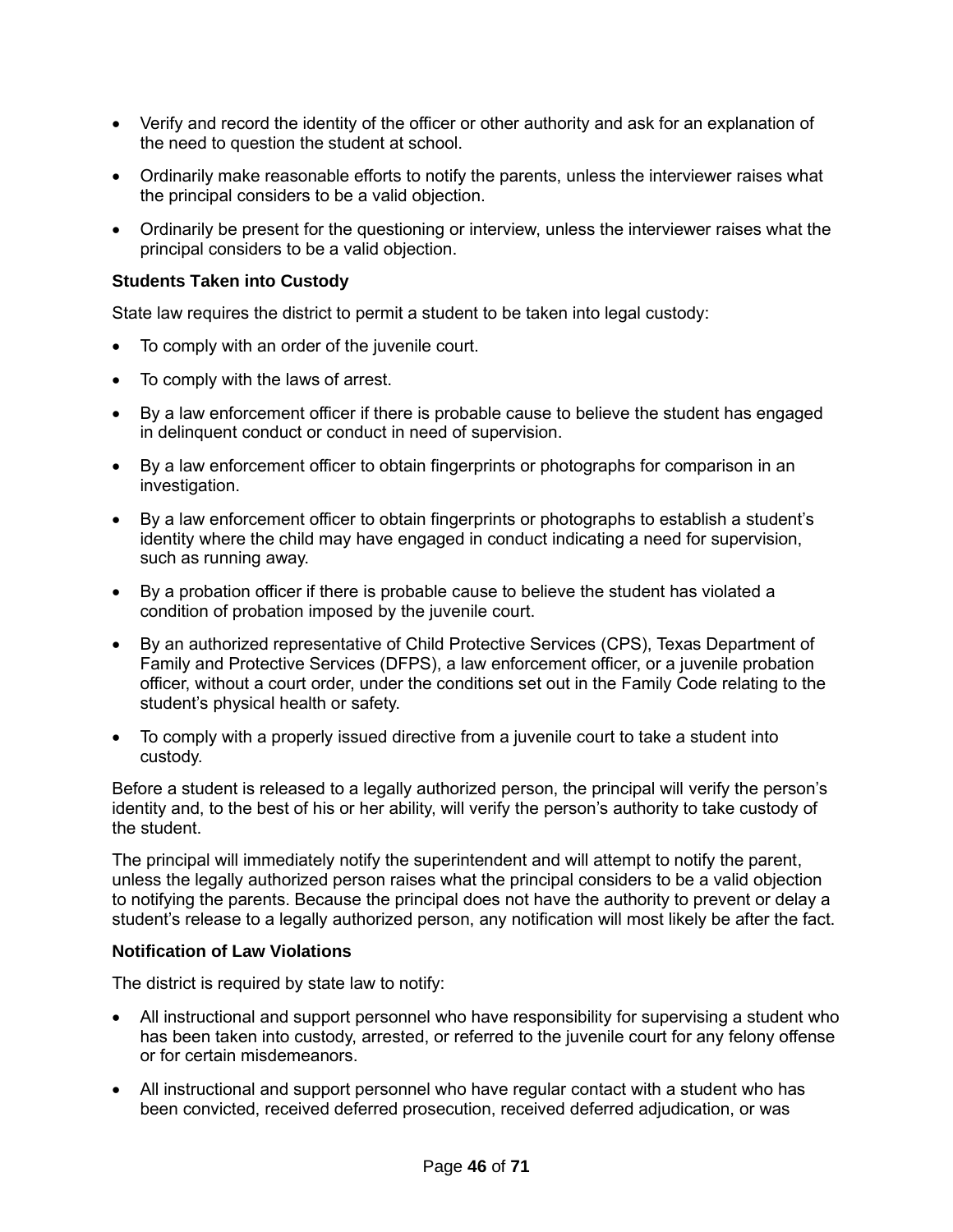- Verify and record the identity of the officer or other authority and ask for an explanation of the need to question the student at school.
- Ordinarily make reasonable efforts to notify the parents, unless the interviewer raises what the principal considers to be a valid objection.
- Ordinarily be present for the questioning or interview, unless the interviewer raises what the principal considers to be a valid objection.

### Students Taken into Custody

State law requires the district to permit a student to be taken into legal custody:

- To comply with an order of the juvenile court.
- To comply with the laws of arrest.
- By a law enforcement officer if there is probable cause to believe the student has engaged in delinquent conduct or conduct in need of supervision.
- By a law enforcement officer to obtain fingerprints or photographs for comparison in an investigation.
- By a law enforcement officer to obtain fingerprints or photographs to establish a student's identity where the child may have engaged in conduct indicating a need for supervision, such as running away.
- By a probation officer if there is probable cause to believe the student has violated a condition of probation imposed by the juvenile court.
- By an authorized representative of Child Protective Services (CPS), Texas Department of Family and Protective Services (DFPS), a law enforcement officer, or a juvenile probation officer, without a court order, under the conditions set out in the Family Code relating to the student's physical health or safety.
- To comply with a properly issued directive from a juvenile court to take a student into custody.

Before a student is released to a legally authorized person, the principal will verify the person's identity and, to the best of his or her ability, will verify the person's authority to take custody of the student.

The principal will immediately notify the superintendent and will attempt to notify the parent, unless the legally authorized person raises what the principal considers to be a valid objection to notifying the parents. Because the principal does not have the authority to prevent or delay a student's release to a legally authorized person, any notification will most likely be after the fact.

### Notification of Law Violations

The district is required by state law to notify:

- All instructional and support personnel who have responsibility for supervising a student who has been taken into custody, arrested, or referred to the juvenile court for any felony offense or for certain misdemeanors.
- All instructional and support personnel who have regular contact with a student who has been convicted, received deferred prosecution, received deferred adjudication, or was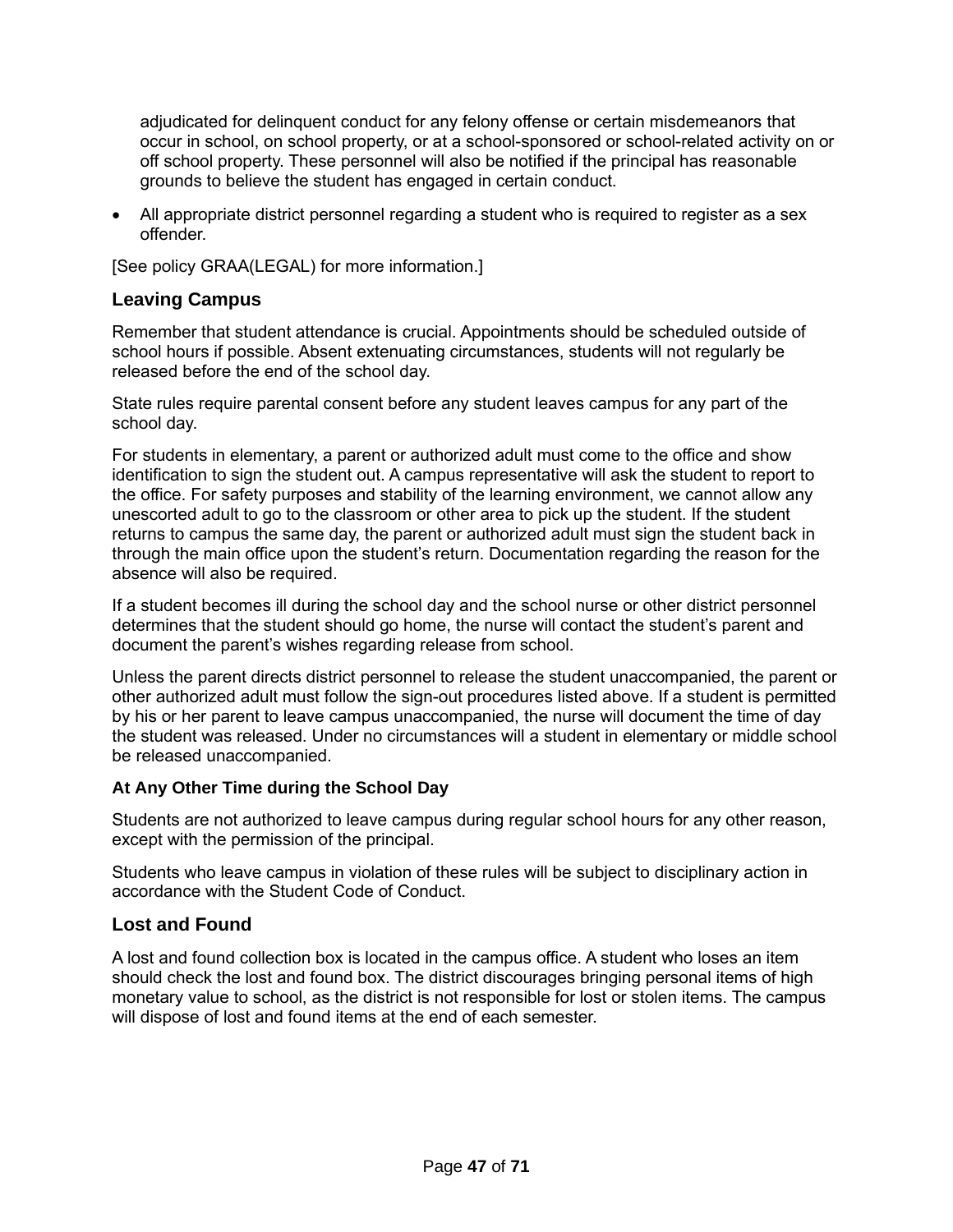adjudicated for delinquent conduct for any felony offense or certain misdemeanors that occur in school, on school property, or at a school-sponsored or school-related activity on or off school property. These personnel will also be notified if the principal has reasonable grounds to believe the student has engaged in certain conduct.

- All appropriate district personnel regarding a student who is required to register as a sex offender.

[See policy GRAA(LEGAL) for more information.]

## Leaving Campus

Remember that student attendance is crucial. Appointments should be scheduled outside of school hours if possible. Absent extenuating circumstances, students will not regularly be released before the end of the school day.

State rules require parental consent before any student leaves campus for any part of the school day.

For students in elementary, a parent or authorized adult must come to the office and show identification to sign the student out. A campus representative will ask the student to report to the office. For safety purposes and stability of the learning environment, we cannot allow any unescorted adult to go to the classroom or other area to pick up the student. If the student returns to campus the same day, the parent or authorized adult must sign the student back in through the main office upon the student's return. Documentation regarding the reason for the absence will also be required.

If a student becomes ill during the school day and the school nurse or other district personnel determines that the student should go home, the nurse will contact the student's parent and document the parent's wishes regarding release from school.

Unless the parent directs district personnel to release the student unaccompanied, the parent or other authorized adult must follow the sign-out procedures listed above. If a student is permitted by his or her parent to leave campus unaccompanied, the nurse will document the time of day the student was released. Under no circumstances will a student in elementary or middle school be released unaccompanied.

### At Any Other Time during the School Day

Students are not authorized to leave campus during regular school hours for any other reason, except with the permission of the principal.

Students who leave campus in violation of these rules will be subject to disciplinary action in accordance with the Student Code of Conduct.

## Lost and Found

A lost and found collection box is located in the campus office. A student who loses an item should check the lost and found box. The district discourages bringing personal items of high monetary value to school, as the district is not responsible for lost or stolen items. The campus will dispose of lost and found items at the end of each semester.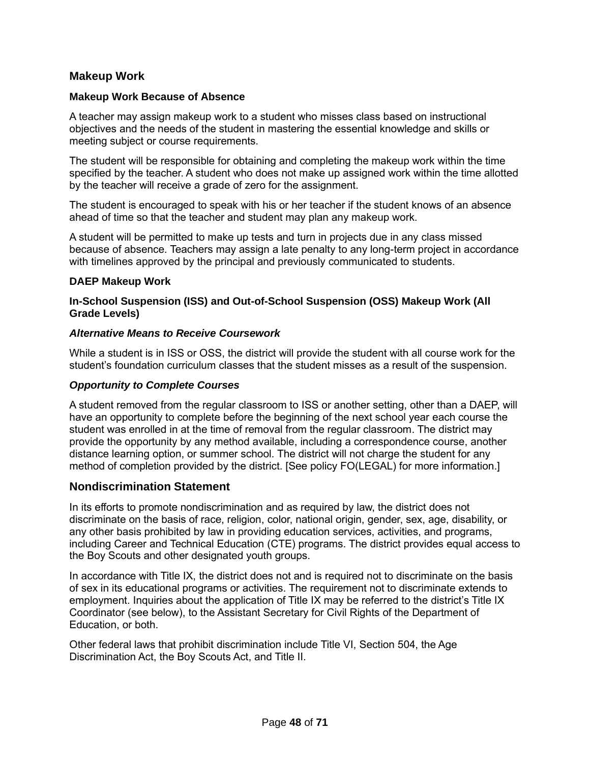## Makeup Work

### Makeup Work Because of Absence

A teacher may assign makeup work to a student who misses class based on instructional objectives and the needs of the student in mastering the essential knowledge and skills or meeting subject or course requirements.

The student will be responsible for obtaining and completing the makeup work within the time specified by the teacher. A student who does not make up assigned work within the time allotted by the teacher will receive a grade of zero for the assignment.

The student is encouraged to speak with his or her teacher if the student knows of an absence ahead of time so that the teacher and student may plan any makeup work.

A student will be permitted to make up tests and turn in projects due in any class missed because of absence. Teachers may assign a late penalty to any long-term project in accordance with timelines approved by the principal and previously communicated to students.

### DAEP Makeup Work

### In-School Suspension (ISS) and Out-of-School Suspension (OSS) Makeup Work (All Grade Levels)

#### *Alternative Means to Receive Coursework*

While a student is in ISS or OSS, the district will provide the student with all course work for the student's foundation curriculum classes that the student misses as a result of the suspension.

#### *Opportunity to Complete Courses*

A student removed from the regular classroom to ISS or another setting, other than a DAEP, will have an opportunity to complete before the beginning of the next school year each course the student was enrolled in at the time of removal from the regular classroom. The district may provide the opportunity by any method available, including a correspondence course, another distance learning option, or summer school. The district will not charge the student for any method of completion provided by the district. [See policy FO(LEGAL) for more information.]

## Nondiscrimination Statement

In its efforts to promote nondiscrimination and as required by law, the district does not discriminate on the basis of race, religion, color, national origin, gender, sex, age, disability, or any other basis prohibited by law in providing education services, activities, and programs, including Career and Technical Education (CTE) programs. The district provides equal access to the Boy Scouts and other designated youth groups.

In accordance with Title IX, the district does not and is required not to discriminate on the basis of sex in its educational programs or activities. The requirement not to discriminate extends to employment. Inquiries about the application of Title IX may be referred to the district's Title IX Coordinator (see below), to the Assistant Secretary for Civil Rights of the Department of Education, or both.

Other federal laws that prohibit discrimination include Title VI, Section 504, the Age Discrimination Act, the Boy Scouts Act, and Title II.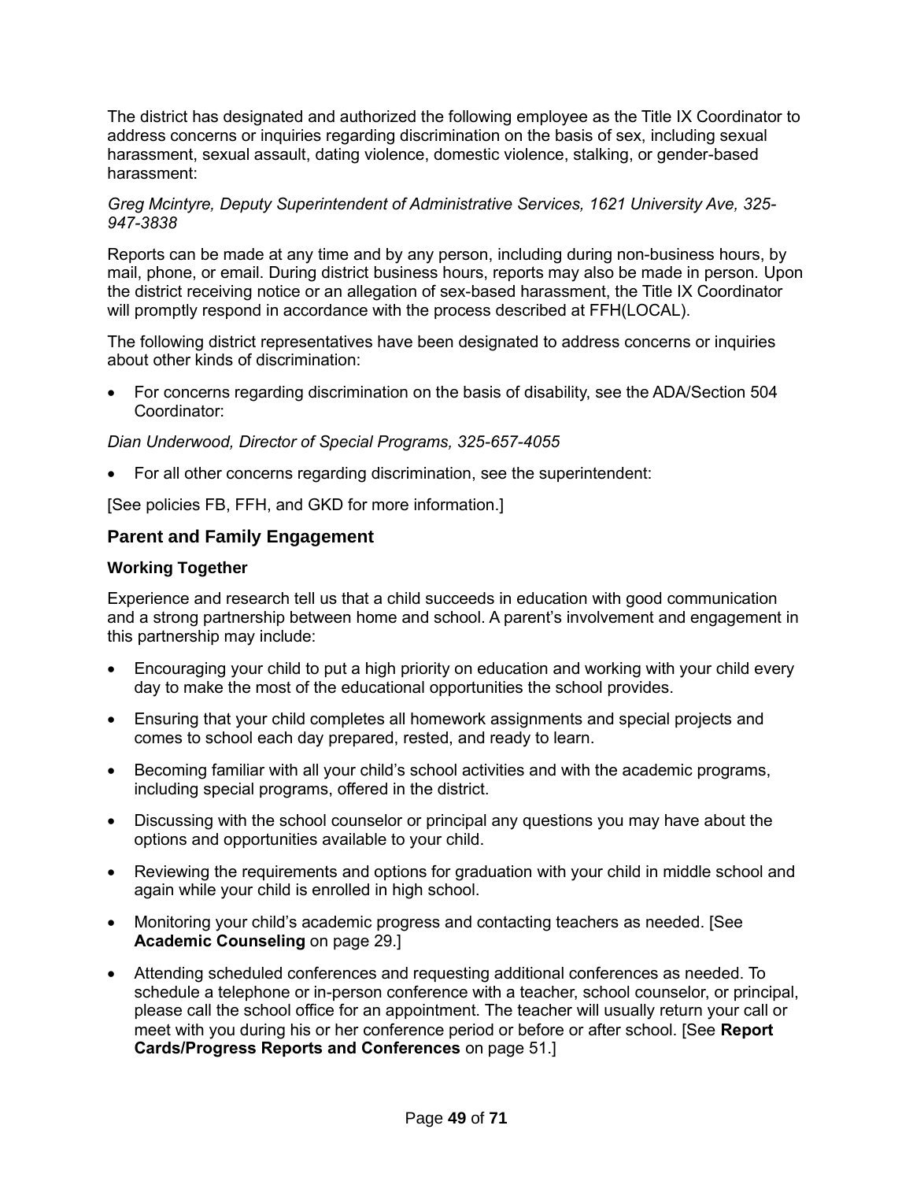The district has designated and authorized the following employee as the Title IX Coordinator to address concerns or inquiries regarding discrimination on the basis of sex, including sexual harassment, sexual assault, dating violence, domestic violence, stalking, or gender-based harassment:

*Greg Mcintyre, Deputy Superintendent of Administrative Services, 1621 University Ave, 325-947-3838*

Reports can be made at any time and by any person, including during non-business hours, by mail, phone, or email. During district business hours, reports may also be made in person. Upon the district receiving notice or an allegation of sex-based harassment, the Title IX Coordinator will promptly respond in accordance with the process described at FFH(LOCAL).

The following district representatives have been designated to address concerns or inquiries about other kinds of discrimination:

- For concerns regarding discrimination on the basis of disability, see the ADA/Section 504 Coordinator:

*Dian Underwood, Director of Special Programs, 325-657-4055*

- For all other concerns regarding discrimination, see the superintendent:

[See policies FB, FFH, and GKD for more information.]

## Parent and Family Engagement

### Working Together

Experience and research tell us that a child succeeds in education with good communication and a strong partnership between home and school. A parent's involvement and engagement in this partnership may include:

- Encouraging your child to put a high priority on education and working with your child every day to make the most of the educational opportunities the school provides.
- Ensuring that your child completes all homework assignments and special projects and comes to school each day prepared, rested, and ready to learn.
- Becoming familiar with all your child's school activities and with the academic programs, including special programs, offered in the district.
- Discussing with the school counselor or principal any questions you may have about the options and opportunities available to your child.
- Reviewing the requirements and options for graduation with your child in middle school and again while your child is enrolled in high school.
- Monitoring your child's academic progress and contacting teachers as needed. [See **Academic Counseling** on page 29.]
- Attending scheduled conferences and requesting additional conferences as needed. To schedule a telephone or in-person conference with a teacher, school counselor, or principal, please call the school office for an appointment. The teacher will usually return your call or meet with you during his or her conference period or before or after school. [See **Report Cards/Progress Reports and Conferences** on page 51.]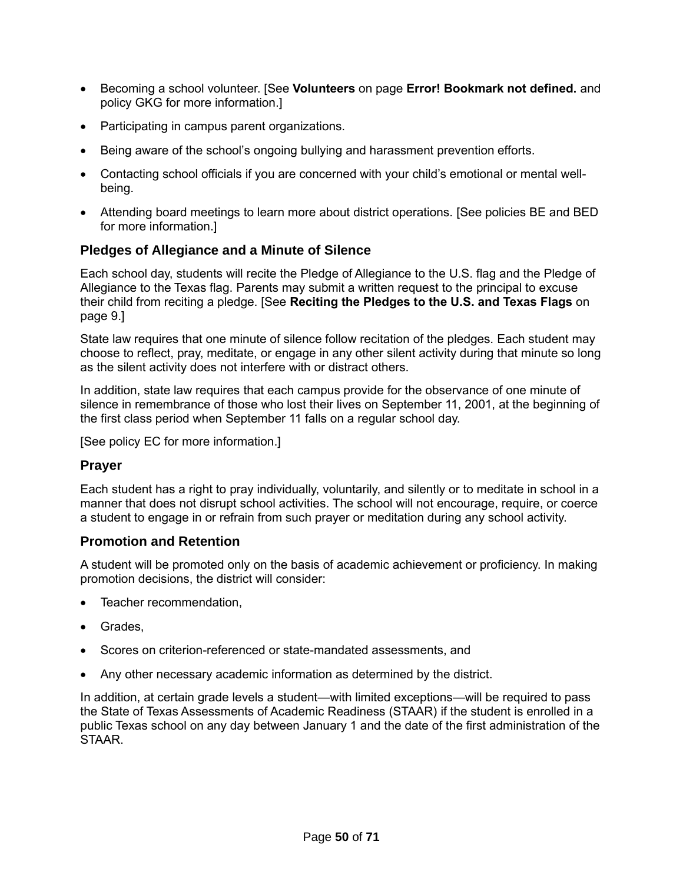- Becoming a school volunteer. [See **Volunteers** on page **Error! Bookmark not defined.** and policy GKG for more information.]
- Participating in campus parent organizations.
- Being aware of the school's ongoing bullying and harassment prevention efforts.
- Contacting school officials if you are concerned with your child's emotional or mental well-being.
- Attending board meetings to learn more about district operations. [See policies BE and BED for more information.]

### Pledges of Allegiance and a Minute of Silence

Each school day, students will recite the Pledge of Allegiance to the U.S. flag and the Pledge of Allegiance to the Texas flag. Parents may submit a written request to the principal to excuse their child from reciting a pledge. [See **Reciting the Pledges to the U.S. and Texas Flags** on page 9.]

State law requires that one minute of silence follow recitation of the pledges. Each student may choose to reflect, pray, meditate, or engage in any other silent activity during that minute so long as the silent activity does not interfere with or distract others.

In addition, state law requires that each campus provide for the observance of one minute of silence in remembrance of those who lost their lives on September 11, 2001, at the beginning of the first class period when September 11 falls on a regular school day.

[See policy EC for more information.]

### Prayer

Each student has a right to pray individually, voluntarily, and silently or to meditate in school in a manner that does not disrupt school activities. The school will not encourage, require, or coerce a student to engage in or refrain from such prayer or meditation during any school activity.

### Promotion and Retention

A student will be promoted only on the basis of academic achievement or proficiency. In making promotion decisions, the district will consider:

- Teacher recommendation,
- Grades,
- Scores on criterion-referenced or state-mandated assessments, and
- Any other necessary academic information as determined by the district.

In addition, at certain grade levels a student—with limited exceptions—will be required to pass the State of Texas Assessments of Academic Readiness (STAAR) if the student is enrolled in a public Texas school on any day between January 1 and the date of the first administration of the STAAR.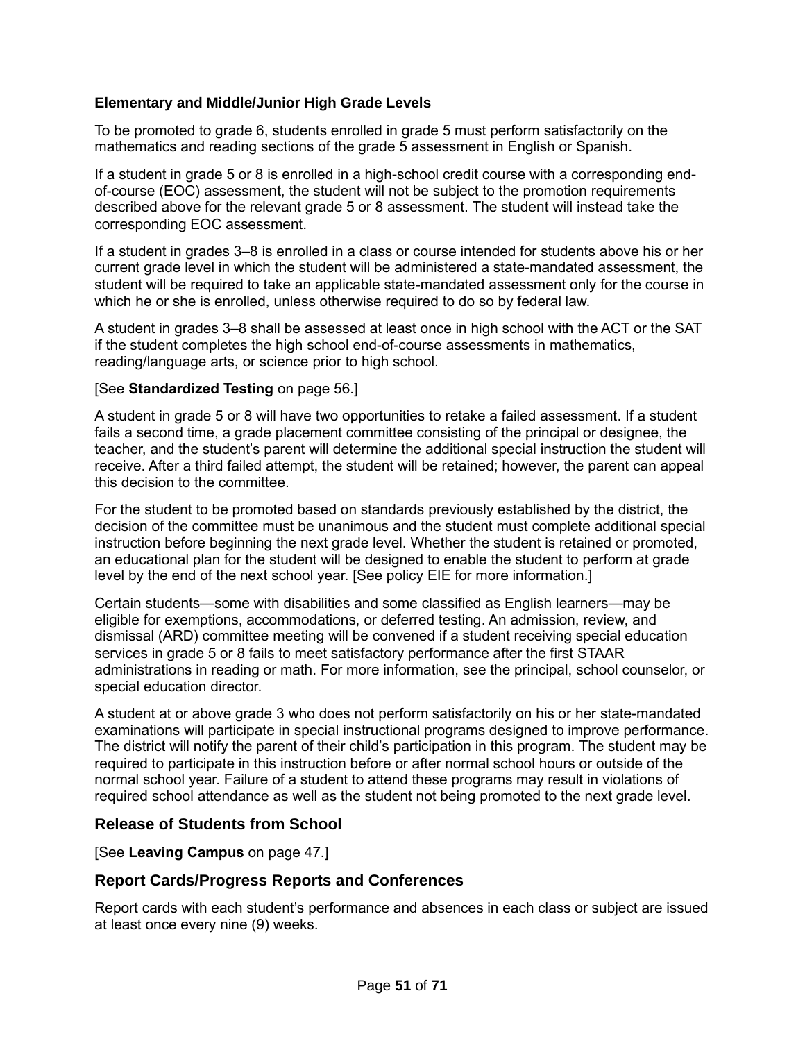### Elementary and Middle/Junior High Grade Levels

To be promoted to grade 6, students enrolled in grade 5 must perform satisfactorily on the mathematics and reading sections of the grade 5 assessment in English or Spanish.

If a student in grade 5 or 8 is enrolled in a high-school credit course with a corresponding end-of-course (EOC) assessment, the student will not be subject to the promotion requirements described above for the relevant grade 5 or 8 assessment. The student will instead take the corresponding EOC assessment.

If a student in grades 3–8 is enrolled in a class or course intended for students above his or her current grade level in which the student will be administered a state-mandated assessment, the student will be required to take an applicable state-mandated assessment only for the course in which he or she is enrolled, unless otherwise required to do so by federal law.

A student in grades 3–8 shall be assessed at least once in high school with the ACT or the SAT if the student completes the high school end-of-course assessments in mathematics, reading/language arts, or science prior to high school.

[See **Standardized Testing** on page 56.]

A student in grade 5 or 8 will have two opportunities to retake a failed assessment. If a student fails a second time, a grade placement committee consisting of the principal or designee, the teacher, and the student's parent will determine the additional special instruction the student will receive. After a third failed attempt, the student will be retained; however, the parent can appeal this decision to the committee.

For the student to be promoted based on standards previously established by the district, the decision of the committee must be unanimous and the student must complete additional special instruction before beginning the next grade level. Whether the student is retained or promoted, an educational plan for the student will be designed to enable the student to perform at grade level by the end of the next school year. [See policy EIE for more information.]

Certain students—some with disabilities and some classified as English learners—may be eligible for exemptions, accommodations, or deferred testing. An admission, review, and dismissal (ARD) committee meeting will be convened if a student receiving special education services in grade 5 or 8 fails to meet satisfactory performance after the first STAAR administrations in reading or math. For more information, see the principal, school counselor, or special education director.

A student at or above grade 3 who does not perform satisfactorily on his or her state-mandated examinations will participate in special instructional programs designed to improve performance. The district will notify the parent of their child's participation in this program. The student may be required to participate in this instruction before or after normal school hours or outside of the normal school year. Failure of a student to attend these programs may result in violations of required school attendance as well as the student not being promoted to the next grade level.

## Release of Students from School

[See **Leaving Campus** on page 47.]

## Report Cards/Progress Reports and Conferences

Report cards with each student's performance and absences in each class or subject are issued at least once every nine (9) weeks.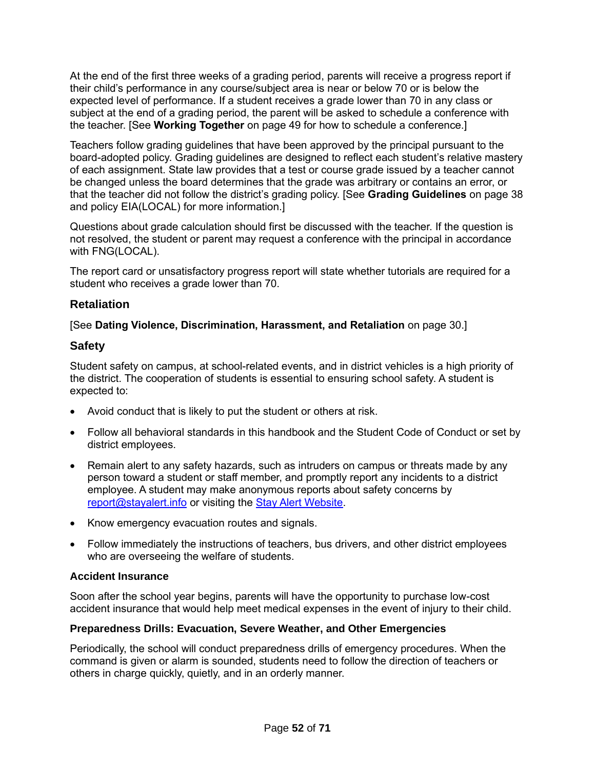At the end of the first three weeks of a grading period, parents will receive a progress report if their child's performance in any course/subject area is near or below 70 or is below the expected level of performance. If a student receives a grade lower than 70 in any class or subject at the end of a grading period, the parent will be asked to schedule a conference with the teacher. [See **Working Together** on page 49 for how to schedule a conference.]

Teachers follow grading guidelines that have been approved by the principal pursuant to the board-adopted policy. Grading guidelines are designed to reflect each student's relative mastery of each assignment. State law provides that a test or course grade issued by a teacher cannot be changed unless the board determines that the grade was arbitrary or contains an error, or that the teacher did not follow the district's grading policy. [See **Grading Guidelines** on page 38 and policy EIA(LOCAL) for more information.]

Questions about grade calculation should first be discussed with the teacher. If the question is not resolved, the student or parent may request a conference with the principal in accordance with FNG(LOCAL).

The report card or unsatisfactory progress report will state whether tutorials are required for a student who receives a grade lower than 70.

## Retaliation

[See **Dating Violence, Discrimination, Harassment, and Retaliation** on page 30.]

## Safety

Student safety on campus, at school-related events, and in district vehicles is a high priority of the district. The cooperation of students is essential to ensuring school safety. A student is expected to:

- Avoid conduct that is likely to put the student or others at risk.
- Follow all behavioral standards in this handbook and the Student Code of Conduct or set by district employees.
- Remain alert to any safety hazards, such as intruders on campus or threats made by any person toward a student or staff member, and promptly report any incidents to a district employee. A student may make anonymous reports about safety concerns by report@stayalert.info or visiting the Stay Alert Website.
- Know emergency evacuation routes and signals.
- Follow immediately the instructions of teachers, bus drivers, and other district employees who are overseeing the welfare of students.

### Accident Insurance

Soon after the school year begins, parents will have the opportunity to purchase low-cost accident insurance that would help meet medical expenses in the event of injury to their child.

### Preparedness Drills: Evacuation, Severe Weather, and Other Emergencies

Periodically, the school will conduct preparedness drills of emergency procedures. When the command is given or alarm is sounded, students need to follow the direction of teachers or others in charge quickly, quietly, and in an orderly manner.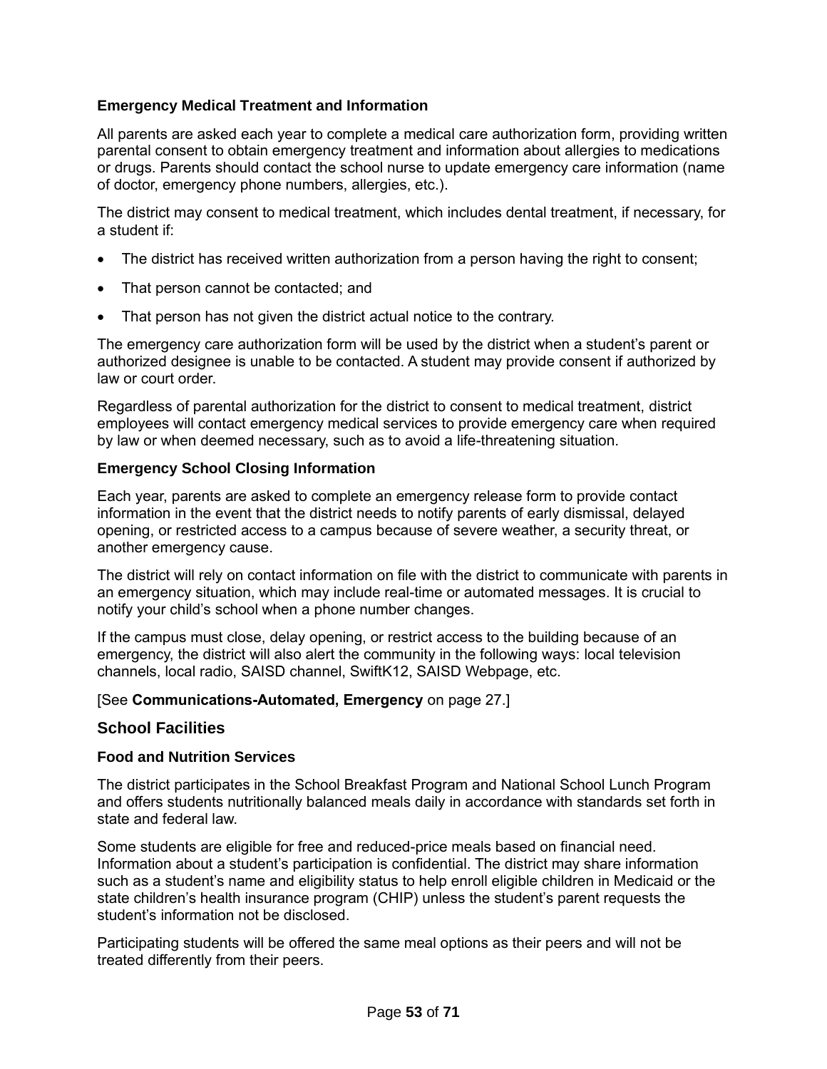### Emergency Medical Treatment and Information

All parents are asked each year to complete a medical care authorization form, providing written parental consent to obtain emergency treatment and information about allergies to medications or drugs. Parents should contact the school nurse to update emergency care information (name of doctor, emergency phone numbers, allergies, etc.).

The district may consent to medical treatment, which includes dental treatment, if necessary, for a student if:

- The district has received written authorization from a person having the right to consent;
- That person cannot be contacted; and
- That person has not given the district actual notice to the contrary.

The emergency care authorization form will be used by the district when a student's parent or authorized designee is unable to be contacted. A student may provide consent if authorized by law or court order.

Regardless of parental authorization for the district to consent to medical treatment, district employees will contact emergency medical services to provide emergency care when required by law or when deemed necessary, such as to avoid a life-threatening situation.

### Emergency School Closing Information

Each year, parents are asked to complete an emergency release form to provide contact information in the event that the district needs to notify parents of early dismissal, delayed opening, or restricted access to a campus because of severe weather, a security threat, or another emergency cause.

The district will rely on contact information on file with the district to communicate with parents in an emergency situation, which may include real-time or automated messages. It is crucial to notify your child's school when a phone number changes.

If the campus must close, delay opening, or restrict access to the building because of an emergency, the district will also alert the community in the following ways: local television channels, local radio, SAISD channel, SwiftK12, SAISD Webpage, etc.

[See **Communications-Automated, Emergency** on page 27.]

## School Facilities

### Food and Nutrition Services

The district participates in the School Breakfast Program and National School Lunch Program and offers students nutritionally balanced meals daily in accordance with standards set forth in state and federal law.

Some students are eligible for free and reduced-price meals based on financial need. Information about a student's participation is confidential. The district may share information such as a student's name and eligibility status to help enroll eligible children in Medicaid or the state children's health insurance program (CHIP) unless the student's parent requests the student's information not be disclosed.

Participating students will be offered the same meal options as their peers and will not be treated differently from their peers.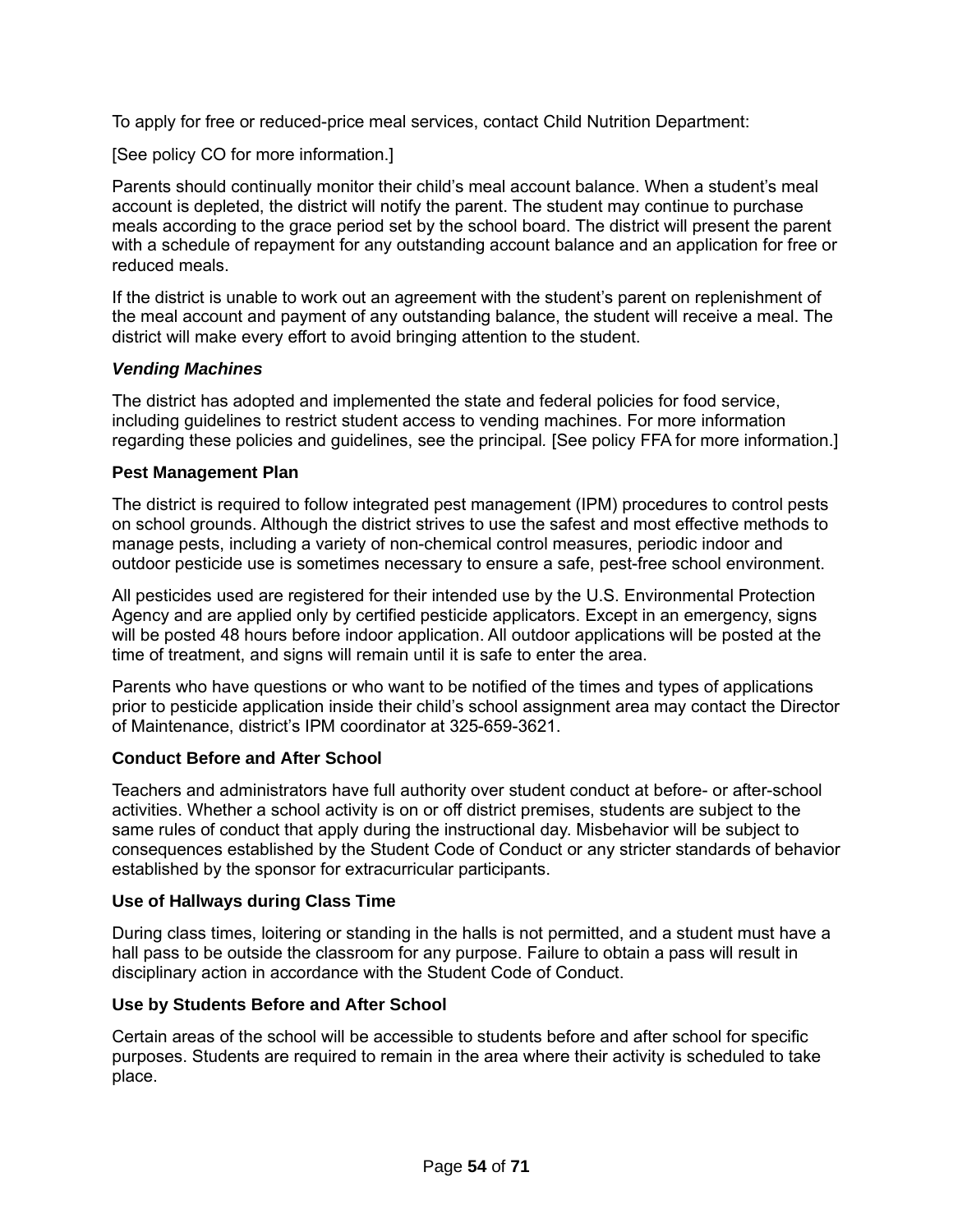To apply for free or reduced-price meal services, contact Child Nutrition Department:

[See policy CO for more information.]

Parents should continually monitor their child's meal account balance. When a student's meal account is depleted, the district will notify the parent. The student may continue to purchase meals according to the grace period set by the school board. The district will present the parent with a schedule of repayment for any outstanding account balance and an application for free or reduced meals.

If the district is unable to work out an agreement with the student's parent on replenishment of the meal account and payment of any outstanding balance, the student will receive a meal. The district will make every effort to avoid bringing attention to the student.

#### *Vending Machines*

The district has adopted and implemented the state and federal policies for food service, including guidelines to restrict student access to vending machines. For more information regarding these policies and guidelines, see the principal. [See policy FFA for more information.]

### Pest Management Plan

The district is required to follow integrated pest management (IPM) procedures to control pests on school grounds. Although the district strives to use the safest and most effective methods to manage pests, including a variety of non-chemical control measures, periodic indoor and outdoor pesticide use is sometimes necessary to ensure a safe, pest-free school environment.

All pesticides used are registered for their intended use by the U.S. Environmental Protection Agency and are applied only by certified pesticide applicators. Except in an emergency, signs will be posted 48 hours before indoor application. All outdoor applications will be posted at the time of treatment, and signs will remain until it is safe to enter the area.

Parents who have questions or who want to be notified of the times and types of applications prior to pesticide application inside their child's school assignment area may contact the Director of Maintenance, district's IPM coordinator at 325-659-3621.

### Conduct Before and After School

Teachers and administrators have full authority over student conduct at before- or after-school activities. Whether a school activity is on or off district premises, students are subject to the same rules of conduct that apply during the instructional day. Misbehavior will be subject to consequences established by the Student Code of Conduct or any stricter standards of behavior established by the sponsor for extracurricular participants.

### Use of Hallways during Class Time

During class times, loitering or standing in the halls is not permitted, and a student must have a hall pass to be outside the classroom for any purpose. Failure to obtain a pass will result in disciplinary action in accordance with the Student Code of Conduct.

### Use by Students Before and After School

Certain areas of the school will be accessible to students before and after school for specific purposes. Students are required to remain in the area where their activity is scheduled to take place.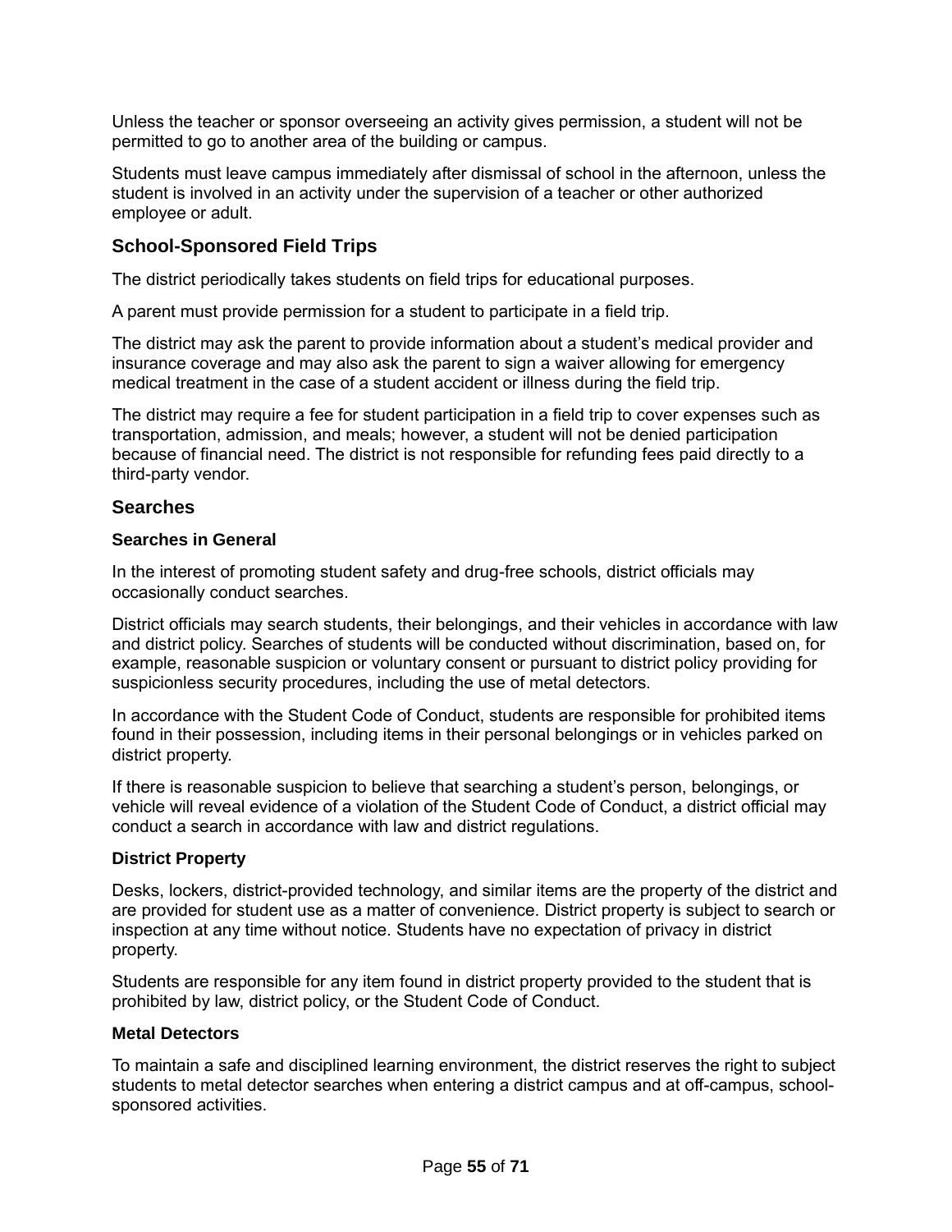Unless the teacher or sponsor overseeing an activity gives permission, a student will not be permitted to go to another area of the building or campus.

Students must leave campus immediately after dismissal of school in the afternoon, unless the student is involved in an activity under the supervision of a teacher or other authorized employee or adult.

## School-Sponsored Field Trips

The district periodically takes students on field trips for educational purposes.

A parent must provide permission for a student to participate in a field trip.

The district may ask the parent to provide information about a student's medical provider and insurance coverage and may also ask the parent to sign a waiver allowing for emergency medical treatment in the case of a student accident or illness during the field trip.

The district may require a fee for student participation in a field trip to cover expenses such as transportation, admission, and meals; however, a student will not be denied participation because of financial need. The district is not responsible for refunding fees paid directly to a third-party vendor.

## Searches

### Searches in General

In the interest of promoting student safety and drug-free schools, district officials may occasionally conduct searches.

District officials may search students, their belongings, and their vehicles in accordance with law and district policy. Searches of students will be conducted without discrimination, based on, for example, reasonable suspicion or voluntary consent or pursuant to district policy providing for suspicionless security procedures, including the use of metal detectors.

In accordance with the Student Code of Conduct, students are responsible for prohibited items found in their possession, including items in their personal belongings or in vehicles parked on district property.

If there is reasonable suspicion to believe that searching a student's person, belongings, or vehicle will reveal evidence of a violation of the Student Code of Conduct, a district official may conduct a search in accordance with law and district regulations.

### District Property

Desks, lockers, district-provided technology, and similar items are the property of the district and are provided for student use as a matter of convenience. District property is subject to search or inspection at any time without notice. Students have no expectation of privacy in district property.

Students are responsible for any item found in district property provided to the student that is prohibited by law, district policy, or the Student Code of Conduct.

### Metal Detectors

To maintain a safe and disciplined learning environment, the district reserves the right to subject students to metal detector searches when entering a district campus and at off-campus, school-sponsored activities.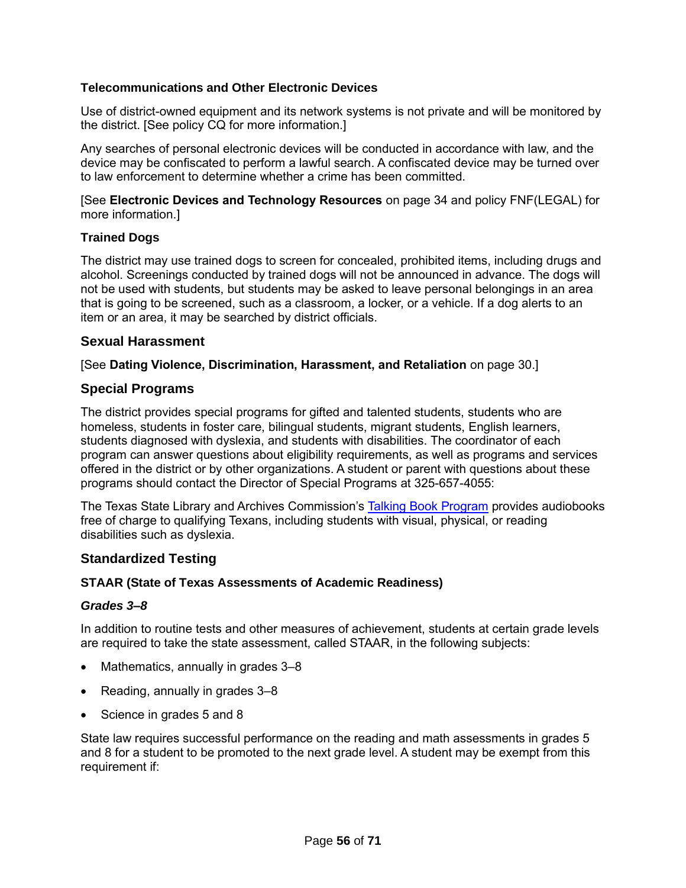### Telecommunications and Other Electronic Devices

Use of district-owned equipment and its network systems is not private and will be monitored by the district. [See policy CQ for more information.]

Any searches of personal electronic devices will be conducted in accordance with law, and the device may be confiscated to perform a lawful search. A confiscated device may be turned over to law enforcement to determine whether a crime has been committed.

[See **Electronic Devices and Technology Resources** on page 34 and policy FNF(LEGAL) for more information.]

### Trained Dogs

The district may use trained dogs to screen for concealed, prohibited items, including drugs and alcohol. Screenings conducted by trained dogs will not be announced in advance. The dogs will not be used with students, but students may be asked to leave personal belongings in an area that is going to be screened, such as a classroom, a locker, or a vehicle. If a dog alerts to an item or an area, it may be searched by district officials.

## Sexual Harassment

[See **Dating Violence, Discrimination, Harassment, and Retaliation** on page 30.]

## Special Programs

The district provides special programs for gifted and talented students, students who are homeless, students in foster care, bilingual students, migrant students, English learners, students diagnosed with dyslexia, and students with disabilities. The coordinator of each program can answer questions about eligibility requirements, as well as programs and services offered in the district or by other organizations. A student or parent with questions about these programs should contact the Director of Special Programs at 325-657-4055:

The Texas State Library and Archives Commission's Talking Book Program provides audiobooks free of charge to qualifying Texans, including students with visual, physical, or reading disabilities such as dyslexia.

## Standardized Testing

### STAAR (State of Texas Assessments of Academic Readiness)

#### *Grades 3–8*

In addition to routine tests and other measures of achievement, students at certain grade levels are required to take the state assessment, called STAAR, in the following subjects:

- Mathematics, annually in grades 3–8
- Reading, annually in grades 3–8
- Science in grades 5 and 8

State law requires successful performance on the reading and math assessments in grades 5 and 8 for a student to be promoted to the next grade level. A student may be exempt from this requirement if: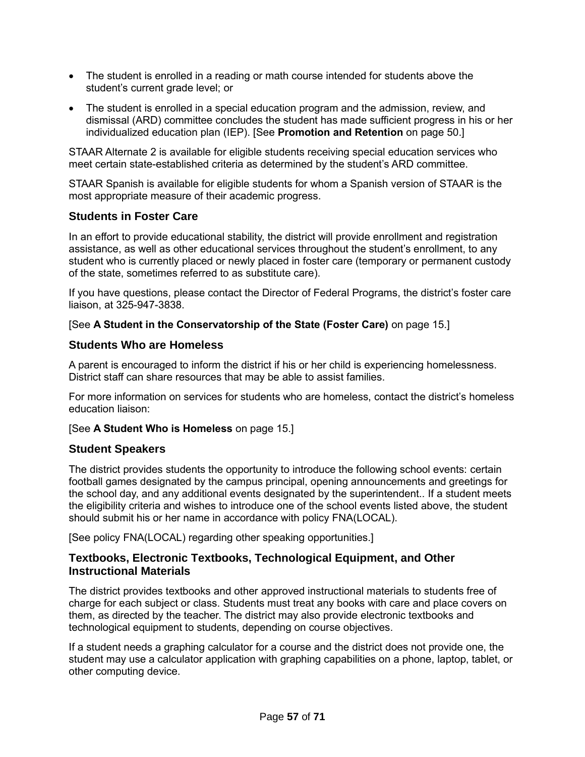- The student is enrolled in a reading or math course intended for students above the student's current grade level; or
- The student is enrolled in a special education program and the admission, review, and dismissal (ARD) committee concludes the student has made sufficient progress in his or her individualized education plan (IEP). [See **Promotion and Retention** on page 50.]

STAAR Alternate 2 is available for eligible students receiving special education services who meet certain state-established criteria as determined by the student's ARD committee.

STAAR Spanish is available for eligible students for whom a Spanish version of STAAR is the most appropriate measure of their academic progress.

### Students in Foster Care

In an effort to provide educational stability, the district will provide enrollment and registration assistance, as well as other educational services throughout the student's enrollment, to any student who is currently placed or newly placed in foster care (temporary or permanent custody of the state, sometimes referred to as substitute care).

If you have questions, please contact the Director of Federal Programs, the district's foster care liaison, at 325-947-3838.

[See **A Student in the Conservatorship of the State (Foster Care)** on page 15.]

### Students Who are Homeless

A parent is encouraged to inform the district if his or her child is experiencing homelessness. District staff can share resources that may be able to assist families.

For more information on services for students who are homeless, contact the district's homeless education liaison:

[See **A Student Who is Homeless** on page 15.]

### Student Speakers

The district provides students the opportunity to introduce the following school events: certain football games designated by the campus principal, opening announcements and greetings for the school day, and any additional events designated by the superintendent.. If a student meets the eligibility criteria and wishes to introduce one of the school events listed above, the student should submit his or her name in accordance with policy FNA(LOCAL).

[See policy FNA(LOCAL) regarding other speaking opportunities.]

### Textbooks, Electronic Textbooks, Technological Equipment, and Other Instructional Materials

The district provides textbooks and other approved instructional materials to students free of charge for each subject or class. Students must treat any books with care and place covers on them, as directed by the teacher. The district may also provide electronic textbooks and technological equipment to students, depending on course objectives.

If a student needs a graphing calculator for a course and the district does not provide one, the student may use a calculator application with graphing capabilities on a phone, laptop, tablet, or other computing device.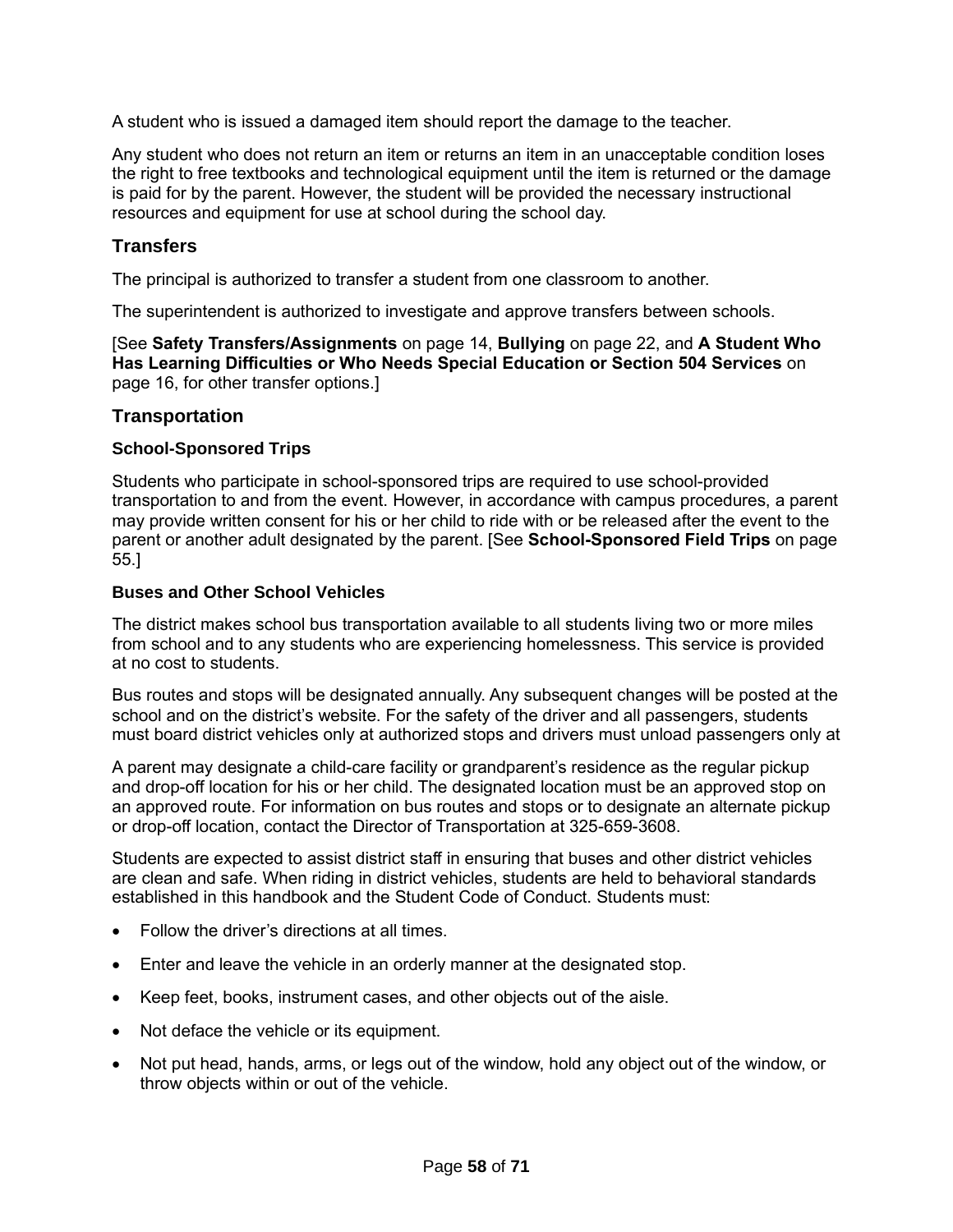A student who is issued a damaged item should report the damage to the teacher.

Any student who does not return an item or returns an item in an unacceptable condition loses the right to free textbooks and technological equipment until the item is returned or the damage is paid for by the parent. However, the student will be provided the necessary instructional resources and equipment for use at school during the school day.

## Transfers

The principal is authorized to transfer a student from one classroom to another.

The superintendent is authorized to investigate and approve transfers between schools.

[See **Safety Transfers/Assignments** on page 14, **Bullying** on page 22, and **A Student Who Has Learning Difficulties or Who Needs Special Education or Section 504 Services** on page 16, for other transfer options.]

## Transportation

### School-Sponsored Trips

Students who participate in school-sponsored trips are required to use school-provided transportation to and from the event. However, in accordance with campus procedures, a parent may provide written consent for his or her child to ride with or be released after the event to the parent or another adult designated by the parent. [See **School-Sponsored Field Trips** on page 55.]

### Buses and Other School Vehicles

The district makes school bus transportation available to all students living two or more miles from school and to any students who are experiencing homelessness. This service is provided at no cost to students.

Bus routes and stops will be designated annually. Any subsequent changes will be posted at the school and on the district's website. For the safety of the driver and all passengers, students must board district vehicles only at authorized stops and drivers must unload passengers only at

A parent may designate a child-care facility or grandparent's residence as the regular pickup and drop-off location for his or her child. The designated location must be an approved stop on an approved route. For information on bus routes and stops or to designate an alternate pickup or drop-off location, contact the Director of Transportation at 325-659-3608.

Students are expected to assist district staff in ensuring that buses and other district vehicles are clean and safe. When riding in district vehicles, students are held to behavioral standards established in this handbook and the Student Code of Conduct. Students must:

- Follow the driver's directions at all times.
- Enter and leave the vehicle in an orderly manner at the designated stop.
- Keep feet, books, instrument cases, and other objects out of the aisle.
- Not deface the vehicle or its equipment.
- Not put head, hands, arms, or legs out of the window, hold any object out of the window, or throw objects within or out of the vehicle.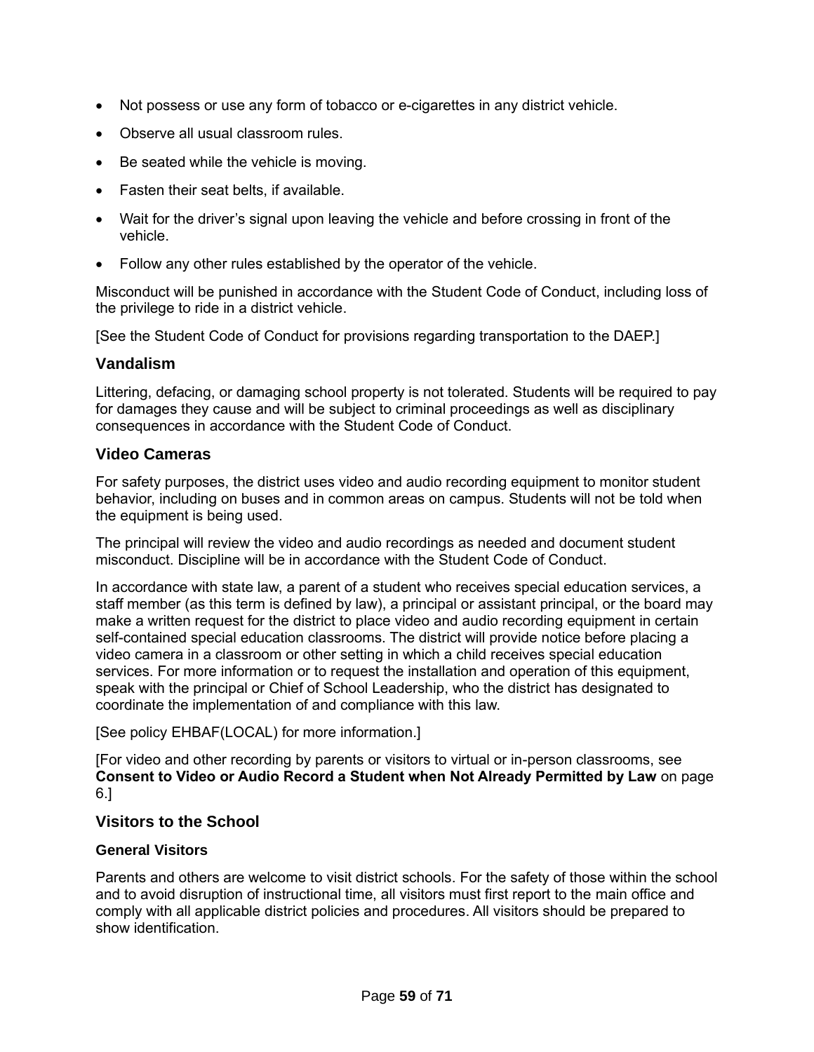- Not possess or use any form of tobacco or e-cigarettes in any district vehicle.
- Observe all usual classroom rules.
- Be seated while the vehicle is moving.
- Fasten their seat belts, if available.
- Wait for the driver's signal upon leaving the vehicle and before crossing in front of the vehicle.
- Follow any other rules established by the operator of the vehicle.

Misconduct will be punished in accordance with the Student Code of Conduct, including loss of the privilege to ride in a district vehicle.

[See the Student Code of Conduct for provisions regarding transportation to the DAEP.]

## Vandalism

Littering, defacing, or damaging school property is not tolerated. Students will be required to pay for damages they cause and will be subject to criminal proceedings as well as disciplinary consequences in accordance with the Student Code of Conduct.

## Video Cameras

For safety purposes, the district uses video and audio recording equipment to monitor student behavior, including on buses and in common areas on campus. Students will not be told when the equipment is being used.

The principal will review the video and audio recordings as needed and document student misconduct. Discipline will be in accordance with the Student Code of Conduct.

In accordance with state law, a parent of a student who receives special education services, a staff member (as this term is defined by law), a principal or assistant principal, or the board may make a written request for the district to place video and audio recording equipment in certain self-contained special education classrooms. The district will provide notice before placing a video camera in a classroom or other setting in which a child receives special education services. For more information or to request the installation and operation of this equipment, speak with the principal or Chief of School Leadership, who the district has designated to coordinate the implementation of and compliance with this law.

[See policy EHBAF(LOCAL) for more information.]

[For video and other recording by parents or visitors to virtual or in-person classrooms, see **Consent to Video or Audio Record a Student when Not Already Permitted by Law** on page 6.]

## Visitors to the School

### General Visitors

Parents and others are welcome to visit district schools. For the safety of those within the school and to avoid disruption of instructional time, all visitors must first report to the main office and comply with all applicable district policies and procedures. All visitors should be prepared to show identification.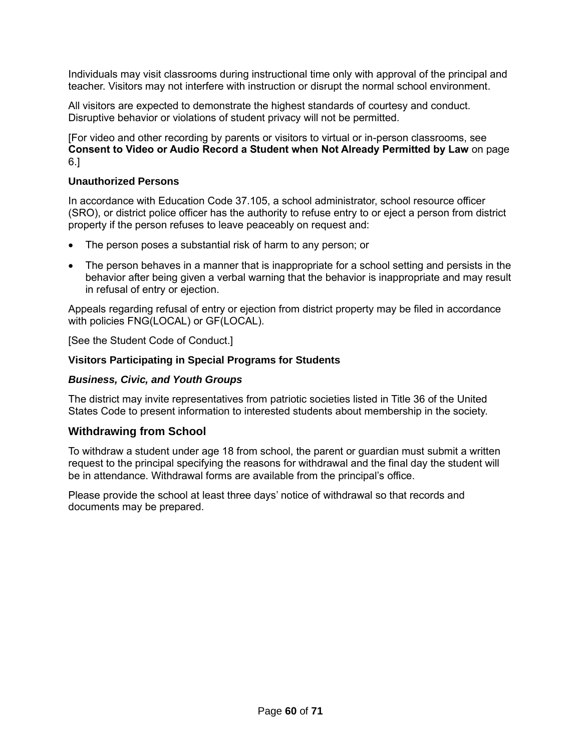Individuals may visit classrooms during instructional time only with approval of the principal and teacher. Visitors may not interfere with instruction or disrupt the normal school environment.

All visitors are expected to demonstrate the highest standards of courtesy and conduct. Disruptive behavior or violations of student privacy will not be permitted.

[For video and other recording by parents or visitors to virtual or in-person classrooms, see **Consent to Video or Audio Record a Student when Not Already Permitted by Law** on page 6.]

### Unauthorized Persons

In accordance with Education Code 37.105, a school administrator, school resource officer (SRO), or district police officer has the authority to refuse entry to or eject a person from district property if the person refuses to leave peaceably on request and:

- The person poses a substantial risk of harm to any person; or
- The person behaves in a manner that is inappropriate for a school setting and persists in the behavior after being given a verbal warning that the behavior is inappropriate and may result in refusal of entry or ejection.

Appeals regarding refusal of entry or ejection from district property may be filed in accordance with policies FNG(LOCAL) or GF(LOCAL).

[See the Student Code of Conduct.]

### Visitors Participating in Special Programs for Students

#### *Business, Civic, and Youth Groups*

The district may invite representatives from patriotic societies listed in Title 36 of the United States Code to present information to interested students about membership in the society.

## Withdrawing from School

To withdraw a student under age 18 from school, the parent or guardian must submit a written request to the principal specifying the reasons for withdrawal and the final day the student will be in attendance. Withdrawal forms are available from the principal's office.

Please provide the school at least three days' notice of withdrawal so that records and documents may be prepared.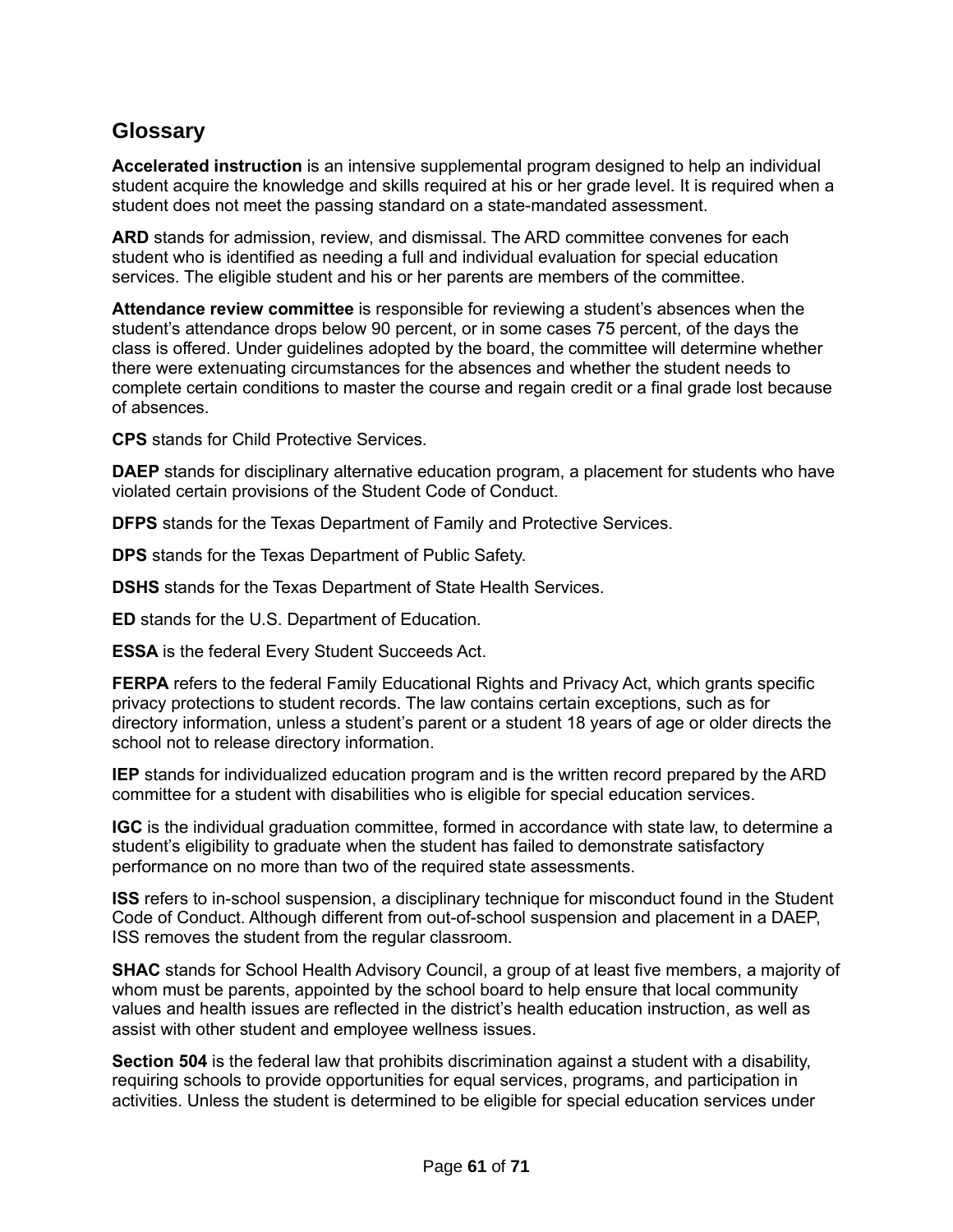## Glossary

**Accelerated instruction** is an intensive supplemental program designed to help an individual student acquire the knowledge and skills required at his or her grade level. It is required when a student does not meet the passing standard on a state-mandated assessment.

**ARD** stands for admission, review, and dismissal. The ARD committee convenes for each student who is identified as needing a full and individual evaluation for special education services. The eligible student and his or her parents are members of the committee.

**Attendance review committee** is responsible for reviewing a student's absences when the student's attendance drops below 90 percent, or in some cases 75 percent, of the days the class is offered. Under guidelines adopted by the board, the committee will determine whether there were extenuating circumstances for the absences and whether the student needs to complete certain conditions to master the course and regain credit or a final grade lost because of absences.

**CPS** stands for Child Protective Services.

**DAEP** stands for disciplinary alternative education program, a placement for students who have violated certain provisions of the Student Code of Conduct.

**DFPS** stands for the Texas Department of Family and Protective Services.

**DPS** stands for the Texas Department of Public Safety.

**DSHS** stands for the Texas Department of State Health Services.

**ED** stands for the U.S. Department of Education.

**ESSA** is the federal Every Student Succeeds Act.

**FERPA** refers to the federal Family Educational Rights and Privacy Act, which grants specific privacy protections to student records. The law contains certain exceptions, such as for directory information, unless a student's parent or a student 18 years of age or older directs the school not to release directory information.

**IEP** stands for individualized education program and is the written record prepared by the ARD committee for a student with disabilities who is eligible for special education services.

**IGC** is the individual graduation committee, formed in accordance with state law, to determine a student's eligibility to graduate when the student has failed to demonstrate satisfactory performance on no more than two of the required state assessments.

**ISS** refers to in-school suspension, a disciplinary technique for misconduct found in the Student Code of Conduct. Although different from out-of-school suspension and placement in a DAEP, ISS removes the student from the regular classroom.

**SHAC** stands for School Health Advisory Council, a group of at least five members, a majority of whom must be parents, appointed by the school board to help ensure that local community values and health issues are reflected in the district's health education instruction, as well as assist with other student and employee wellness issues.

**Section 504** is the federal law that prohibits discrimination against a student with a disability, requiring schools to provide opportunities for equal services, programs, and participation in activities. Unless the student is determined to be eligible for special education services under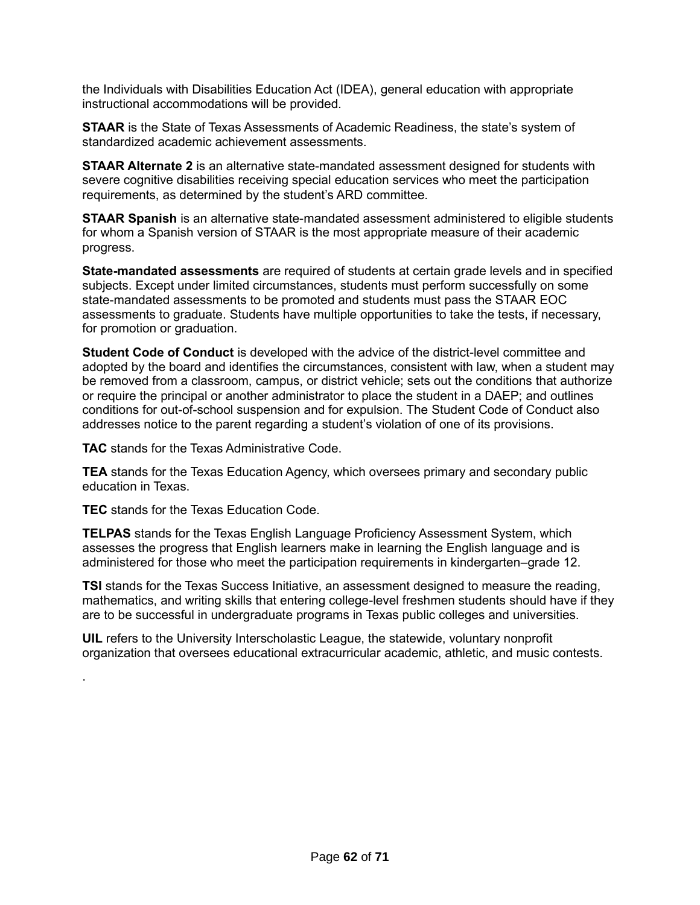the Individuals with Disabilities Education Act (IDEA), general education with appropriate instructional accommodations will be provided.

**STAAR** is the State of Texas Assessments of Academic Readiness, the state's system of standardized academic achievement assessments.

**STAAR Alternate 2** is an alternative state-mandated assessment designed for students with severe cognitive disabilities receiving special education services who meet the participation requirements, as determined by the student's ARD committee.

**STAAR Spanish** is an alternative state-mandated assessment administered to eligible students for whom a Spanish version of STAAR is the most appropriate measure of their academic progress.

**State-mandated assessments** are required of students at certain grade levels and in specified subjects. Except under limited circumstances, students must perform successfully on some state-mandated assessments to be promoted and students must pass the STAAR EOC assessments to graduate. Students have multiple opportunities to take the tests, if necessary, for promotion or graduation.

**Student Code of Conduct** is developed with the advice of the district-level committee and adopted by the board and identifies the circumstances, consistent with law, when a student may be removed from a classroom, campus, or district vehicle; sets out the conditions that authorize or require the principal or another administrator to place the student in a DAEP; and outlines conditions for out-of-school suspension and for expulsion. The Student Code of Conduct also addresses notice to the parent regarding a student's violation of one of its provisions.

**TAC** stands for the Texas Administrative Code.

**TEA** stands for the Texas Education Agency, which oversees primary and secondary public education in Texas.

**TEC** stands for the Texas Education Code.

**TELPAS** stands for the Texas English Language Proficiency Assessment System, which assesses the progress that English learners make in learning the English language and is administered for those who meet the participation requirements in kindergarten–grade 12.

**TSI** stands for the Texas Success Initiative, an assessment designed to measure the reading, mathematics, and writing skills that entering college-level freshmen students should have if they are to be successful in undergraduate programs in Texas public colleges and universities.

**UIL** refers to the University Interscholastic League, the statewide, voluntary nonprofit organization that oversees educational extracurricular academic, athletic, and music contests.

.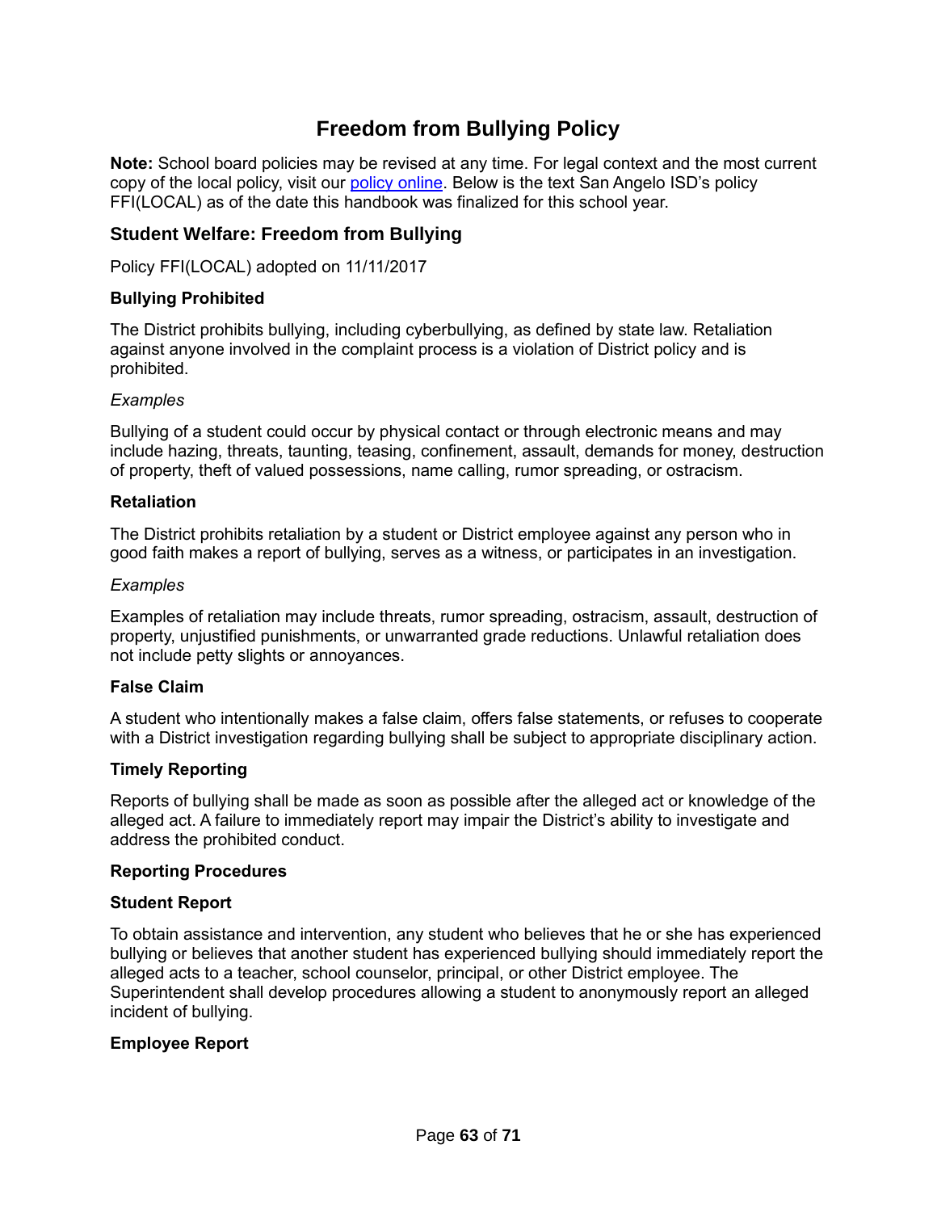# Freedom from Bullying Policy

**Note:** School board policies may be revised at any time. For legal context and the most current copy of the local policy, visit our [policy online](). Below is the text San Angelo ISD's policy FFI(LOCAL) as of the date this handbook was finalized for this school year.

## Student Welfare: Freedom from Bullying

Policy FFI(LOCAL) adopted on 11/11/2017

### Bullying Prohibited

The District prohibits bullying, including cyberbullying, as defined by state law. Retaliation against anyone involved in the complaint process is a violation of District policy and is prohibited.

*Examples*

Bullying of a student could occur by physical contact or through electronic means and may include hazing, threats, taunting, teasing, confinement, assault, demands for money, destruction of property, theft of valued possessions, name calling, rumor spreading, or ostracism.

### Retaliation

The District prohibits retaliation by a student or District employee against any person who in good faith makes a report of bullying, serves as a witness, or participates in an investigation.

*Examples*

Examples of retaliation may include threats, rumor spreading, ostracism, assault, destruction of property, unjustified punishments, or unwarranted grade reductions. Unlawful retaliation does not include petty slights or annoyances.

### False Claim

A student who intentionally makes a false claim, offers false statements, or refuses to cooperate with a District investigation regarding bullying shall be subject to appropriate disciplinary action.

### Timely Reporting

Reports of bullying shall be made as soon as possible after the alleged act or knowledge of the alleged act. A failure to immediately report may impair the District's ability to investigate and address the prohibited conduct.

### Reporting Procedures

### Student Report

To obtain assistance and intervention, any student who believes that he or she has experienced bullying or believes that another student has experienced bullying should immediately report the alleged acts to a teacher, school counselor, principal, or other District employee. The Superintendent shall develop procedures allowing a student to anonymously report an alleged incident of bullying.

### Employee Report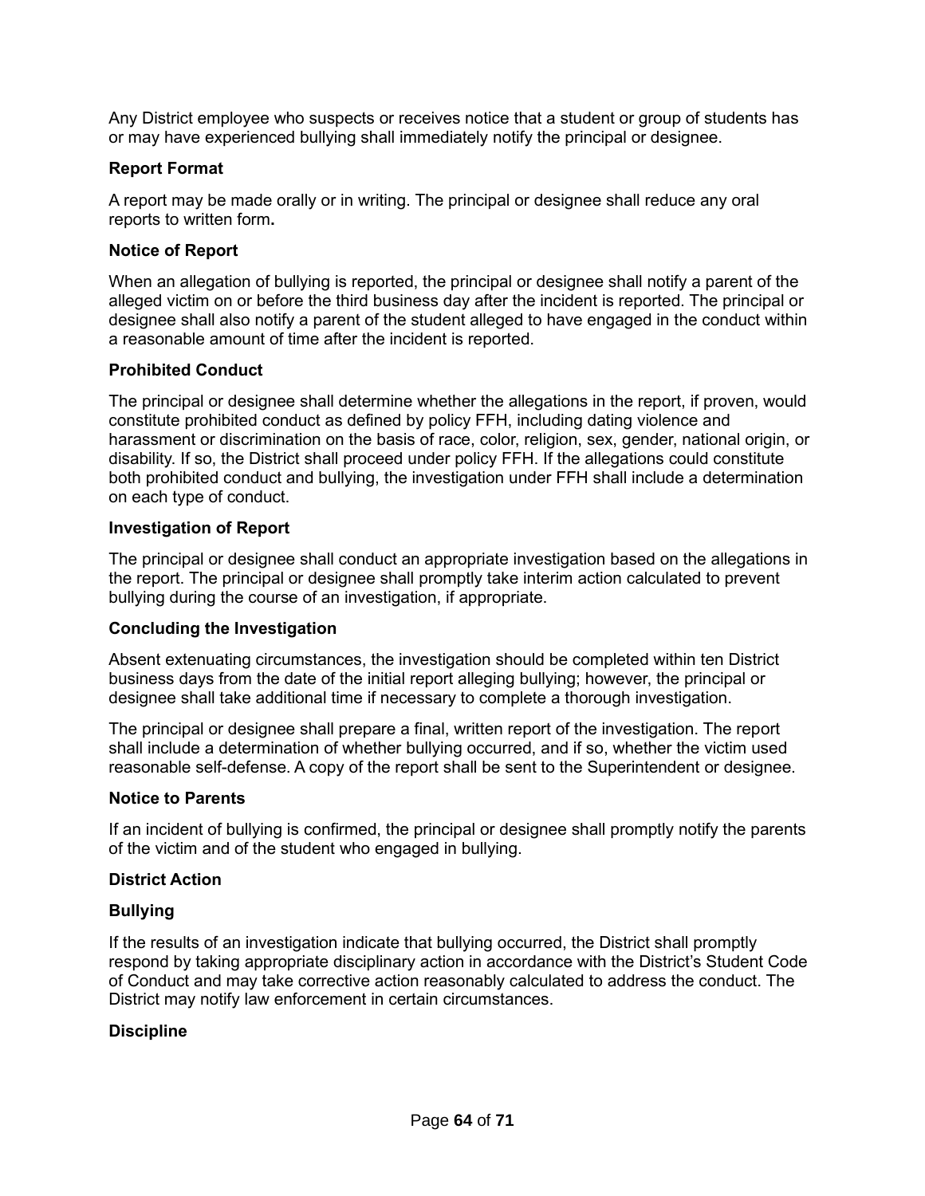Any District employee who suspects or receives notice that a student or group of students has or may have experienced bullying shall immediately notify the principal or designee.

**Report Format**

A report may be made orally or in writing. The principal or designee shall reduce any oral reports to written form**.**

**Notice of Report**

When an allegation of bullying is reported, the principal or designee shall notify a parent of the alleged victim on or before the third business day after the incident is reported. The principal or designee shall also notify a parent of the student alleged to have engaged in the conduct within a reasonable amount of time after the incident is reported.

**Prohibited Conduct**

The principal or designee shall determine whether the allegations in the report, if proven, would constitute prohibited conduct as defined by policy FFH, including dating violence and harassment or discrimination on the basis of race, color, religion, sex, gender, national origin, or disability. If so, the District shall proceed under policy FFH. If the allegations could constitute both prohibited conduct and bullying, the investigation under FFH shall include a determination on each type of conduct.

**Investigation of Report**

The principal or designee shall conduct an appropriate investigation based on the allegations in the report. The principal or designee shall promptly take interim action calculated to prevent bullying during the course of an investigation, if appropriate.

**Concluding the Investigation**

Absent extenuating circumstances, the investigation should be completed within ten District business days from the date of the initial report alleging bullying; however, the principal or designee shall take additional time if necessary to complete a thorough investigation.

The principal or designee shall prepare a final, written report of the investigation. The report shall include a determination of whether bullying occurred, and if so, whether the victim used reasonable self-defense. A copy of the report shall be sent to the Superintendent or designee.

**Notice to Parents**

If an incident of bullying is confirmed, the principal or designee shall promptly notify the parents of the victim and of the student who engaged in bullying.

**District Action**

**Bullying**

If the results of an investigation indicate that bullying occurred, the District shall promptly respond by taking appropriate disciplinary action in accordance with the District's Student Code of Conduct and may take corrective action reasonably calculated to address the conduct. The District may notify law enforcement in certain circumstances.

**Discipline**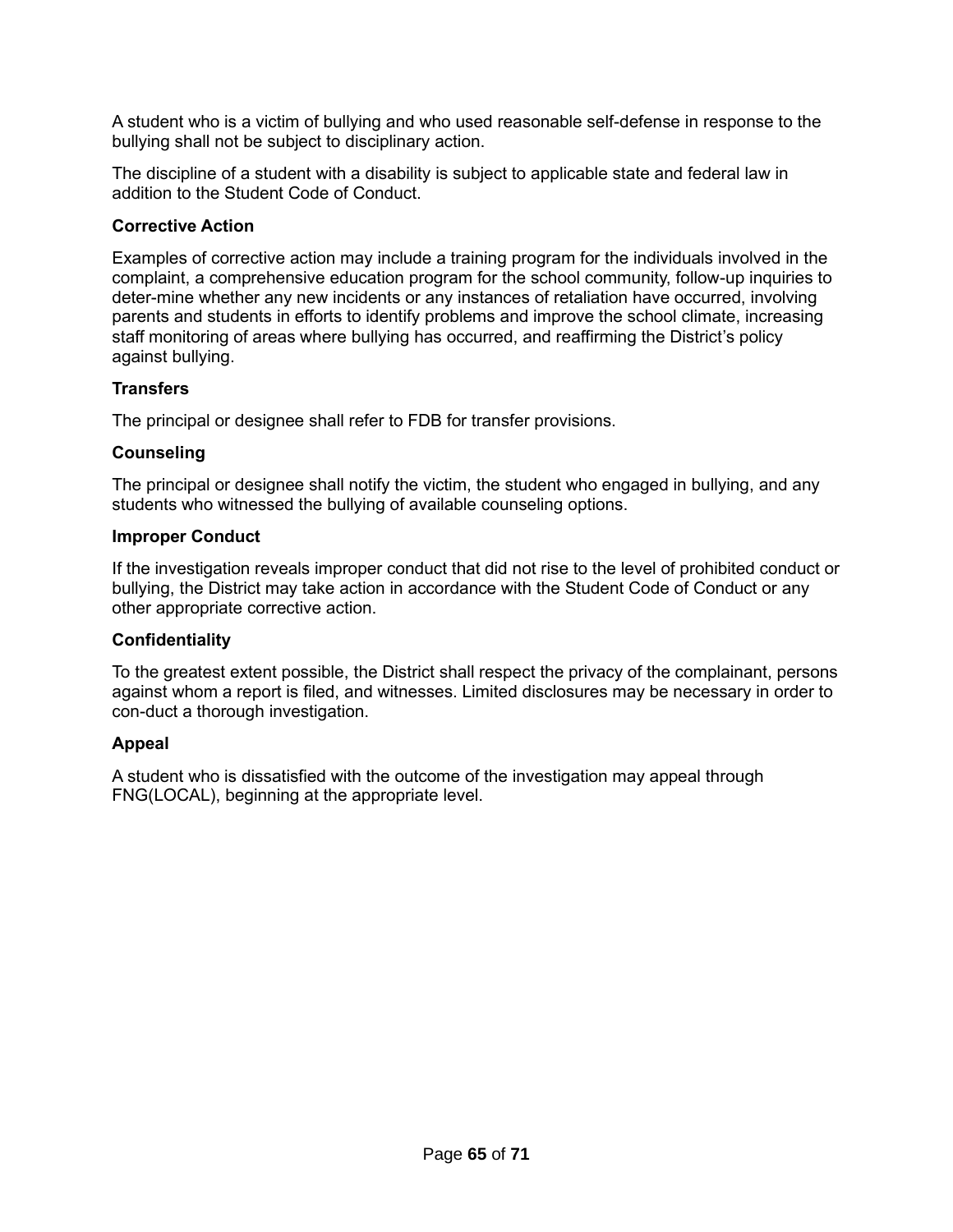A student who is a victim of bullying and who used reasonable self-defense in response to the bullying shall not be subject to disciplinary action.

The discipline of a student with a disability is subject to applicable state and federal law in addition to the Student Code of Conduct.

**Corrective Action**

Examples of corrective action may include a training program for the individuals involved in the complaint, a comprehensive education program for the school community, follow-up inquiries to deter-mine whether any new incidents or any instances of retaliation have occurred, involving parents and students in efforts to identify problems and improve the school climate, increasing staff monitoring of areas where bullying has occurred, and reaffirming the District's policy against bullying.

**Transfers**

The principal or designee shall refer to FDB for transfer provisions.

**Counseling**

The principal or designee shall notify the victim, the student who engaged in bullying, and any students who witnessed the bullying of available counseling options.

**Improper Conduct**

If the investigation reveals improper conduct that did not rise to the level of prohibited conduct or bullying, the District may take action in accordance with the Student Code of Conduct or any other appropriate corrective action.

**Confidentiality**

To the greatest extent possible, the District shall respect the privacy of the complainant, persons against whom a report is filed, and witnesses. Limited disclosures may be necessary in order to con-duct a thorough investigation.

**Appeal**

A student who is dissatisfied with the outcome of the investigation may appeal through FNG(LOCAL), beginning at the appropriate level.